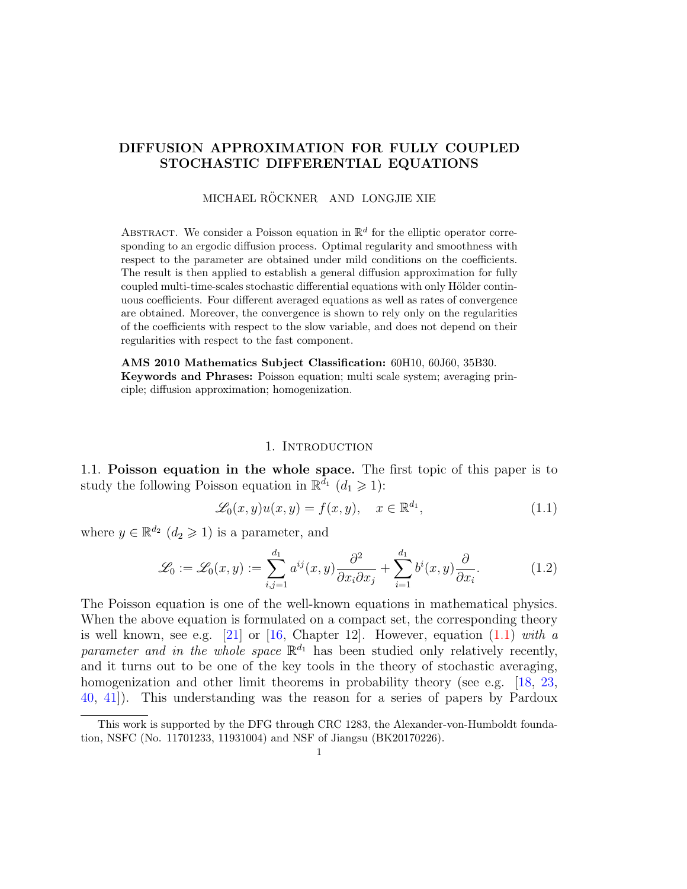# DIFFUSION APPROXIMATION FOR FULLY COUPLED STOCHASTIC DIFFERENTIAL EQUATIONS

MICHAEL RÖCKNER AND LONGJIE XIE

Abstract. We consider a Poisson equation in $\mathbb{R}^d$ for the elliptic operator corresponding to an ergodic diffusion process. Optimal regularity and smoothness with respect to the parameter are obtained under mild conditions on the coefficients. The result is then applied to establish a general diffusion approximation for fully coupled multi-time-scales stochastic differential equations with only Hölder continuous coefficients. Four different averaged equations as well as rates of convergence are obtained. Moreover, the convergence is shown to rely only on the regularities of the coefficients with respect to the slow variable, and does not depend on their regularities with respect to the fast component.

**AMS 2010 Mathematics Subject Classification:** 60H10, 60J60, 35B30.
**Keywords and Phrases:** Poisson equation; multi scale system; averaging principle; diffusion approximation; homogenization.

## 1. Introduction

### 1.1. Poisson equation in the whole space.

The first topic of this paper is to study the following Poisson equation in $\mathbb{R}^{d_1}$ ($d_1 \geqslant 1$):

$$\mathscr{L}_0(x,y)u(x,y) = f(x,y), \quad x \in \mathbb{R}^{d_1}, \tag{1.1}$$

where $y \in \mathbb{R}^{d_2}$ ($d_2 \geqslant 1$) is a parameter, and

$$\mathscr{L}_0 := \mathscr{L}_0(x,y) := \sum_{i,j=1}^{d_1} a^{ij}(x,y)\frac{\partial^2}{\partial x_i \partial x_j} + \sum_{i=1}^{d_1} b^i(x,y)\frac{\partial}{\partial x_i}. \tag{1.2}$$

The Poisson equation is one of the well-known equations in mathematical physics. When the above equation is formulated on a compact set, the corresponding theory is well known, see e.g. [21] or [16, Chapter 12]. However, equation (1.1) *with a parameter and in the whole space* $\mathbb{R}^{d_1}$ has been studied only relatively recently, and it turns out to be one of the key tools in the theory of stochastic averaging, homogenization and other limit theorems in probability theory (see e.g. [18, 23, 40, 41]). This understanding was the reason for a series of papers by Pardoux

---

This work is supported by the DFG through CRC 1283, the Alexander-von-Humboldt foundation, NSFC (No. 11701233, 11931004) and NSF of Jiangsu (BK20170226).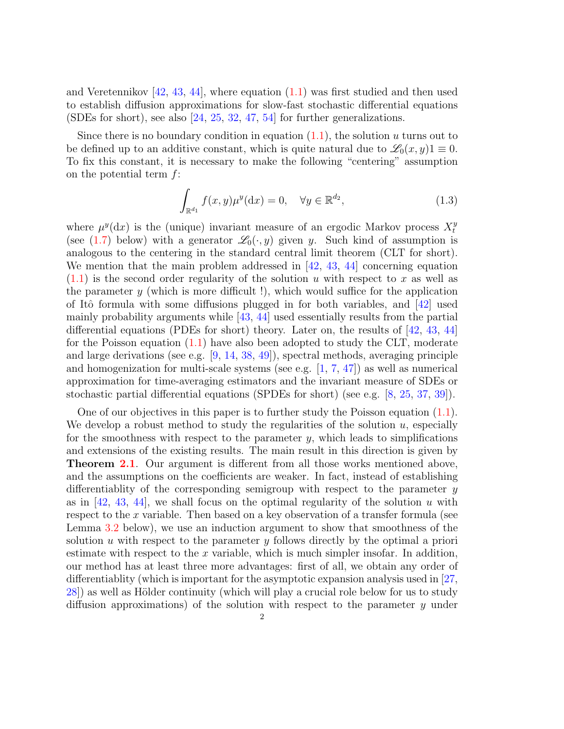and Veretennikov [42, 43, 44], where equation (1.1) was first studied and then used to establish diffusion approximations for slow-fast stochastic differential equations (SDEs for short), see also [24, 25, 32, 47, 54] for further generalizations.

Since there is no boundary condition in equation (1.1), the solution $u$ turns out to be defined up to an additive constant, which is quite natural due to $\mathscr{L}_0(x, y)1 \equiv 0$. To fix this constant, it is necessary to make the following "centering" assumption on the potential term $f$:

$$\int_{\mathbb{R}^{d_1}} f(x, y)\mu^y(\mathrm{d}x) = 0, \quad \forall y \in \mathbb{R}^{d_2}, \tag{1.3}$$

where $\mu^y(\mathrm{d}x)$ is the (unique) invariant measure of an ergodic Markov process $X_t^y$ (see (1.7) below) with a generator $\mathscr{L}_0(\cdot, y)$ given $y$. Such kind of assumption is analogous to the centering in the standard central limit theorem (CLT for short). We mention that the main problem addressed in [42, 43, 44] concerning equation (1.1) is the second order regularity of the solution $u$ with respect to $x$ as well as the parameter $y$ (which is more difficult !), which would suffice for the application of Itô formula with some diffusions plugged in for both variables, and [42] used mainly probability arguments while [43, 44] used essentially results from the partial differential equations (PDEs for short) theory. Later on, the results of [42, 43, 44] for the Poisson equation (1.1) have also been adopted to study the CLT, moderate and large derivations (see e.g. [9, 14, 38, 49]), spectral methods, averaging principle and homogenization for multi-scale systems (see e.g. [1, 7, 47]) as well as numerical approximation for time-averaging estimators and the invariant measure of SDEs or stochastic partial differential equations (SPDEs for short) (see e.g. [8, 25, 37, 39]).

One of our objectives in this paper is to further study the Poisson equation (1.1). We develop a robust method to study the regularities of the solution $u$, especially for the smoothness with respect to the parameter $y$, which leads to simplifications and extensions of the existing results. The main result in this direction is given by **Theorem 2.1**. Our argument is different from all those works mentioned above, and the assumptions on the coefficients are weaker. In fact, instead of establishing differentiablity of the corresponding semigroup with respect to the parameter $y$ as in [42, 43, 44], we shall focus on the optimal regularity of the solution $u$ with respect to the $x$ variable. Then based on a key observation of a transfer formula (see Lemma 3.2 below), we use an induction argument to show that smoothness of the solution $u$ with respect to the parameter $y$ follows directly by the optimal a priori estimate with respect to the $x$ variable, which is much simpler insofar. In addition, our method has at least three more advantages: first of all, we obtain any order of differentiablity (which is important for the asymptotic expansion analysis used in [27, 28]) as well as Hölder continuity (which will play a crucial role below for us to study diffusion approximations) of the solution with respect to the parameter $y$ under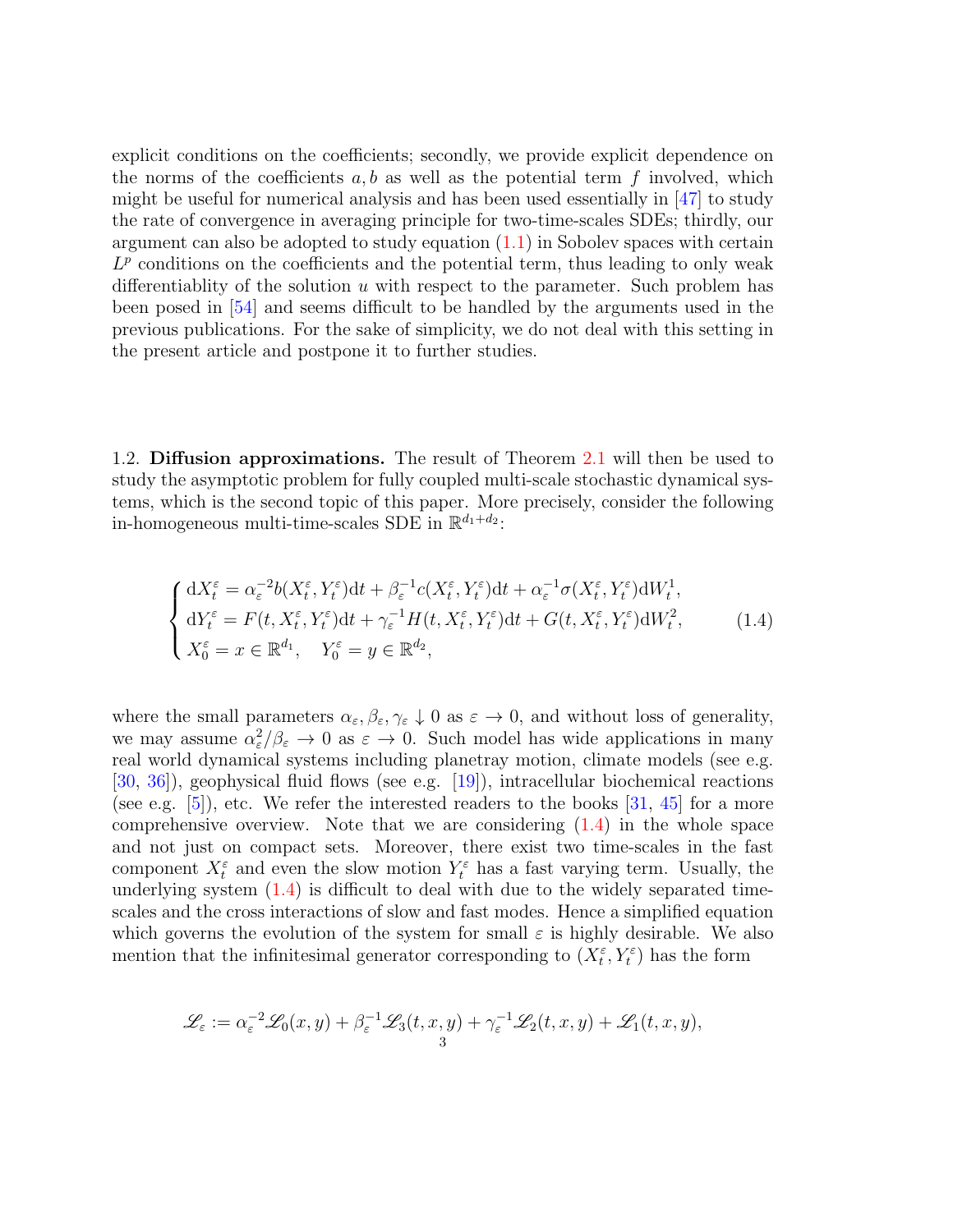explicit conditions on the coefficients; secondly, we provide explicit dependence on the norms of the coefficients $a, b$ as well as the potential term $f$ involved, which might be useful for numerical analysis and has been used essentially in [47] to study the rate of convergence in averaging principle for two-time-scales SDEs; thirdly, our argument can also be adopted to study equation (1.1) in Sobolev spaces with certain $L^p$ conditions on the coefficients and the potential term, thus leading to only weak differentiablity of the solution $u$ with respect to the parameter. Such problem has been posed in [54] and seems difficult to be handled by the arguments used in the previous publications. For the sake of simplicity, we do not deal with this setting in the present article and postpone it to further studies.

1.2. **Diffusion approximations.** The result of Theorem 2.1 will then be used to study the asymptotic problem for fully coupled multi-scale stochastic dynamical systems, which is the second topic of this paper. More precisely, consider the following in-homogeneous multi-time-scales SDE in $\mathbb{R}^{d_1+d_2}$:

$$
\begin{cases}
\mathrm{d}X_t^\varepsilon = \alpha_\varepsilon^{-2} b(X_t^\varepsilon, Y_t^\varepsilon)\mathrm{d}t + \beta_\varepsilon^{-1} c(X_t^\varepsilon, Y_t^\varepsilon)\mathrm{d}t + \alpha_\varepsilon^{-1}\sigma(X_t^\varepsilon, Y_t^\varepsilon)\mathrm{d}W_t^1, \\
\mathrm{d}Y_t^\varepsilon = F(t, X_t^\varepsilon, Y_t^\varepsilon)\mathrm{d}t + \gamma_\varepsilon^{-1} H(t, X_t^\varepsilon, Y_t^\varepsilon)\mathrm{d}t + G(t, X_t^\varepsilon, Y_t^\varepsilon)\mathrm{d}W_t^2, \\
X_0^\varepsilon = x \in \mathbb{R}^{d_1}, \quad Y_0^\varepsilon = y \in \mathbb{R}^{d_2},
\end{cases}
\tag{1.4}
$$

where the small parameters $\alpha_\varepsilon, \beta_\varepsilon, \gamma_\varepsilon \downarrow 0$ as $\varepsilon \to 0$, and without loss of generality, we may assume $\alpha_\varepsilon^2/\beta_\varepsilon \to 0$ as $\varepsilon \to 0$. Such model has wide applications in many real world dynamical systems including planetray motion, climate models (see e.g. [30, 36]), geophysical fluid flows (see e.g. [19]), intracellular biochemical reactions (see e.g. [5]), etc. We refer the interested readers to the books [31, 45] for a more comprehensive overview. Note that we are considering (1.4) in the whole space and not just on compact sets. Moreover, there exist two time-scales in the fast component $X_t^\varepsilon$ and even the slow motion $Y_t^\varepsilon$ has a fast varying term. Usually, the underlying system (1.4) is difficult to deal with due to the widely separated time-scales and the cross interactions of slow and fast modes. Hence a simplified equation which governs the evolution of the system for small $\varepsilon$ is highly desirable. We also mention that the infinitesimal generator corresponding to $(X_t^\varepsilon, Y_t^\varepsilon)$ has the form

$$
\mathscr{L}_\varepsilon := \alpha_\varepsilon^{-2}\mathscr{L}_0(x,y) + \beta_\varepsilon^{-1}\mathscr{L}_3(t,x,y) + \gamma_\varepsilon^{-1}\mathscr{L}_2(t,x,y) + \mathscr{L}_1(t,x,y),
$$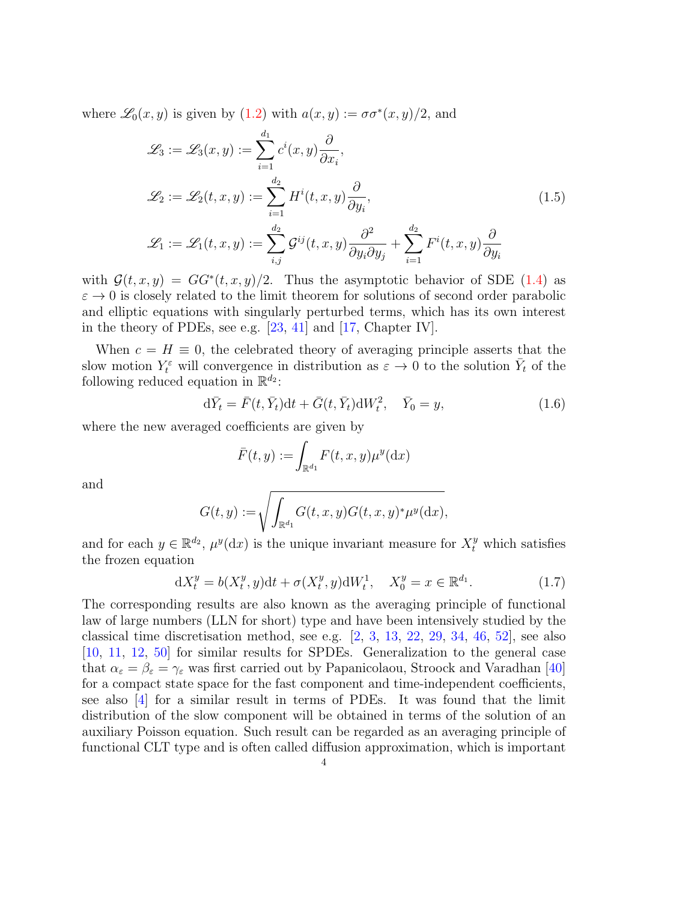where $\mathscr{L}_0(x,y)$ is given by (1.2) with $a(x,y) := \sigma\sigma^*(x,y)/2$, and

$$
\begin{aligned}
\mathscr{L}_3 &:= \mathscr{L}_3(x,y) := \sum_{i=1}^{d_1} c^i(x,y)\frac{\partial}{\partial x_i},\\
\mathscr{L}_2 &:= \mathscr{L}_2(t,x,y) := \sum_{i=1}^{d_2} H^i(t,x,y)\frac{\partial}{\partial y_i},\\
\mathscr{L}_1 &:= \mathscr{L}_1(t,x,y) := \sum_{i,j}^{d_2} \mathcal{G}^{ij}(t,x,y)\frac{\partial^2}{\partial y_i \partial y_j} + \sum_{i=1}^{d_2} F^i(t,x,y)\frac{\partial}{\partial y_i}
\end{aligned}
\tag{1.5}
$$

with $\mathcal{G}(t,x,y) = GG^*(t,x,y)/2$. Thus the asymptotic behavior of SDE (1.4) as $\varepsilon \to 0$ is closely related to the limit theorem for solutions of second order parabolic and elliptic equations with singularly perturbed terms, which has its own interest in the theory of PDEs, see e.g. [23, 41] and [17, Chapter IV].

When $c = H \equiv 0$, the celebrated theory of averaging principle asserts that the slow motion $Y_t^\varepsilon$ will convergence in distribution as $\varepsilon \to 0$ to the solution $\bar{Y}_t$ of the following reduced equation in $\mathbb{R}^{d_2}$:

$$
\mathrm{d}\bar{Y}_t = \bar{F}(t,\bar{Y}_t)\mathrm{d}t + \bar{G}(t,\bar{Y}_t)\mathrm{d}W_t^2, \quad \bar{Y}_0 = y, \tag{1.6}
$$

where the new averaged coefficients are given by

$$
\bar{F}(t,y) := \int_{\mathbb{R}^{d_1}} F(t,x,y)\mu^y(\mathrm{d}x)
$$

and

$$
G(t,y) := \sqrt{\int_{\mathbb{R}^{d_1}} G(t,x,y)G(t,x,y)^* \mu^y(\mathrm{d}x)},
$$

and for each $y \in \mathbb{R}^{d_2}$, $\mu^y(\mathrm{d}x)$ is the unique invariant measure for $X_t^y$ which satisfies the frozen equation

$$
\mathrm{d}X_t^y = b(X_t^y, y)\mathrm{d}t + \sigma(X_t^y, y)\mathrm{d}W_t^1, \quad X_0^y = x \in \mathbb{R}^{d_1}. \tag{1.7}
$$

The corresponding results are also known as the averaging principle of functional law of large numbers (LLN for short) type and have been intensively studied by the classical time discretisation method, see e.g. [2, 3, 13, 22, 29, 34, 46, 52], see also [10, 11, 12, 50] for similar results for SPDEs. Generalization to the general case that $\alpha_\varepsilon = \beta_\varepsilon = \gamma_\varepsilon$ was first carried out by Papanicolaou, Stroock and Varadhan [40] for a compact state space for the fast component and time-independent coefficients, see also [4] for a similar result in terms of PDEs. It was found that the limit distribution of the slow component will be obtained in terms of the solution of an auxiliary Poisson equation. Such result can be regarded as an averaging principle of functional CLT type and is often called diffusion approximation, which is important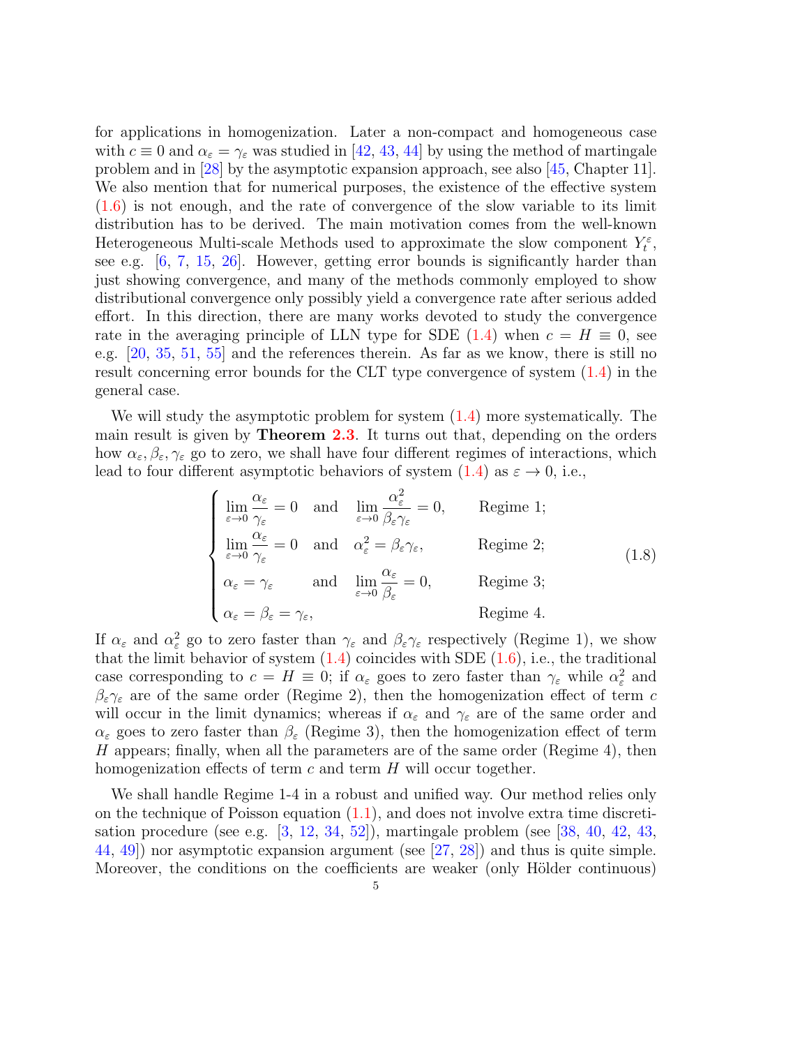for applications in homogenization. Later a non-compact and homogeneous case with $c \equiv 0$ and $\alpha_\varepsilon = \gamma_\varepsilon$ was studied in [42, 43, 44] by using the method of martingale problem and in [28] by the asymptotic expansion approach, see also [45, Chapter 11]. We also mention that for numerical purposes, the existence of the effective system (1.6) is not enough, and the rate of convergence of the slow variable to its limit distribution has to be derived. The main motivation comes from the well-known Heterogeneous Multi-scale Methods used to approximate the slow component $Y_t^\varepsilon$, see e.g. [6, 7, 15, 26]. However, getting error bounds is significantly harder than just showing convergence, and many of the methods commonly employed to show distributional convergence only possibly yield a convergence rate after serious added effort. In this direction, there are many works devoted to study the convergence rate in the averaging principle of LLN type for SDE (1.4) when $c = H \equiv 0$, see e.g. [20, 35, 51, 55] and the references therein. As far as we know, there is still no result concerning error bounds for the CLT type convergence of system (1.4) in the general case.

We will study the asymptotic problem for system (1.4) more systematically. The main result is given by **Theorem 2.3**. It turns out that, depending on the orders how $\alpha_\varepsilon, \beta_\varepsilon, \gamma_\varepsilon$ go to zero, we shall have four different regimes of interactions, which lead to four different asymptotic behaviors of system (1.4) as $\varepsilon \to 0$, i.e.,

$$
\begin{cases}
\lim\limits_{\varepsilon\to 0} \dfrac{\alpha_\varepsilon}{\gamma_\varepsilon} = 0 \quad \text{and} \quad \lim\limits_{\varepsilon\to 0} \dfrac{\alpha_\varepsilon^2}{\beta_\varepsilon\gamma_\varepsilon} = 0, & \text{Regime 1;} \\
\lim\limits_{\varepsilon\to 0} \dfrac{\alpha_\varepsilon}{\gamma_\varepsilon} = 0 \quad \text{and} \quad \alpha_\varepsilon^2 = \beta_\varepsilon\gamma_\varepsilon, & \text{Regime 2;} \\
\alpha_\varepsilon = \gamma_\varepsilon \qquad \text{and} \quad \lim\limits_{\varepsilon\to 0} \dfrac{\alpha_\varepsilon}{\beta_\varepsilon} = 0, & \text{Regime 3;} \\
\alpha_\varepsilon = \beta_\varepsilon = \gamma_\varepsilon, & \text{Regime 4.}
\end{cases}
\tag{1.8}
$$

If $\alpha_\varepsilon$ and $\alpha_\varepsilon^2$ go to zero faster than $\gamma_\varepsilon$ and $\beta_\varepsilon\gamma_\varepsilon$ respectively (Regime 1), we show that the limit behavior of system (1.4) coincides with SDE (1.6), i.e., the traditional case corresponding to $c = H \equiv 0$; if $\alpha_\varepsilon$ goes to zero faster than $\gamma_\varepsilon$ while $\alpha_\varepsilon^2$ and $\beta_\varepsilon\gamma_\varepsilon$ are of the same order (Regime 2), then the homogenization effect of term $c$ will occur in the limit dynamics; whereas if $\alpha_\varepsilon$ and $\gamma_\varepsilon$ are of the same order and $\alpha_\varepsilon$ goes to zero faster than $\beta_\varepsilon$ (Regime 3), then the homogenization effect of term $H$ appears; finally, when all the parameters are of the same order (Regime 4), then homogenization effects of term $c$ and term $H$ will occur together.

We shall handle Regime 1-4 in a robust and unified way. Our method relies only on the technique of Poisson equation (1.1), and does not involve extra time discretisation procedure (see e.g. [3, 12, 34, 52]), martingale problem (see [38, 40, 42, 43, 44, 49]) nor asymptotic expansion argument (see [27, 28]) and thus is quite simple. Moreover, the conditions on the coefficients are weaker (only Hölder continuous)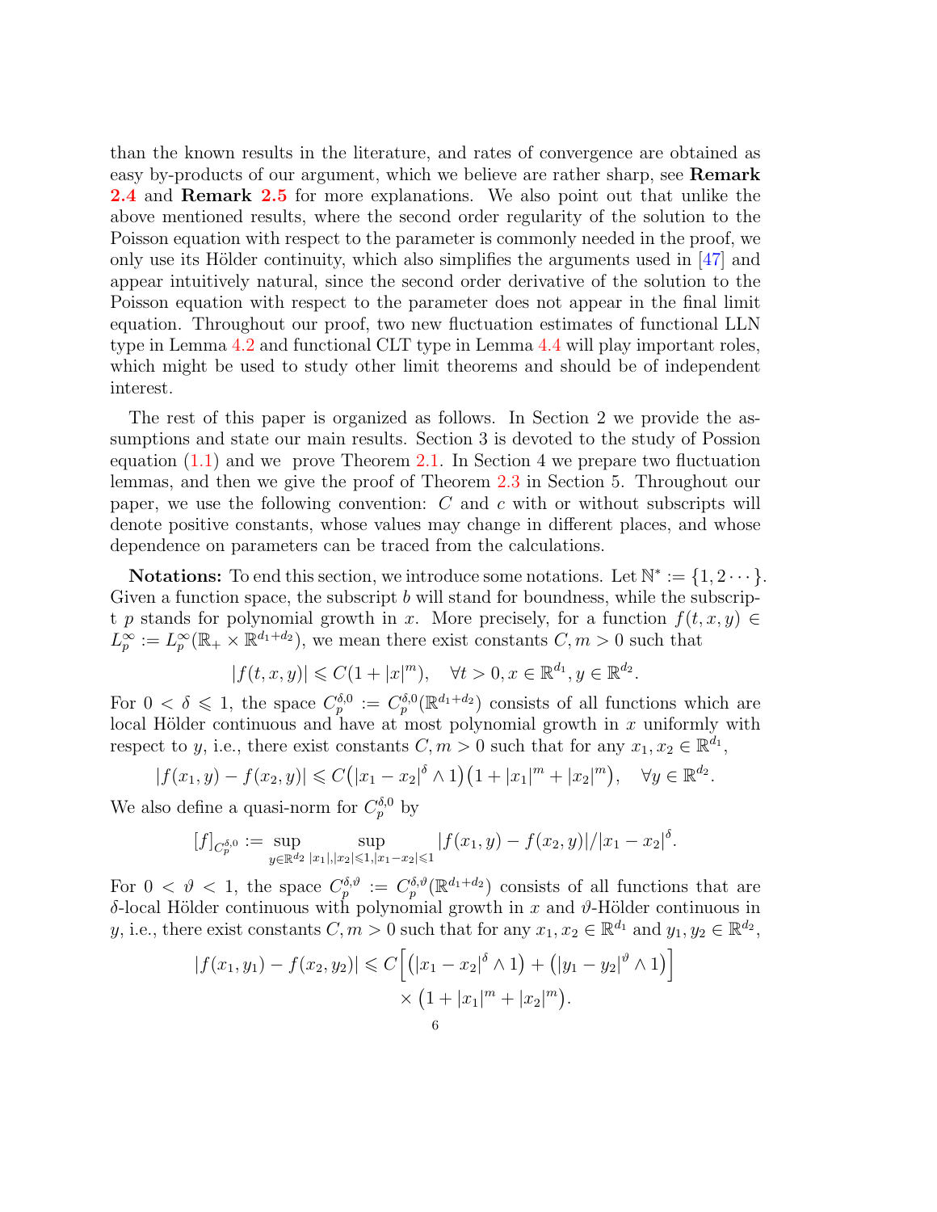than the known results in the literature, and rates of convergence are obtained as easy by-products of our argument, which we believe are rather sharp, see **Remark 2.4** and **Remark 2.5** for more explanations. We also point out that unlike the above mentioned results, where the second order regularity of the solution to the Poisson equation with respect to the parameter is commonly needed in the proof, we only use its Hölder continuity, which also simplifies the arguments used in [47] and appear intuitively natural, since the second order derivative of the solution to the Poisson equation with respect to the parameter does not appear in the final limit equation. Throughout our proof, two new fluctuation estimates of functional LLN type in Lemma 4.2 and functional CLT type in Lemma 4.4 will play important roles, which might be used to study other limit theorems and should be of independent interest.

The rest of this paper is organized as follows. In Section 2 we provide the assumptions and state our main results. Section 3 is devoted to the study of Possion equation (1.1) and we prove Theorem 2.1. In Section 4 we prepare two fluctuation lemmas, and then we give the proof of Theorem 2.3 in Section 5. Throughout our paper, we use the following convention: $C$ and $c$ with or without subscripts will denote positive constants, whose values may change in different places, and whose dependence on parameters can be traced from the calculations.

**Notations:** To end this section, we introduce some notations. Let $\mathbb{N}^* := \{1, 2\cdots\}$. Given a function space, the subscript $b$ will stand for boundness, while the subscript $p$ stands for polynomial growth in $x$. More precisely, for a function $f(t, x, y) \in L_p^\infty := L_p^\infty(\mathbb{R}_+ \times \mathbb{R}^{d_1+d_2})$, we mean there exist constants $C, m > 0$ such that

$$|f(t, x, y)| \leqslant C(1 + |x|^m), \quad \forall t > 0, x \in \mathbb{R}^{d_1}, y \in \mathbb{R}^{d_2}.$$

For $0 < \delta \leqslant 1$, the space $C_p^{\delta,0} := C_p^{\delta,0}(\mathbb{R}^{d_1+d_2})$ consists of all functions which are local Hölder continuous and have at most polynomial growth in $x$ uniformly with respect to $y$, i.e., there exist constants $C, m > 0$ such that for any $x_1, x_2 \in \mathbb{R}^{d_1}$,

$$|f(x_1, y) - f(x_2, y)| \leqslant C\big(|x_1 - x_2|^\delta \wedge 1\big)\big(1 + |x_1|^m + |x_2|^m\big), \quad \forall y \in \mathbb{R}^{d_2}.$$

We also define a quasi-norm for $C_p^{\delta,0}$ by

$$[f]_{C_p^{\delta,0}} := \sup_{y\in\mathbb{R}^{d_2}} \sup_{|x_1|,|x_2|\leqslant 1, |x_1-x_2|\leqslant 1} |f(x_1, y) - f(x_2, y)|/|x_1 - x_2|^\delta.$$

For $0 < \vartheta < 1$, the space $C_p^{\delta,\vartheta} := C_p^{\delta,\vartheta}(\mathbb{R}^{d_1+d_2})$ consists of all functions that are $\delta$-local Hölder continuous with polynomial growth in $x$ and $\vartheta$-Hölder continuous in $y$, i.e., there exist constants $C, m > 0$ such that for any $x_1, x_2 \in \mathbb{R}^{d_1}$ and $y_1, y_2 \in \mathbb{R}^{d_2}$,

$$\begin{aligned}|f(x_1, y_1) - f(x_2, y_2)| \leqslant C\Big[&\big(|x_1 - x_2|^\delta \wedge 1\big) + \big(|y_1 - y_2|^\vartheta \wedge 1\big)\Big]\\ &\times \big(1 + |x_1|^m + |x_2|^m\big).\end{aligned}$$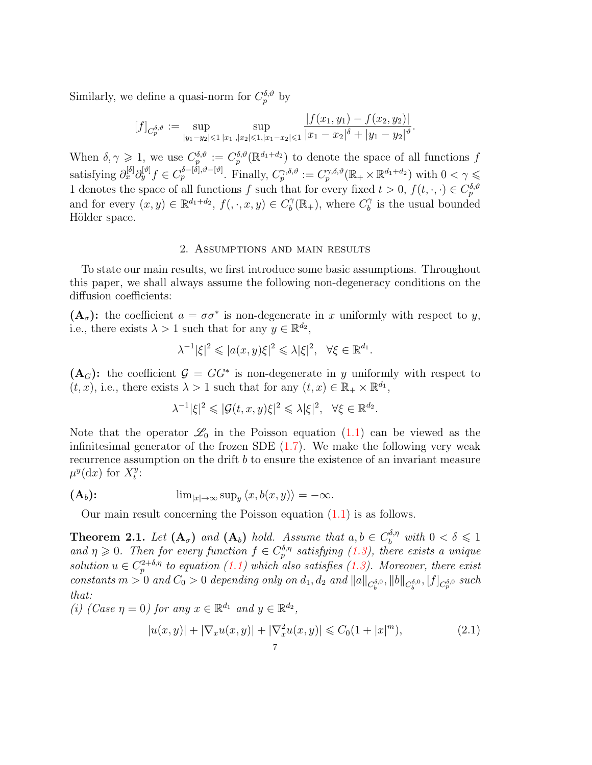Similarly, we define a quasi-norm for $C_p^{\delta,\vartheta}$ by

$$[f]_{C_p^{\delta,\vartheta}} := \sup_{|y_1-y_2|\leqslant 1} \sup_{|x_1|,|x_2|\leqslant 1, |x_1-x_2|\leqslant 1} \frac{|f(x_1,y_1)-f(x_2,y_2)|}{|x_1-x_2|^\delta + |y_1-y_2|^\vartheta}.$$

When $\delta, \gamma \geqslant 1$, we use $C_p^{\delta,\vartheta} := C_p^{\delta,\vartheta}(\mathbb{R}^{d_1+d_2})$ to denote the space of all functions $f$ satisfying $\partial_x^{[\delta]}\partial_y^{[\vartheta]} f \in C_p^{\delta-[\delta],\vartheta-[\vartheta]}$. Finally, $C_p^{\gamma,\delta,\vartheta} := C_p^{\gamma,\delta,\vartheta}(\mathbb{R}_+ \times \mathbb{R}^{d_1+d_2})$ with $0 < \gamma \leqslant 1$ denotes the space of all functions $f$ such that for every fixed $t > 0$, $f(t,\cdot,\cdot) \in C_p^{\delta,\vartheta}$ and for every $(x,y) \in \mathbb{R}^{d_1+d_2}$, $f(,\cdot,x,y) \in C_b^\gamma(\mathbb{R}_+)$, where $C_b^\gamma$ is the usual bounded Hölder space.

## 2. Assumptions and main results

To state our main results, we first introduce some basic assumptions. Throughout this paper, we shall always assume the following non-degeneracy conditions on the diffusion coefficients:

**($\mathbf{A}_\sigma$):** the coefficient $a = \sigma\sigma^*$ is non-degenerate in $x$ uniformly with respect to $y$, i.e., there exists $\lambda > 1$ such that for any $y \in \mathbb{R}^{d_2}$,

$$\lambda^{-1}|\xi|^2 \leqslant |a(x,y)\xi|^2 \leqslant \lambda|\xi|^2, \quad \forall \xi \in \mathbb{R}^{d_1}.$$

**($\mathbf{A}_G$):** the coefficient $\mathcal{G} = GG^*$ is non-degenerate in $y$ uniformly with respect to $(t,x)$, i.e., there exists $\lambda > 1$ such that for any $(t,x) \in \mathbb{R}_+ \times \mathbb{R}^{d_1}$,

$$\lambda^{-1}|\xi|^2 \leqslant |\mathcal{G}(t,x,y)\xi|^2 \leqslant \lambda|\xi|^2, \quad \forall \xi \in \mathbb{R}^{d_2}.$$

Note that the operator $\mathscr{L}_0$ in the Poisson equation (1.1) can be viewed as the infinitesimal generator of the frozen SDE (1.7). We make the following very weak recurrence assumption on the drift $b$ to ensure the existence of an invariant measure $\mu^y(\mathrm{d}x)$ for $X_t^y$:

**($\mathbf{A}_b$):** $\qquad \lim_{|x|\to\infty} \sup_y \langle x, b(x,y)\rangle = -\infty.$

Our main result concerning the Poisson equation (1.1) is as follows.

**Theorem 2.1.** *Let ($\mathbf{A}_\sigma$) and ($\mathbf{A}_b$) hold. Assume that $a, b \in C_b^{\delta,\eta}$ with $0 < \delta \leqslant 1$ and $\eta \geqslant 0$. Then for every function $f \in C_p^{\delta,\eta}$ satisfying (1.3), there exists a unique solution $u \in C_p^{2+\delta,\eta}$ to equation (1.1) which also satisfies (1.3). Moreover, there exist constants $m > 0$ and $C_0 > 0$ depending only on $d_1, d_2$ and $\|a\|_{C_b^{\delta,0}}, \|b\|_{C_b^{\delta,0}}, [f]_{C_p^{\delta,0}}$ such that:*

*(i) (Case $\eta = 0$) for any $x \in \mathbb{R}^{d_1}$ and $y \in \mathbb{R}^{d_2}$,*

$$|u(x,y)| + |\nabla_x u(x,y)| + |\nabla_x^2 u(x,y)| \leqslant C_0(1+|x|^m), \tag{2.1}$$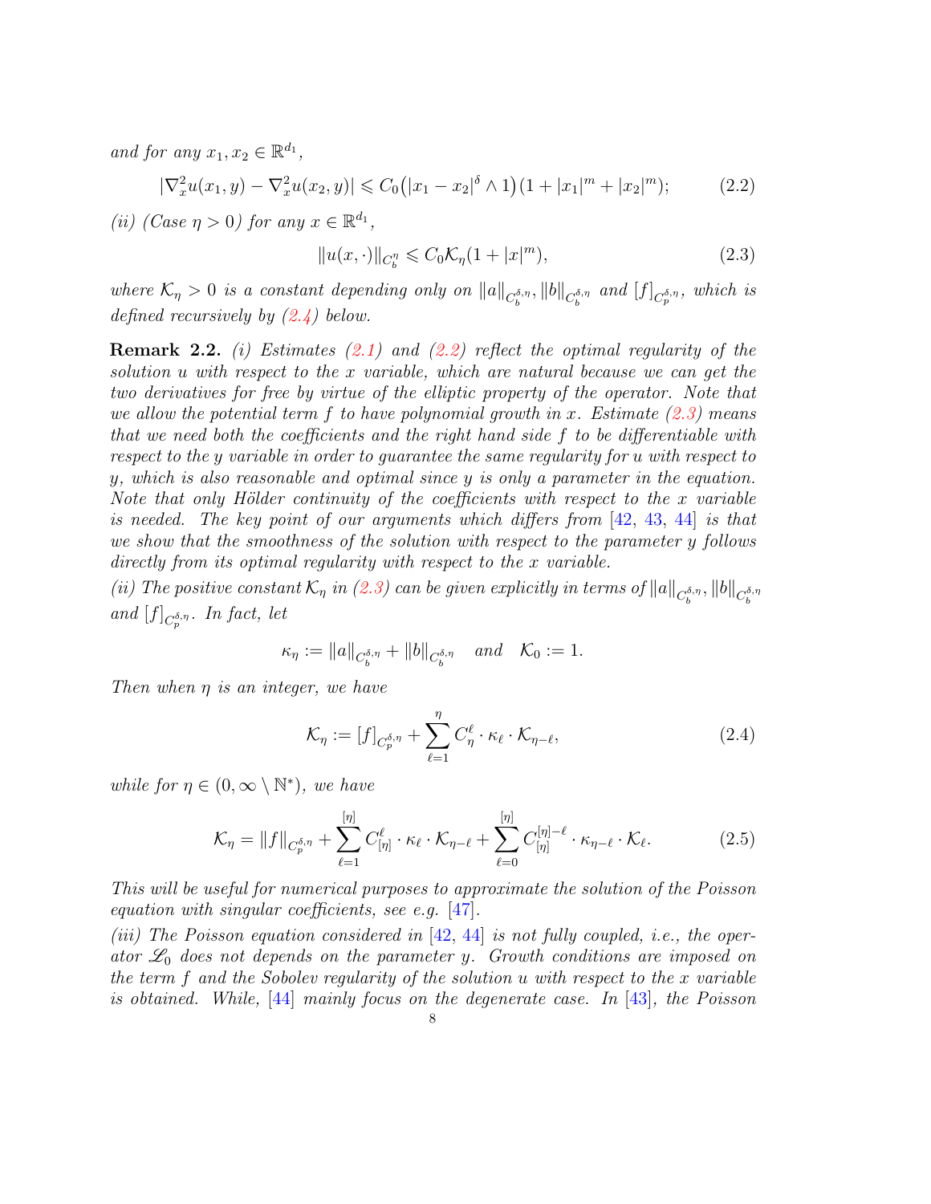*and for any* $x_1, x_2 \in \mathbb{R}^{d_1}$,

$$|\nabla_x^2 u(x_1, y) - \nabla_x^2 u(x_2, y)| \leqslant C_0\big(|x_1 - x_2|^\delta \wedge 1\big)(1 + |x_1|^m + |x_2|^m); \tag{2.2}$$

*(ii) (Case $\eta > 0$) for any $x \in \mathbb{R}^{d_1}$,*

$$\|u(x, \cdot)\|_{C_b^\eta} \leqslant C_0 \mathcal{K}_\eta (1 + |x|^m), \tag{2.3}$$

*where $\mathcal{K}_\eta > 0$ is a constant depending only on $\|a\|_{C_b^{\delta,\eta}}, \|b\|_{C_b^{\delta,\eta}}$ and $[f]_{C_p^{\delta,\eta}}$, which is defined recursively by (2.4) below.*

**Remark 2.2.** *(i) Estimates (2.1) and (2.2) reflect the optimal regularity of the solution $u$ with respect to the $x$ variable, which are natural because we can get the two derivatives for free by virtue of the elliptic property of the operator. Note that we allow the potential term $f$ to have polynomial growth in $x$. Estimate (2.3) means that we need both the coefficients and the right hand side $f$ to be differentiable with respect to the $y$ variable in order to guarantee the same regularity for $u$ with respect to $y$, which is also reasonable and optimal since $y$ is only a parameter in the equation. Note that only Hölder continuity of the coefficients with respect to the $x$ variable is needed. The key point of our arguments which differs from [42, 43, 44] is that we show that the smoothness of the solution with respect to the parameter $y$ follows directly from its optimal regularity with respect to the $x$ variable.*

*(ii) The positive constant $\mathcal{K}_\eta$ in (2.3) can be given explicitly in terms of $\|a\|_{C_b^{\delta,\eta}}, \|b\|_{C_b^{\delta,\eta}}$ and $[f]_{C_p^{\delta,\eta}}$. In fact, let*

$$\kappa_\eta := \|a\|_{C_b^{\delta,\eta}} + \|b\|_{C_b^{\delta,\eta}} \quad \text{and} \quad \mathcal{K}_0 := 1.$$

*Then when $\eta$ is an integer, we have*

$$\mathcal{K}_\eta := [f]_{C_p^{\delta,\eta}} + \sum_{\ell=1}^{\eta} C_\eta^\ell \cdot \kappa_\ell \cdot \mathcal{K}_{\eta-\ell}, \tag{2.4}$$

*while for $\eta \in (0, \infty \setminus \mathbb{N}^*)$, we have*

$$\mathcal{K}_\eta = \|f\|_{C_p^{\delta,\eta}} + \sum_{\ell=1}^{[\eta]} C_{[\eta]}^\ell \cdot \kappa_\ell \cdot \mathcal{K}_{\eta-\ell} + \sum_{\ell=0}^{[\eta]} C_{[\eta]}^{[\eta]-\ell} \cdot \kappa_{\eta-\ell} \cdot \mathcal{K}_\ell. \tag{2.5}$$

*This will be useful for numerical purposes to approximate the solution of the Poisson equation with singular coefficients, see e.g. [47].*

*(iii) The Poisson equation considered in [42, 44] is not fully coupled, i.e., the operator $\mathscr{L}_0$ does not depends on the parameter $y$. Growth conditions are imposed on the term $f$ and the Sobolev regularity of the solution $u$ with respect to the $x$ variable is obtained. While, [44] mainly focus on the degenerate case. In [43], the Poisson*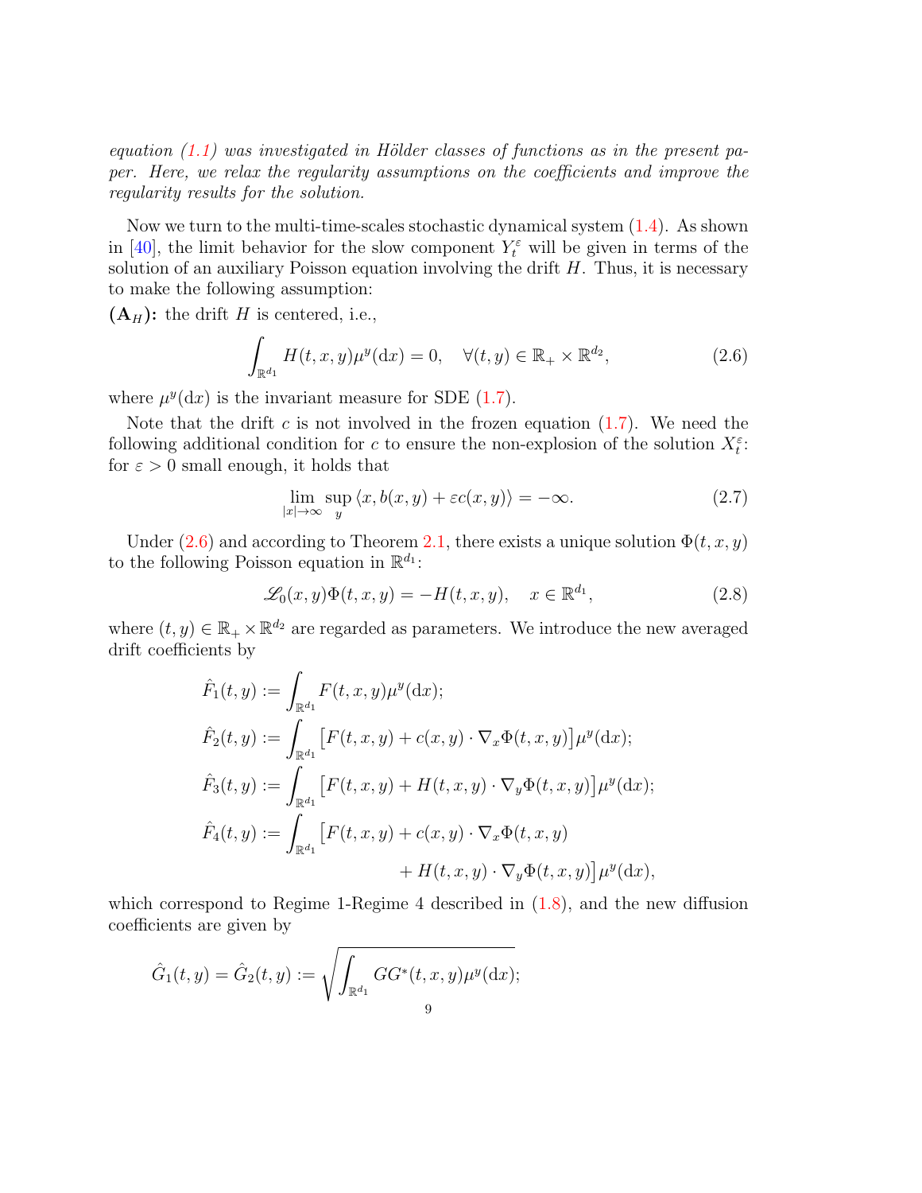*equation (1.1) was investigated in Hölder classes of functions as in the present paper. Here, we relax the regularity assumptions on the coefficients and improve the regularity results for the solution.*

Now we turn to the multi-time-scales stochastic dynamical system (1.4). As shown in [40], the limit behavior for the slow component $Y_t^\varepsilon$ will be given in terms of the solution of an auxiliary Poisson equation involving the drift $H$. Thus, it is necessary to make the following assumption:

**$(\mathbf{A}_H)$:** the drift $H$ is centered, i.e.,

$$\int_{\mathbb{R}^{d_1}} H(t,x,y)\mu^y(\mathrm{d}x) = 0, \quad \forall (t,y) \in \mathbb{R}_+ \times \mathbb{R}^{d_2}, \tag{2.6}$$

where $\mu^y(\mathrm{d}x)$ is the invariant measure for SDE (1.7).

Note that the drift $c$ is not involved in the frozen equation (1.7). We need the following additional condition for $c$ to ensure the non-explosion of the solution $X_t^\varepsilon$: for $\varepsilon > 0$ small enough, it holds that

$$\lim_{|x|\to\infty} \sup_y \langle x, b(x,y) + \varepsilon c(x,y)\rangle = -\infty. \tag{2.7}$$

Under (2.6) and according to Theorem 2.1, there exists a unique solution $\Phi(t,x,y)$ to the following Poisson equation in $\mathbb{R}^{d_1}$:

$$\mathscr{L}_0(x,y)\Phi(t,x,y) = -H(t,x,y), \quad x \in \mathbb{R}^{d_1}, \tag{2.8}$$

where $(t,y) \in \mathbb{R}_+ \times \mathbb{R}^{d_2}$ are regarded as parameters. We introduce the new averaged drift coefficients by

$$\begin{aligned}
\hat{F}_1(t,y) &:= \int_{\mathbb{R}^{d_1}} F(t,x,y)\mu^y(\mathrm{d}x);\\
\hat{F}_2(t,y) &:= \int_{\mathbb{R}^{d_1}} \big[F(t,x,y) + c(x,y)\cdot\nabla_x\Phi(t,x,y)\big]\mu^y(\mathrm{d}x);\\
\hat{F}_3(t,y) &:= \int_{\mathbb{R}^{d_1}} \big[F(t,x,y) + H(t,x,y)\cdot\nabla_y\Phi(t,x,y)\big]\mu^y(\mathrm{d}x);\\
\hat{F}_4(t,y) &:= \int_{\mathbb{R}^{d_1}} \big[F(t,x,y) + c(x,y)\cdot\nabla_x\Phi(t,x,y)\\
&\qquad\qquad + H(t,x,y)\cdot\nabla_y\Phi(t,x,y)\big]\mu^y(\mathrm{d}x),
\end{aligned}$$

which correspond to Regime 1-Regime 4 described in (1.8), and the new diffusion coefficients are given by

$$\hat{G}_1(t,y) = \hat{G}_2(t,y) := \sqrt{\int_{\mathbb{R}^{d_1}} GG^*(t,x,y)\mu^y(\mathrm{d}x)};$$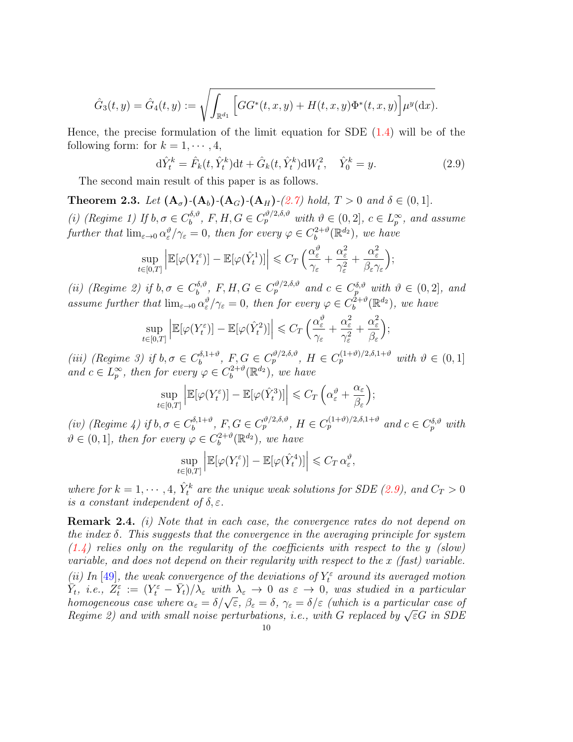$$\hat{G}_3(t,y) = \hat{G}_4(t,y) := \sqrt{\int_{\mathbb{R}^{d_1}} \Big[GG^*(t,x,y) + H(t,x,y)\Phi^*(t,x,y)\Big]\mu^y(\mathrm{d}x)}.$$

Hence, the precise formulation of the limit equation for SDE (1.4) will be of the following form: for $k = 1, \cdots, 4$,

$$\mathrm{d}\hat{Y}_t^k = \hat{F}_k(t, \hat{Y}_t^k)\mathrm{d}t + \hat{G}_k(t, \hat{Y}_t^k)\mathrm{d}W_t^2, \quad \hat{Y}_0^k = y. \tag{2.9}$$

The second main result of this paper is as follows.

**Theorem 2.3.** *Let* $(\mathbf{A}_\sigma)$-$(\mathbf{A}_b)$-$(\mathbf{A}_G)$-$(\mathbf{A}_H)$-*(2.7) hold,* $T > 0$ *and* $\delta \in (0,1]$.

*(i) (Regime 1) If* $b, \sigma \in C_b^{\delta,\vartheta}$, $F, H, G \in C_p^{\vartheta/2,\delta,\vartheta}$ *with* $\vartheta \in (0,2]$, $c \in L_p^\infty$, *and assume further that* $\lim_{\varepsilon\to 0} \alpha_\varepsilon^\vartheta/\gamma_\varepsilon = 0$, *then for every* $\varphi \in C_b^{2+\vartheta}(\mathbb{R}^{d_2})$, *we have*

$$\sup_{t\in[0,T]} \Big|\mathbb{E}[\varphi(Y_t^\varepsilon)] - \mathbb{E}[\varphi(\hat{Y}_t^1)]\Big| \leqslant C_T \Big(\frac{\alpha_\varepsilon^\vartheta}{\gamma_\varepsilon} + \frac{\alpha_\varepsilon^2}{\gamma_\varepsilon^2} + \frac{\alpha_\varepsilon^2}{\beta_\varepsilon\gamma_\varepsilon}\Big);$$

*(ii) (Regime 2) if* $b, \sigma \in C_b^{\delta,\vartheta}$, $F, H, G \in C_p^{\vartheta/2,\delta,\vartheta}$ *and* $c \in C_p^{\delta,\vartheta}$ *with* $\vartheta \in (0,2]$, *and assume further that* $\lim_{\varepsilon\to 0} \alpha_\varepsilon^\vartheta/\gamma_\varepsilon = 0$, *then for every* $\varphi \in C_b^{2+\vartheta}(\mathbb{R}^{d_2})$, *we have*

$$\sup_{t\in[0,T]} \Big|\mathbb{E}[\varphi(Y_t^\varepsilon)] - \mathbb{E}[\varphi(\hat{Y}_t^2)]\Big| \leqslant C_T \Big(\frac{\alpha_\varepsilon^\vartheta}{\gamma_\varepsilon} + \frac{\alpha_\varepsilon^2}{\gamma_\varepsilon^2} + \frac{\alpha_\varepsilon^2}{\beta_\varepsilon}\Big);$$

*(iii) (Regime 3) if* $b, \sigma \in C_b^{\delta,1+\vartheta}$, $F, G \in C_p^{\vartheta/2,\delta,\vartheta}$, $H \in C_p^{(1+\vartheta)/2,\delta,1+\vartheta}$ *with* $\vartheta \in (0,1]$ *and* $c \in L_p^\infty$, *then for every* $\varphi \in C_b^{2+\vartheta}(\mathbb{R}^{d_2})$, *we have*

$$\sup_{t\in[0,T]} \Big|\mathbb{E}[\varphi(Y_t^\varepsilon)] - \mathbb{E}[\varphi(\hat{Y}_t^3)]\Big| \leqslant C_T \Big(\alpha_\varepsilon^\vartheta + \frac{\alpha_\varepsilon}{\beta_\varepsilon}\Big);$$

*(iv) (Regime 4) if* $b, \sigma \in C_b^{\delta,1+\vartheta}$, $F, G \in C_p^{\vartheta/2,\delta,\vartheta}$, $H \in C_p^{(1+\vartheta)/2,\delta,1+\vartheta}$ *and* $c \in C_p^{\delta,\vartheta}$ *with* $\vartheta \in (0,1]$, *then for every* $\varphi \in C_b^{2+\vartheta}(\mathbb{R}^{d_2})$, *we have*

$$\sup_{t\in[0,T]} \Big|\mathbb{E}[\varphi(Y_t^\varepsilon)] - \mathbb{E}[\varphi(\hat{Y}_t^4)]\Big| \leqslant C_T\, \alpha_\varepsilon^\vartheta,$$

*where for* $k = 1, \cdots, 4$, $\hat{Y}_t^k$ *are the unique weak solutions for SDE (2.9), and* $C_T > 0$ *is a constant independent of* $\delta, \varepsilon$.

**Remark 2.4.** *(i) Note that in each case, the convergence rates do not depend on the index* $\delta$. *This suggests that the convergence in the averaging principle for system (1.4) relies only on the regularity of the coefficients with respect to the* $y$ *(slow) variable, and does not depend on their regularity with respect to the* $x$ *(fast) variable.*

*(ii) In [49], the weak convergence of the deviations of* $Y_t^\varepsilon$ *around its averaged motion* $\bar{Y}_t$, *i.e.,* $Z_t^\varepsilon := (Y_t^\varepsilon - \bar{Y}_t)/\lambda_\varepsilon$ *with* $\lambda_\varepsilon \to 0$ *as* $\varepsilon \to 0$, *was studied in a particular homogeneous case where* $\alpha_\varepsilon = \delta/\sqrt{\varepsilon}$, $\beta_\varepsilon = \delta$, $\gamma_\varepsilon = \delta/\varepsilon$ *(which is a particular case of Regime 2) and with small noise perturbations, i.e., with* $G$ *replaced by* $\sqrt{\varepsilon}G$ *in SDE*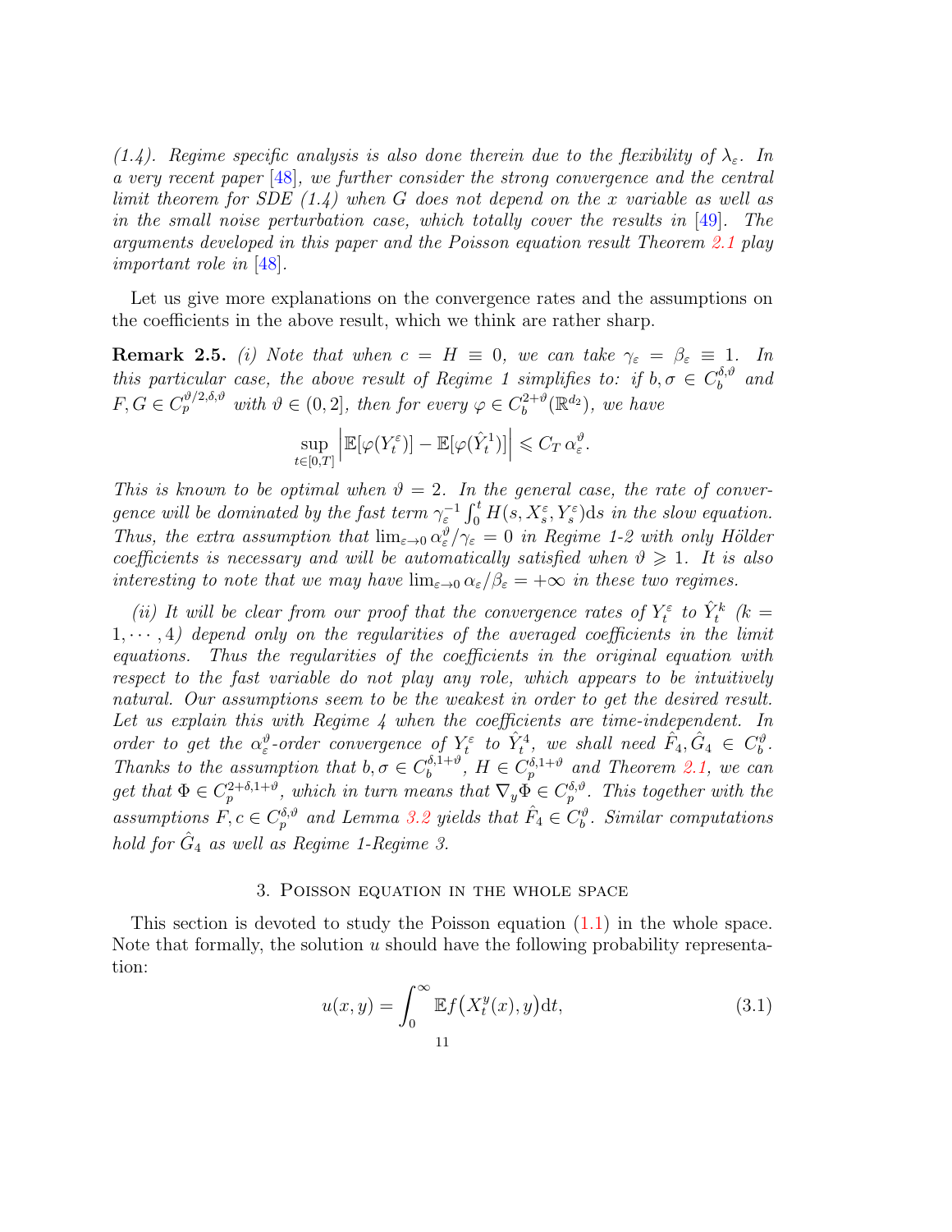*(1.4). Regime specific analysis is also done therein due to the flexibility of $\lambda_\varepsilon$. In a very recent paper [48], we further consider the strong convergence and the central limit theorem for SDE (1.4) when $G$ does not depend on the $x$ variable as well as in the small noise perturbation case, which totally cover the results in [49]. The arguments developed in this paper and the Poisson equation result Theorem 2.1 play important role in [48].*

Let us give more explanations on the convergence rates and the assumptions on the coefficients in the above result, which we think are rather sharp.

**Remark 2.5.** *(i) Note that when $c = H \equiv 0$, we can take $\gamma_\varepsilon = \beta_\varepsilon \equiv 1$. In this particular case, the above result of Regime 1 simplifies to: if $b, \sigma \in C_b^{\delta,\vartheta}$ and $F, G \in C_p^{\vartheta/2,\delta,\vartheta}$ with $\vartheta \in (0, 2]$, then for every $\varphi \in C_b^{2+\vartheta}(\mathbb{R}^{d_2})$, we have*

$$\sup_{t\in[0,T]} \Big| \mathbb{E}[\varphi(Y_t^\varepsilon)] - \mathbb{E}[\varphi(\hat{Y}_t^1)] \Big| \leqslant C_T \, \alpha_\varepsilon^\vartheta.$$

*This is known to be optimal when $\vartheta = 2$. In the general case, the rate of convergence will be dominated by the fast term $\gamma_\varepsilon^{-1} \int_0^t H(s, X_s^\varepsilon, Y_s^\varepsilon) \mathrm{d}s$ in the slow equation. Thus, the extra assumption that $\lim_{\varepsilon\to 0} \alpha_\varepsilon^\vartheta/\gamma_\varepsilon = 0$ in Regime 1-2 with only Hölder coefficients is necessary and will be automatically satisfied when $\vartheta \geqslant 1$. It is also interesting to note that we may have $\lim_{\varepsilon\to 0} \alpha_\varepsilon/\beta_\varepsilon = +\infty$ in these two regimes.*

*(ii) It will be clear from our proof that the convergence rates of $Y_t^\varepsilon$ to $\hat{Y}_t^k$ ($k = 1, \cdots, 4$) depend only on the regularities of the averaged coefficients in the limit equations. Thus the regularities of the coefficients in the original equation with respect to the fast variable do not play any role, which appears to be intuitively natural. Our assumptions seem to be the weakest in order to get the desired result. Let us explain this with Regime 4 when the coefficients are time-independent. In order to get the $\alpha_\varepsilon^\vartheta$-order convergence of $Y_t^\varepsilon$ to $\hat{Y}_t^4$, we shall need $\hat{F}_4, \hat{G}_4 \in C_b^\vartheta$. Thanks to the assumption that $b, \sigma \in C_b^{\delta,1+\vartheta}$, $H \in C_p^{\delta,1+\vartheta}$ and Theorem 2.1, we can get that $\Phi \in C_p^{2+\delta,1+\vartheta}$, which in turn means that $\nabla_y \Phi \in C_p^{\delta,\vartheta}$. This together with the assumptions $F, c \in C_p^{\delta,\vartheta}$ and Lemma 3.2 yields that $\hat{F}_4 \in C_b^\vartheta$. Similar computations hold for $\hat{G}_4$ as well as Regime 1-Regime 3.*

## 3. Poisson equation in the whole space

This section is devoted to study the Poisson equation (1.1) in the whole space. Note that formally, the solution $u$ should have the following probability representation:

$$u(x, y) = \int_0^\infty \mathbb{E} f\big(X_t^y(x), y\big) \mathrm{d}t, \tag{3.1}$$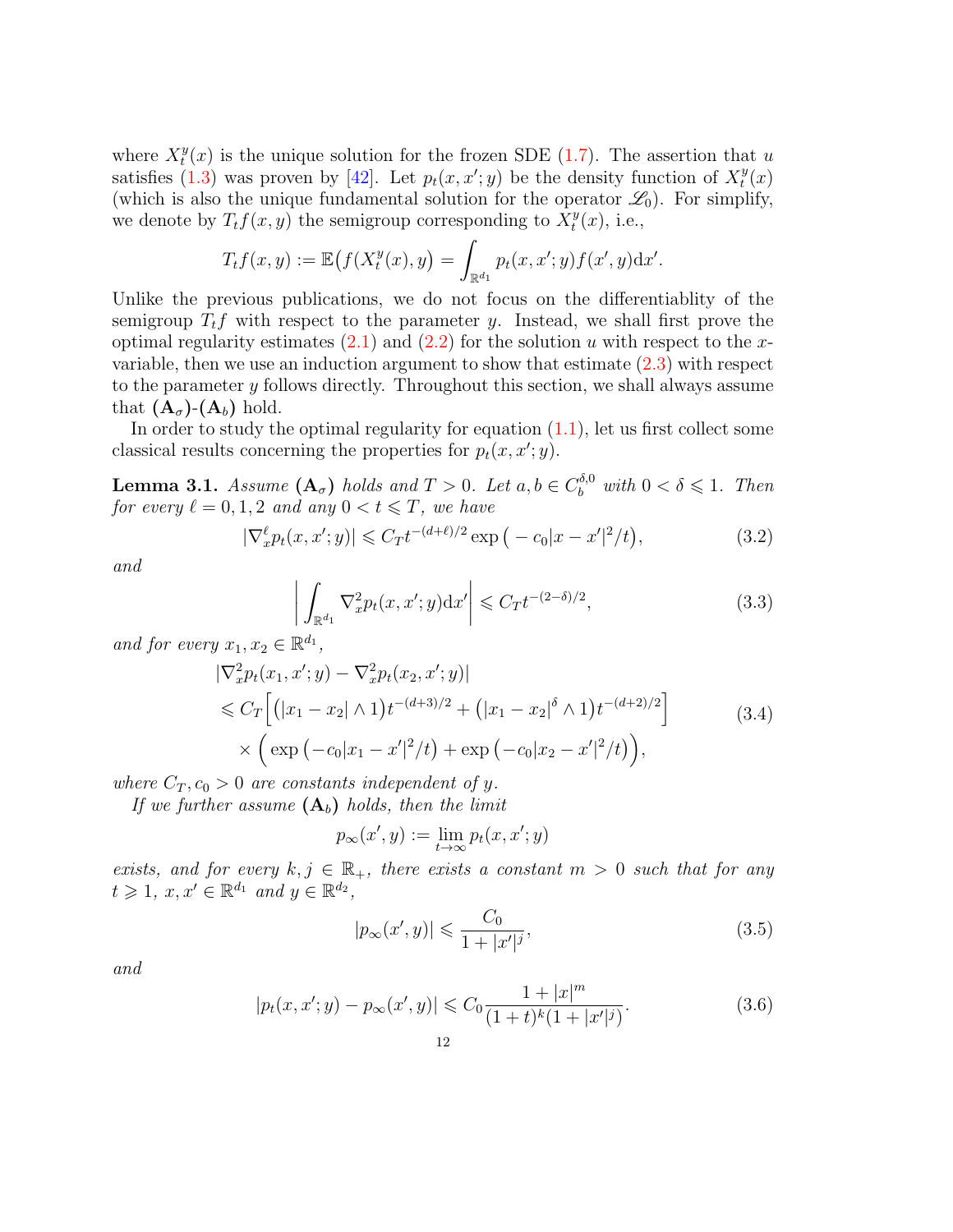where $X_t^y(x)$ is the unique solution for the frozen SDE (1.7). The assertion that $u$ satisfies (1.3) was proven by [42]. Let $p_t(x, x'; y)$ be the density function of $X_t^y(x)$ (which is also the unique fundamental solution for the operator $\mathscr{L}_0$). For simplify, we denote by $T_t f(x, y)$ the semigroup corresponding to $X_t^y(x)$, i.e.,

$$
T_t f(x, y) := \mathbb{E}\big(f(X_t^y(x), y\big) = \int_{\mathbb{R}^{d_1}} p_t(x, x'; y) f(x', y) \mathrm{d}x'.
$$

Unlike the previous publications, we do not focus on the differentiablity of the semigroup $T_t f$ with respect to the parameter $y$. Instead, we shall first prove the optimal regularity estimates (2.1) and (2.2) for the solution $u$ with respect to the $x$-variable, then we use an induction argument to show that estimate (2.3) with respect to the parameter $y$ follows directly. Throughout this section, we shall always assume that $(\mathbf{A}_\sigma)$-$(\mathbf{A}_b)$ hold.

In order to study the optimal regularity for equation (1.1), let us first collect some classical results concerning the properties for $p_t(x, x'; y)$.

**Lemma 3.1.** *Assume $(\mathbf{A}_\sigma)$ holds and $T > 0$. Let $a, b \in C_b^{\delta,0}$ with $0 < \delta \leqslant 1$. Then for every $\ell = 0, 1, 2$ and any $0 < t \leqslant T$, we have*

$$
|\nabla_x^\ell p_t(x, x'; y)| \leqslant C_T t^{-(d+\ell)/2} \exp\big(-c_0|x - x'|^2/t\big), \tag{3.2}
$$

*and*

$$
\left| \int_{\mathbb{R}^{d_1}} \nabla_x^2 p_t(x, x'; y) \mathrm{d}x' \right| \leqslant C_T t^{-(2-\delta)/2}, \tag{3.3}
$$

*and for every $x_1, x_2 \in \mathbb{R}^{d_1}$,*

$$
\begin{aligned}
&|\nabla_x^2 p_t(x_1, x'; y) - \nabla_x^2 p_t(x_2, x'; y)| \\
&\leqslant C_T\Big[\big(|x_1 - x_2| \wedge 1\big) t^{-(d+3)/2} + \big(|x_1 - x_2|^\delta \wedge 1\big) t^{-(d+2)/2}\Big] \\
&\quad \times \Big(\exp\big(-c_0|x_1 - x'|^2/t\big) + \exp\big(-c_0|x_2 - x'|^2/t\big)\Big),
\end{aligned} \tag{3.4}
$$

*where $C_T, c_0 > 0$ are constants independent of $y$.*

*If we further assume $(\mathbf{A}_b)$ holds, then the limit*

$$
p_\infty(x', y) := \lim_{t \to \infty} p_t(x, x'; y)
$$

*exists, and for every $k, j \in \mathbb{R}_+$, there exists a constant $m > 0$ such that for any $t \geqslant 1$, $x, x' \in \mathbb{R}^{d_1}$ and $y \in \mathbb{R}^{d_2}$,*

$$
|p_\infty(x', y)| \leqslant \frac{C_0}{1 + |x'|^j}, \tag{3.5}
$$

*and*

$$
|p_t(x, x'; y) - p_\infty(x', y)| \leqslant C_0 \frac{1 + |x|^m}{(1 + t)^k (1 + |x'|^j)}. \tag{3.6}
$$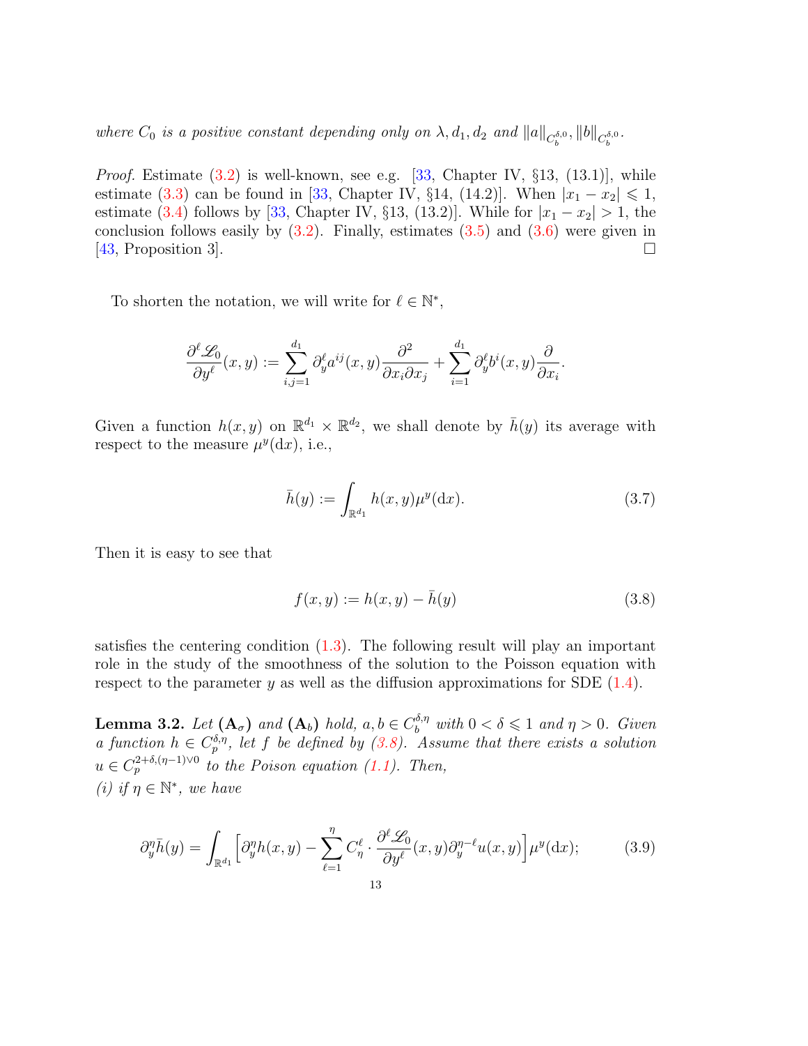*where $C_0$ is a positive constant depending only on $\lambda, d_1, d_2$ and $\|a\|_{C_b^{\delta,0}}, \|b\|_{C_b^{\delta,0}}$.*

*Proof.* Estimate (3.2) is well-known, see e.g. [33, Chapter IV, §13, (13.1)], while estimate (3.3) can be found in [33, Chapter IV, §14, (14.2)]. When $|x_1 - x_2| \leqslant 1$, estimate (3.4) follows by [33, Chapter IV, §13, (13.2)]. While for $|x_1 - x_2| > 1$, the conclusion follows easily by (3.2). Finally, estimates (3.5) and (3.6) were given in [43, Proposition 3]. □

To shorten the notation, we will write for $\ell \in \mathbb{N}^*$,

$$\frac{\partial^\ell \mathscr{L}_0}{\partial y^\ell}(x,y) := \sum_{i,j=1}^{d_1} \partial_y^\ell a^{ij}(x,y) \frac{\partial^2}{\partial x_i \partial x_j} + \sum_{i=1}^{d_1} \partial_y^\ell b^i(x,y) \frac{\partial}{\partial x_i}.$$

Given a function $h(x,y)$ on $\mathbb{R}^{d_1} \times \mathbb{R}^{d_2}$, we shall denote by $\bar{h}(y)$ its average with respect to the measure $\mu^y(\mathrm{d}x)$, i.e.,

$$\bar{h}(y) := \int_{\mathbb{R}^{d_1}} h(x,y)\mu^y(\mathrm{d}x). \tag{3.7}$$

Then it is easy to see that

$$f(x,y) := h(x,y) - \bar{h}(y) \tag{3.8}$$

satisfies the centering condition (1.3). The following result will play an important role in the study of the smoothness of the solution to the Poisson equation with respect to the parameter $y$ as well as the diffusion approximations for SDE (1.4).

**Lemma 3.2.** *Let* $(\mathbf{A}_\sigma)$ *and* $(\mathbf{A}_b)$ *hold,* $a, b \in C_b^{\delta,\eta}$ *with* $0 < \delta \leqslant 1$ *and* $\eta > 0$*. Given a function* $h \in C_p^{\delta,\eta}$*, let* $f$ *be defined by (3.8). Assume that there exists a solution* $u \in C_p^{2+\delta,(\eta-1)\vee 0}$ *to the Poison equation (1.1). Then,*
*(i) if* $\eta \in \mathbb{N}^*$*, we have*

$$\partial_y^\eta \bar{h}(y) = \int_{\mathbb{R}^{d_1}} \Big[\partial_y^\eta h(x,y) - \sum_{\ell=1}^{\eta} C_\eta^\ell \cdot \frac{\partial^\ell \mathscr{L}_0}{\partial y^\ell}(x,y)\partial_y^{\eta-\ell} u(x,y)\Big]\mu^y(\mathrm{d}x); \tag{3.9}$$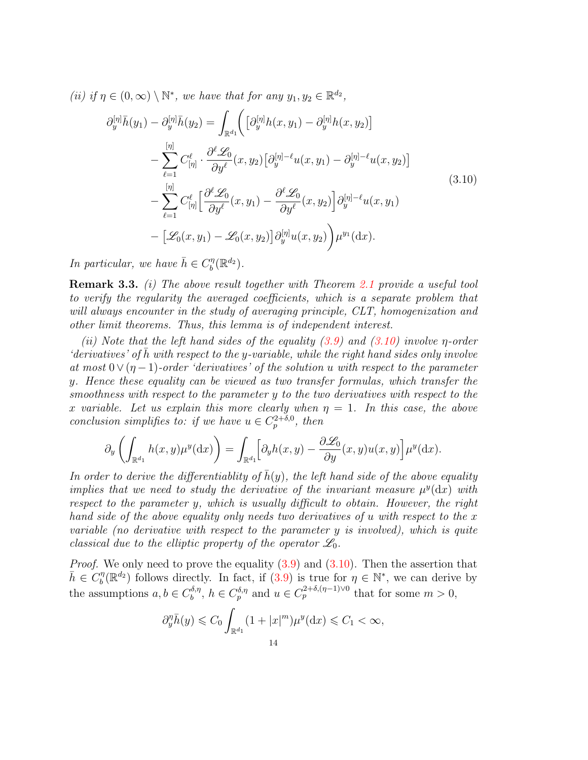*(ii) if $\eta \in (0,\infty) \setminus \mathbb{N}^*$, we have that for any $y_1, y_2 \in \mathbb{R}^{d_2}$,*

$$
\begin{aligned}
\partial_y^{[\eta]}\bar{h}(y_1) - \partial_y^{[\eta]}\bar{h}(y_2) = \int_{\mathbb{R}^{d_1}} \bigg( & \big[\partial_y^{[\eta]} h(x,y_1) - \partial_y^{[\eta]} h(x,y_2)\big] \\
& - \sum_{\ell=1}^{[\eta]} C_{[\eta]}^{\ell} \cdot \frac{\partial^\ell \mathscr{L}_0}{\partial y^\ell}(x,y_2)\big[\partial_y^{[\eta]-\ell} u(x,y_1) - \partial_y^{[\eta]-\ell} u(x,y_2)\big] \\
& - \sum_{\ell=1}^{[\eta]} C_{[\eta]}^{\ell} \Big[\frac{\partial^\ell \mathscr{L}_0}{\partial y^\ell}(x,y_1) - \frac{\partial^\ell \mathscr{L}_0}{\partial y^\ell}(x,y_2)\Big]\partial_y^{[\eta]-\ell} u(x,y_1) \\
& - \big[\mathscr{L}_0(x,y_1) - \mathscr{L}_0(x,y_2)\big]\partial_y^{[\eta]} u(x,y_2)\bigg)\mu^{y_1}(\mathrm{d}x).
\end{aligned} \tag{3.10}
$$

*In particular, we have $\bar{h} \in C_b^\eta(\mathbb{R}^{d_2})$.*

**Remark 3.3.** *(i) The above result together with Theorem 2.1 provide a useful tool to verify the regularity the averaged coefficients, which is a separate problem that will always encounter in the study of averaging principle, CLT, homogenization and other limit theorems. Thus, this lemma is of independent interest.*

*(ii) Note that the left hand sides of the equality (3.9) and (3.10) involve $\eta$-order 'derivatives' of $\bar{h}$ with respect to the y-variable, while the right hand sides only involve at most $0 \vee (\eta - 1)$-order 'derivatives' of the solution $u$ with respect to the parameter $y$. Hence these equality can be viewed as two transfer formulas, which transfer the smoothness with respect to the parameter $y$ to the two derivatives with respect to the $x$ variable. Let us explain this more clearly when $\eta = 1$. In this case, the above conclusion simplifies to: if we have $u \in C_p^{2+\delta,0}$, then*

$$
\partial_y \left( \int_{\mathbb{R}^{d_1}} h(x,y)\mu^y(\mathrm{d}x) \right) = \int_{\mathbb{R}^{d_1}} \Big[\partial_y h(x,y) - \frac{\partial \mathscr{L}_0}{\partial y}(x,y)u(x,y)\Big]\mu^y(\mathrm{d}x).
$$

*In order to derive the differentiablity of $\bar{h}(y)$, the left hand side of the above equality implies that we need to study the derivative of the invariant measure $\mu^y(\mathrm{d}x)$ with respect to the parameter $y$, which is usually difficult to obtain. However, the right hand side of the above equality only needs two derivatives of $u$ with respect to the $x$ variable (no derivative with respect to the parameter $y$ is involved), which is quite classical due to the elliptic property of the operator $\mathscr{L}_0$.*

*Proof.* We only need to prove the equality (3.9) and (3.10). Then the assertion that $\bar{h} \in C_b^\eta(\mathbb{R}^{d_2})$ follows directly. In fact, if (3.9) is true for $\eta \in \mathbb{N}^*$, we can derive by the assumptions $a, b \in C_b^{\delta,\eta}$, $h \in C_p^{\delta,\eta}$ and $u \in C_p^{2+\delta,(\eta-1)\vee 0}$ that for some $m > 0$,

$$
\partial_y^\eta \bar{h}(y) \leqslant C_0 \int_{\mathbb{R}^{d_1}} (1 + |x|^m)\mu^y(\mathrm{d}x) \leqslant C_1 < \infty,
$$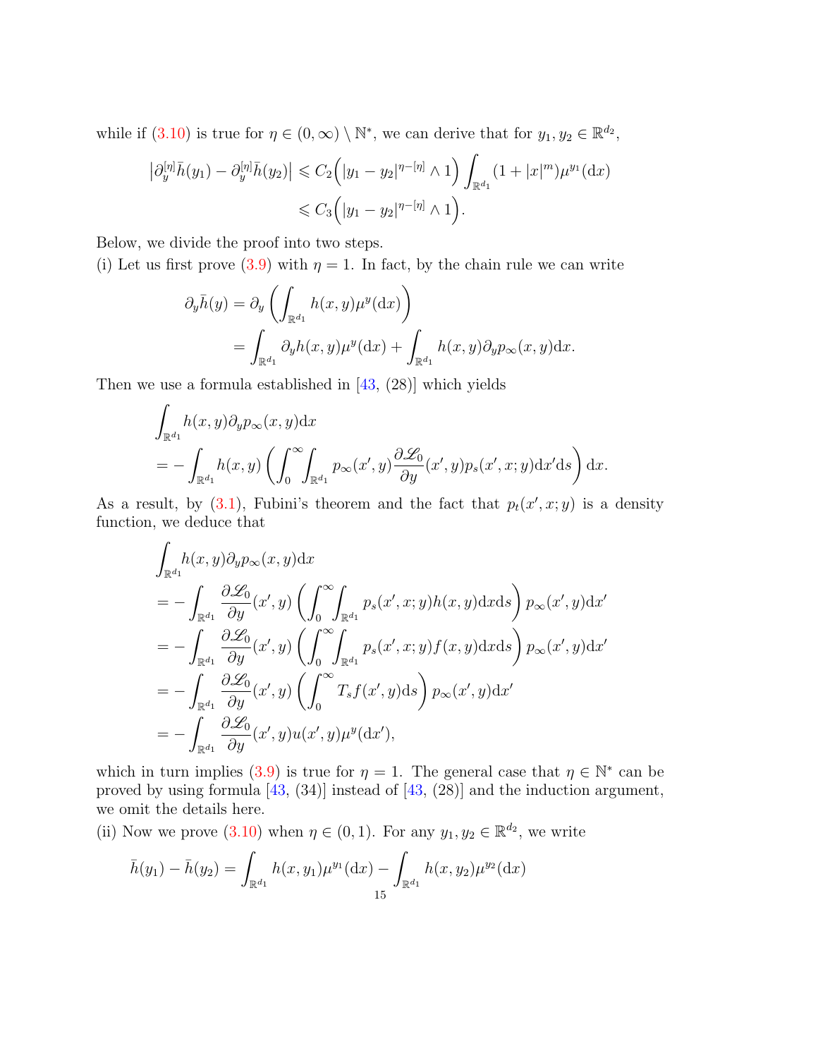while if (3.10) is true for $\eta \in (0,\infty)\setminus \mathbb{N}^*$, we can derive that for $y_1, y_2 \in \mathbb{R}^{d_2}$,

$$
\begin{aligned}
\left|\partial_y^{[\eta]}\bar{h}(y_1) - \partial_y^{[\eta]}\bar{h}(y_2)\right| &\leqslant C_2\Big(|y_1-y_2|^{\eta-[\eta]}\wedge 1\Big)\int_{\mathbb{R}^{d_1}}(1+|x|^m)\mu^{y_1}(\mathrm{d}x)\\
&\leqslant C_3\Big(|y_1-y_2|^{\eta-[\eta]}\wedge 1\Big).
\end{aligned}
$$

Below, we divide the proof into two steps.

(i) Let us first prove (3.9) with $\eta = 1$. In fact, by the chain rule we can write

$$
\begin{aligned}
\partial_y \bar{h}(y) &= \partial_y\left(\int_{\mathbb{R}^{d_1}} h(x,y)\mu^y(\mathrm{d}x)\right)\\
&= \int_{\mathbb{R}^{d_1}} \partial_y h(x,y)\mu^y(\mathrm{d}x) + \int_{\mathbb{R}^{d_1}} h(x,y)\partial_y p_\infty(x,y)\mathrm{d}x.
\end{aligned}
$$

Then we use a formula established in [43, (28)] which yields

$$
\begin{aligned}
&\int_{\mathbb{R}^{d_1}} h(x,y)\partial_y p_\infty(x,y)\mathrm{d}x\\
&= -\int_{\mathbb{R}^{d_1}} h(x,y)\left(\int_0^\infty\!\!\int_{\mathbb{R}^{d_1}} p_\infty(x',y)\frac{\partial \mathscr{L}_0}{\partial y}(x',y)p_s(x',x;y)\mathrm{d}x'\mathrm{d}s\right)\mathrm{d}x.
\end{aligned}
$$

As a result, by (3.1), Fubini's theorem and the fact that $p_t(x',x;y)$ is a density function, we deduce that

$$
\begin{aligned}
&\int_{\mathbb{R}^{d_1}} h(x,y)\partial_y p_\infty(x,y)\mathrm{d}x\\
&= -\int_{\mathbb{R}^{d_1}} \frac{\partial \mathscr{L}_0}{\partial y}(x',y)\left(\int_0^\infty\!\!\int_{\mathbb{R}^{d_1}} p_s(x',x;y)h(x,y)\mathrm{d}x\mathrm{d}s\right)p_\infty(x',y)\mathrm{d}x'\\
&= -\int_{\mathbb{R}^{d_1}} \frac{\partial \mathscr{L}_0}{\partial y}(x',y)\left(\int_0^\infty\!\!\int_{\mathbb{R}^{d_1}} p_s(x',x;y)f(x,y)\mathrm{d}x\mathrm{d}s\right)p_\infty(x',y)\mathrm{d}x'\\
&= -\int_{\mathbb{R}^{d_1}} \frac{\partial \mathscr{L}_0}{\partial y}(x',y)\left(\int_0^\infty T_s f(x',y)\mathrm{d}s\right)p_\infty(x',y)\mathrm{d}x'\\
&= -\int_{\mathbb{R}^{d_1}} \frac{\partial \mathscr{L}_0}{\partial y}(x',y)u(x',y)\mu^y(\mathrm{d}x'),
\end{aligned}
$$

which in turn implies (3.9) is true for $\eta = 1$. The general case that $\eta \in \mathbb{N}^*$ can be proved by using formula [43, (34)] instead of [43, (28)] and the induction argument, we omit the details here.

(ii) Now we prove (3.10) when $\eta \in (0,1)$. For any $y_1, y_2 \in \mathbb{R}^{d_2}$, we write

$$
\bar{h}(y_1) - \bar{h}(y_2) = \int_{\mathbb{R}^{d_1}} h(x,y_1)\mu^{y_1}(\mathrm{d}x) - \int_{\mathbb{R}^{d_1}} h(x,y_2)\mu^{y_2}(\mathrm{d}x)
$$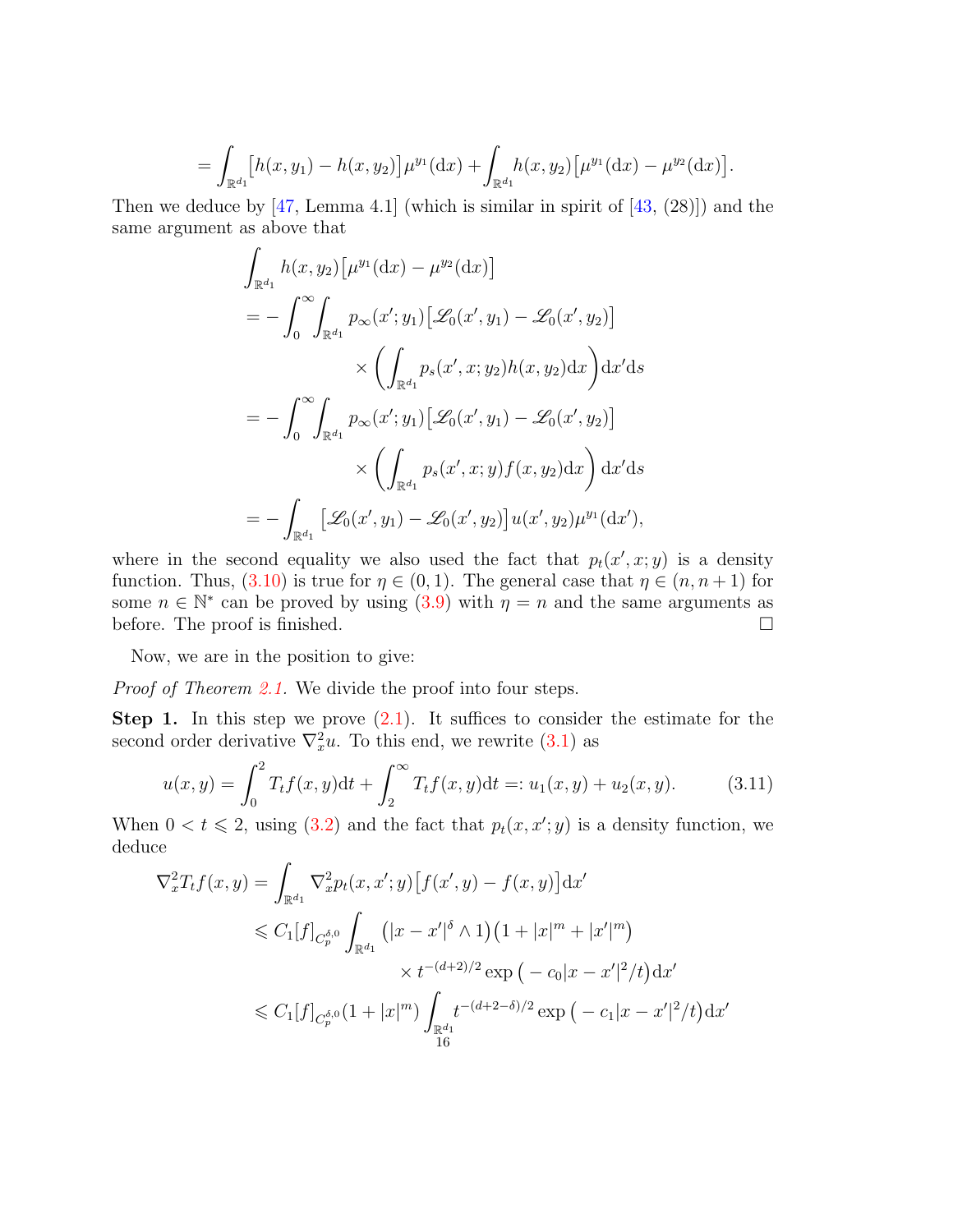$$= \int_{\mathbb{R}^{d_1}} \big[h(x,y_1) - h(x,y_2)\big]\mu^{y_1}(\mathrm{d}x) + \int_{\mathbb{R}^{d_1}} h(x,y_2)\big[\mu^{y_1}(\mathrm{d}x) - \mu^{y_2}(\mathrm{d}x)\big].$$

Then we deduce by [47, Lemma 4.1] (which is similar in spirit of [43, (28)]) and the same argument as above that

$$\begin{aligned}
&\int_{\mathbb{R}^{d_1}} h(x,y_2)\big[\mu^{y_1}(\mathrm{d}x) - \mu^{y_2}(\mathrm{d}x)\big] \\
&= -\int_0^\infty \int_{\mathbb{R}^{d_1}} p_\infty(x';y_1)\big[\mathscr{L}_0(x',y_1) - \mathscr{L}_0(x',y_2)\big] \\
&\qquad\qquad \times \left(\int_{\mathbb{R}^{d_1}} p_s(x',x;y_2) h(x,y_2)\mathrm{d}x\right)\mathrm{d}x'\mathrm{d}s \\
&= -\int_0^\infty \int_{\mathbb{R}^{d_1}} p_\infty(x';y_1)\big[\mathscr{L}_0(x',y_1) - \mathscr{L}_0(x',y_2)\big] \\
&\qquad\qquad \times \left(\int_{\mathbb{R}^{d_1}} p_s(x',x;y) f(x,y_2)\mathrm{d}x\right)\mathrm{d}x'\mathrm{d}s \\
&= -\int_{\mathbb{R}^{d_1}} \big[\mathscr{L}_0(x',y_1) - \mathscr{L}_0(x',y_2)\big] u(x',y_2)\mu^{y_1}(\mathrm{d}x'),
\end{aligned}$$

where in the second equality we also used the fact that $p_t(x',x;y)$ is a density function. Thus, (3.10) is true for $\eta \in (0,1)$. The general case that $\eta \in (n, n+1)$ for some $n \in \mathbb{N}^*$ can be proved by using (3.9) with $\eta = n$ and the same arguments as before. The proof is finished. $\square$

Now, we are in the position to give:

*Proof of Theorem 2.1.* We divide the proof into four steps.

**Step 1.** In this step we prove (2.1). It suffices to consider the estimate for the second order derivative $\nabla_x^2 u$. To this end, we rewrite (3.1) as

$$u(x,y) = \int_0^2 T_t f(x,y)\mathrm{d}t + \int_2^\infty T_t f(x,y)\mathrm{d}t =: u_1(x,y) + u_2(x,y). \tag{3.11}$$

When $0 < t \leqslant 2$, using (3.2) and the fact that $p_t(x,x';y)$ is a density function, we deduce

$$\begin{aligned}
\nabla_x^2 T_t f(x,y) &= \int_{\mathbb{R}^{d_1}} \nabla_x^2 p_t(x,x';y)\big[f(x',y) - f(x,y)\big]\mathrm{d}x' \\
&\leqslant C_1 [f]_{C_p^{\delta,0}} \int_{\mathbb{R}^{d_1}} \big(|x-x'|^\delta \wedge 1\big)\big(1 + |x|^m + |x'|^m\big) \\
&\qquad\qquad \times t^{-(d+2)/2} \exp\big(-c_0|x-x'|^2/t\big)\mathrm{d}x' \\
&\leqslant C_1 [f]_{C_p^{\delta,0}} (1+|x|^m) \int_{\mathbb{R}^{d_1}} t^{-(d+2-\delta)/2} \exp\big(-c_1|x-x'|^2/t\big)\mathrm{d}x'
\end{aligned}$$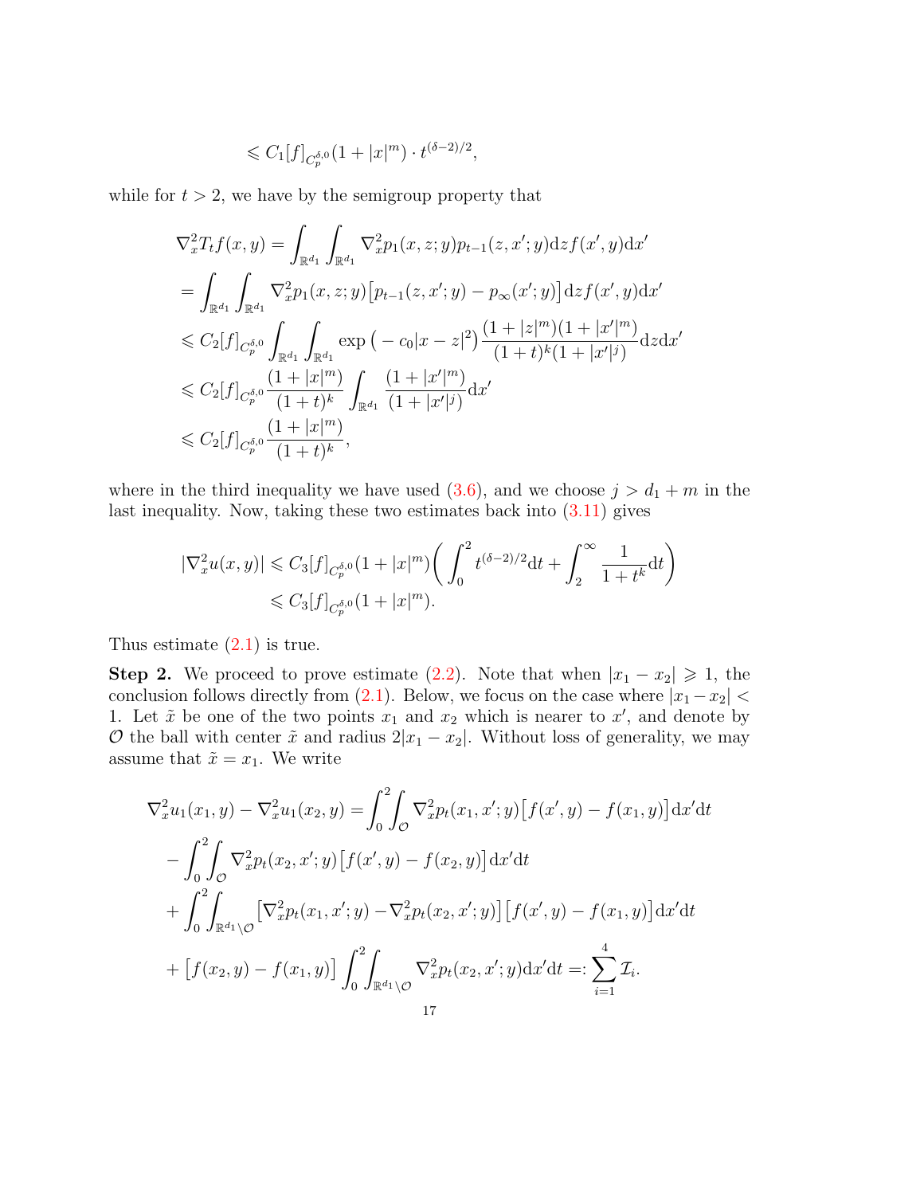$$\leqslant C_1[f]_{C_p^{\delta,0}}(1+|x|^m)\cdot t^{(\delta-2)/2},$$

while for $t>2$, we have by the semigroup property that

$$\begin{aligned}
\nabla_x^2 T_t f(x,y) &= \int_{\mathbb{R}^{d_1}}\int_{\mathbb{R}^{d_1}} \nabla_x^2 p_1(x,z;y)p_{t-1}(z,x';y)\mathrm{d}z f(x',y)\mathrm{d}x' \\
&= \int_{\mathbb{R}^{d_1}}\int_{\mathbb{R}^{d_1}} \nabla_x^2 p_1(x,z;y)\big[p_{t-1}(z,x';y)-p_\infty(x';y)\big]\mathrm{d}z f(x',y)\mathrm{d}x' \\
&\leqslant C_2[f]_{C_p^{\delta,0}}\int_{\mathbb{R}^{d_1}}\int_{\mathbb{R}^{d_1}} \exp\big(-c_0|x-z|^2\big)\frac{(1+|z|^m)(1+|x'|^m)}{(1+t)^k(1+|x'|^j)}\mathrm{d}z\mathrm{d}x' \\
&\leqslant C_2[f]_{C_p^{\delta,0}}\frac{(1+|x|^m)}{(1+t)^k}\int_{\mathbb{R}^{d_1}}\frac{(1+|x'|^m)}{(1+|x'|^j)}\mathrm{d}x' \\
&\leqslant C_2[f]_{C_p^{\delta,0}}\frac{(1+|x|^m)}{(1+t)^k},
\end{aligned}$$

where in the third inequality we have used (3.6), and we choose $j>d_1+m$ in the last inequality. Now, taking these two estimates back into (3.11) gives

$$\begin{aligned}
|\nabla_x^2 u(x,y)| &\leqslant C_3[f]_{C_p^{\delta,0}}(1+|x|^m)\bigg(\int_0^2 t^{(\delta-2)/2}\mathrm{d}t+\int_2^\infty \frac{1}{1+t^k}\mathrm{d}t\bigg) \\
&\leqslant C_3[f]_{C_p^{\delta,0}}(1+|x|^m).
\end{aligned}$$

Thus estimate (2.1) is true.

**Step 2.** We proceed to prove estimate (2.2). Note that when $|x_1-x_2|\geqslant 1$, the conclusion follows directly from (2.1). Below, we focus on the case where $|x_1-x_2|<1$. Let $\tilde{x}$ be one of the two points $x_1$ and $x_2$ which is nearer to $x'$, and denote by $\mathcal{O}$ the ball with center $\tilde{x}$ and radius $2|x_1-x_2|$. Without loss of generality, we may assume that $\tilde{x}=x_1$. We write

$$\begin{aligned}
\nabla_x^2 u_1(x_1,y)-\nabla_x^2 u_1(x_2,y) &= \int_0^2\int_{\mathcal{O}} \nabla_x^2 p_t(x_1,x';y)\big[f(x',y)-f(x_1,y)\big]\mathrm{d}x'\mathrm{d}t \\
&\quad -\int_0^2\int_{\mathcal{O}} \nabla_x^2 p_t(x_2,x';y)\big[f(x',y)-f(x_2,y)\big]\mathrm{d}x'\mathrm{d}t \\
&\quad +\int_0^2\int_{\mathbb{R}^{d_1}\setminus\mathcal{O}} \big[\nabla_x^2 p_t(x_1,x';y)-\nabla_x^2 p_t(x_2,x';y)\big]\big[f(x',y)-f(x_1,y)\big]\mathrm{d}x'\mathrm{d}t \\
&\quad +\big[f(x_2,y)-f(x_1,y)\big]\int_0^2\int_{\mathbb{R}^{d_1}\setminus\mathcal{O}} \nabla_x^2 p_t(x_2,x';y)\mathrm{d}x'\mathrm{d}t =: \sum_{i=1}^4 \mathcal{I}_i.
\end{aligned}$$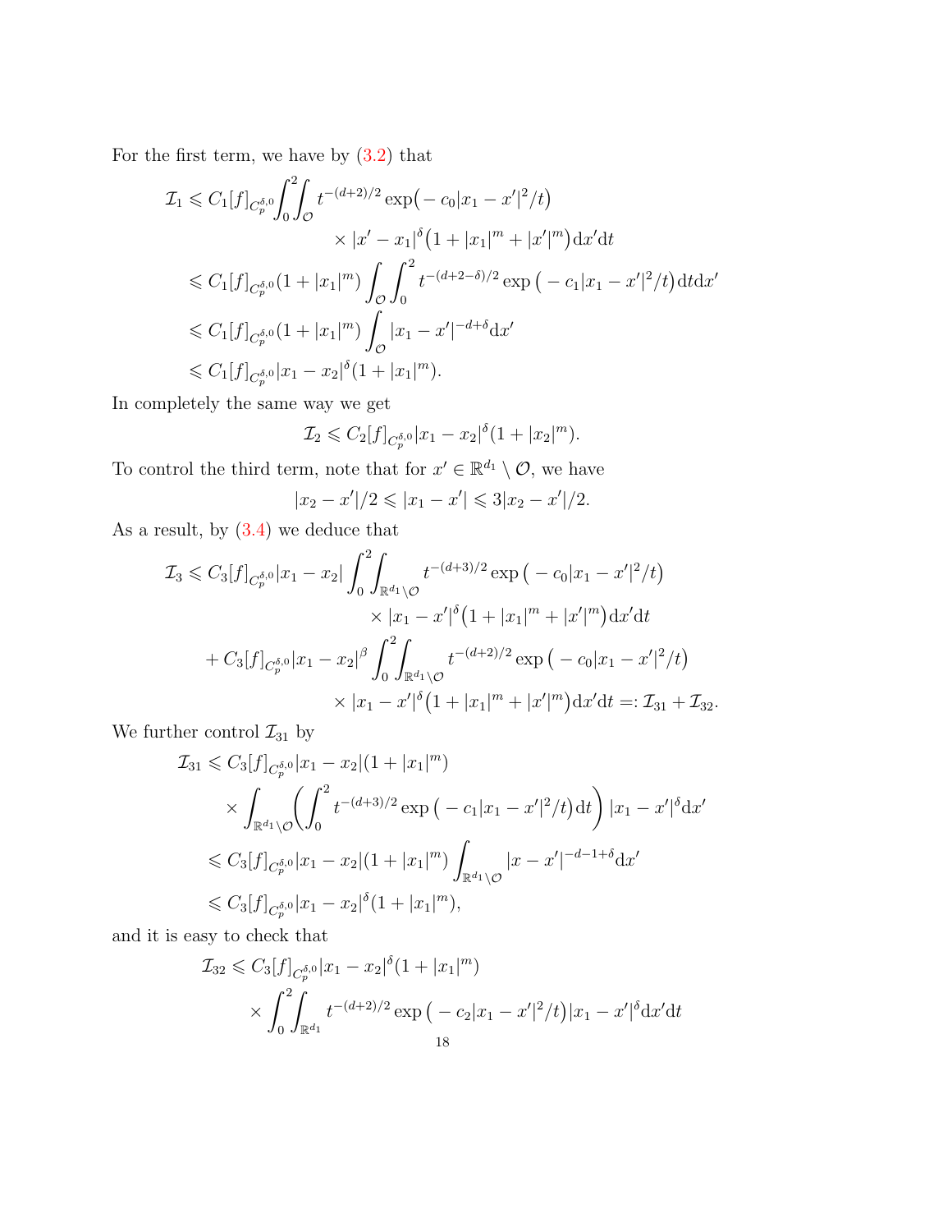For the first term, we have by (3.2) that

$$
\begin{aligned}
\mathcal{I}_1 &\leqslant C_1[f]_{C_p^{\delta,0}}\int_0^2\int_{\mathcal{O}} t^{-(d+2)/2}\exp\big(-c_0|x_1-x'|^2/t\big) \\
&\qquad\qquad\times |x'-x_1|^{\delta}\big(1+|x_1|^m+|x'|^m\big)\mathrm{d}x'\mathrm{d}t \\
&\leqslant C_1[f]_{C_p^{\delta,0}}(1+|x_1|^m)\int_{\mathcal{O}}\int_0^2 t^{-(d+2-\delta)/2}\exp\big(-c_1|x_1-x'|^2/t\big)\mathrm{d}t\mathrm{d}x' \\
&\leqslant C_1[f]_{C_p^{\delta,0}}(1+|x_1|^m)\int_{\mathcal{O}}|x_1-x'|^{-d+\delta}\mathrm{d}x' \\
&\leqslant C_1[f]_{C_p^{\delta,0}}|x_1-x_2|^{\delta}(1+|x_1|^m).
\end{aligned}
$$

In completely the same way we get

$$
\mathcal{I}_2 \leqslant C_2[f]_{C_p^{\delta,0}}|x_1-x_2|^{\delta}(1+|x_2|^m).
$$

To control the third term, note that for $x'\in\mathbb{R}^{d_1}\setminus\mathcal{O}$, we have

$$
|x_2-x'|/2\leqslant|x_1-x'|\leqslant 3|x_2-x'|/2.
$$

As a result, by (3.4) we deduce that

$$
\begin{aligned}
\mathcal{I}_3 &\leqslant C_3[f]_{C_p^{\delta,0}}|x_1-x_2|\int_0^2\int_{\mathbb{R}^{d_1}\setminus\mathcal{O}} t^{-(d+3)/2}\exp\big(-c_0|x_1-x'|^2/t\big) \\
&\qquad\qquad\times|x_1-x'|^{\delta}\big(1+|x_1|^m+|x'|^m\big)\mathrm{d}x'\mathrm{d}t \\
&\quad + C_3[f]_{C_p^{\delta,0}}|x_1-x_2|^{\beta}\int_0^2\int_{\mathbb{R}^{d_1}\setminus\mathcal{O}} t^{-(d+2)/2}\exp\big(-c_0|x_1-x'|^2/t\big) \\
&\qquad\qquad\times|x_1-x'|^{\delta}\big(1+|x_1|^m+|x'|^m\big)\mathrm{d}x'\mathrm{d}t =: \mathcal{I}_{31}+\mathcal{I}_{32}.
\end{aligned}
$$

We further control $\mathcal{I}_{31}$ by

$$
\begin{aligned}
\mathcal{I}_{31} &\leqslant C_3[f]_{C_p^{\delta,0}}|x_1-x_2|(1+|x_1|^m) \\
&\qquad\times\int_{\mathbb{R}^{d_1}\setminus\mathcal{O}}\bigg(\int_0^2 t^{-(d+3)/2}\exp\big(-c_1|x_1-x'|^2/t\big)\mathrm{d}t\bigg)|x_1-x'|^{\delta}\mathrm{d}x' \\
&\leqslant C_3[f]_{C_p^{\delta,0}}|x_1-x_2|(1+|x_1|^m)\int_{\mathbb{R}^{d_1}\setminus\mathcal{O}}|x-x'|^{-d-1+\delta}\mathrm{d}x' \\
&\leqslant C_3[f]_{C_p^{\delta,0}}|x_1-x_2|^{\delta}(1+|x_1|^m),
\end{aligned}
$$

and it is easy to check that

$$
\begin{aligned}
\mathcal{I}_{32} &\leqslant C_3[f]_{C_p^{\delta,0}}|x_1-x_2|^{\delta}(1+|x_1|^m) \\
&\qquad\times\int_0^2\int_{\mathbb{R}^{d_1}} t^{-(d+2)/2}\exp\big(-c_2|x_1-x'|^2/t\big)|x_1-x'|^{\delta}\mathrm{d}x'\mathrm{d}t
\end{aligned}
$$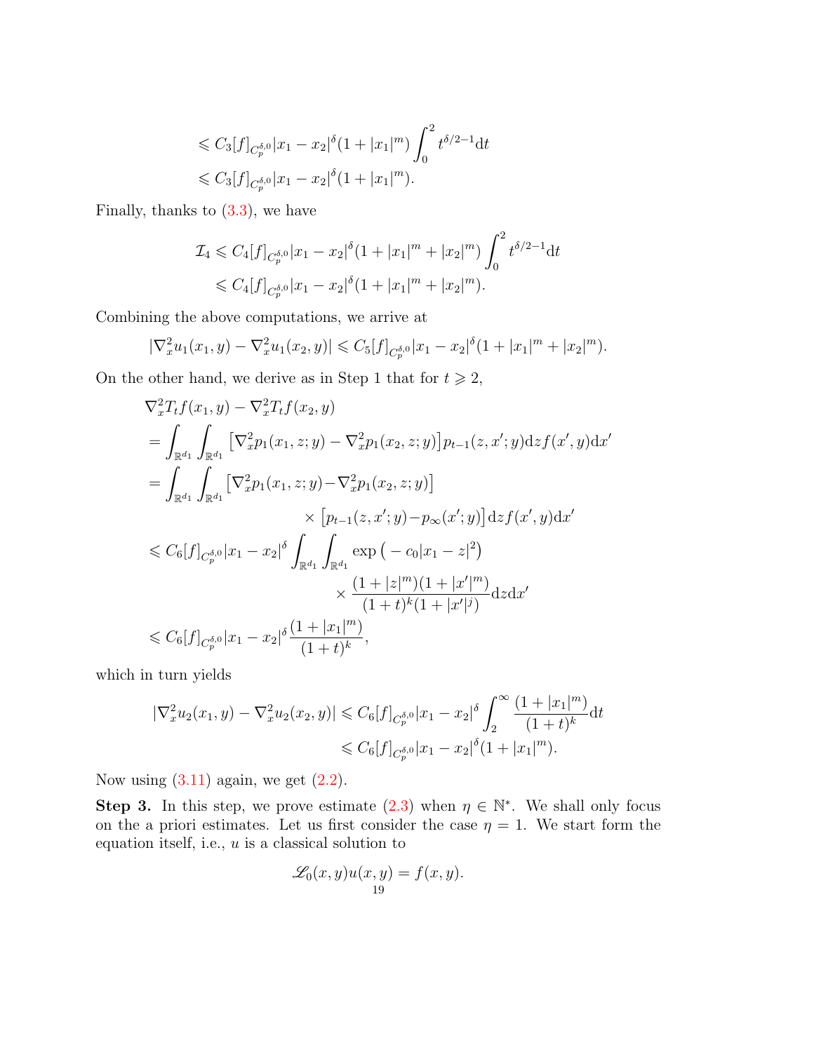$$
\begin{aligned}
&\leqslant C_3[f]_{C_p^{\delta,0}}|x_1-x_2|^\delta(1+|x_1|^m)\int_0^2 t^{\delta/2-1}\mathrm{d}t\\
&\leqslant C_3[f]_{C_p^{\delta,0}}|x_1-x_2|^\delta(1+|x_1|^m).
\end{aligned}
$$

Finally, thanks to (3.3), we have

$$
\begin{aligned}
\mathcal{I}_4 &\leqslant C_4[f]_{C_p^{\delta,0}}|x_1-x_2|^\delta(1+|x_1|^m+|x_2|^m)\int_0^2 t^{\delta/2-1}\mathrm{d}t\\
&\leqslant C_4[f]_{C_p^{\delta,0}}|x_1-x_2|^\delta(1+|x_1|^m+|x_2|^m).
\end{aligned}
$$

Combining the above computations, we arrive at

$$
|\nabla_x^2 u_1(x_1,y)-\nabla_x^2 u_1(x_2,y)|\leqslant C_5[f]_{C_p^{\delta,0}}|x_1-x_2|^\delta(1+|x_1|^m+|x_2|^m).
$$

On the other hand, we derive as in Step 1 that for $t\geqslant 2$,

$$
\begin{aligned}
&\nabla_x^2 T_t f(x_1,y)-\nabla_x^2 T_t f(x_2,y)\\
&=\int_{\mathbb{R}^{d_1}}\int_{\mathbb{R}^{d_1}}\big[\nabla_x^2 p_1(x_1,z;y)-\nabla_x^2 p_1(x_2,z;y)\big]p_{t-1}(z,x';y)\mathrm{d}zf(x',y)\mathrm{d}x'\\
&=\int_{\mathbb{R}^{d_1}}\int_{\mathbb{R}^{d_1}}\big[\nabla_x^2 p_1(x_1,z;y)-\nabla_x^2 p_1(x_2,z;y)\big]\\
&\qquad\qquad\qquad\times\big[p_{t-1}(z,x';y)-p_\infty(x';y)\big]\mathrm{d}zf(x',y)\mathrm{d}x'\\
&\leqslant C_6[f]_{C_p^{\delta,0}}|x_1-x_2|^\delta\int_{\mathbb{R}^{d_1}}\int_{\mathbb{R}^{d_1}}\exp\big(-c_0|x_1-z|^2\big)\\
&\qquad\qquad\qquad\times\frac{(1+|z|^m)(1+|x'|^m)}{(1+t)^k(1+|x'|^j)}\mathrm{d}z\mathrm{d}x'\\
&\leqslant C_6[f]_{C_p^{\delta,0}}|x_1-x_2|^\delta\frac{(1+|x_1|^m)}{(1+t)^k},
\end{aligned}
$$

which in turn yields

$$
\begin{aligned}
|\nabla_x^2 u_2(x_1,y)-\nabla_x^2 u_2(x_2,y)|&\leqslant C_6[f]_{C_p^{\delta,0}}|x_1-x_2|^\delta\int_2^\infty\frac{(1+|x_1|^m)}{(1+t)^k}\mathrm{d}t\\
&\leqslant C_6[f]_{C_p^{\delta,0}}|x_1-x_2|^\delta(1+|x_1|^m).
\end{aligned}
$$

Now using (3.11) again, we get (2.2).

**Step 3.** In this step, we prove estimate (2.3) when $\eta\in\mathbb{N}^*$. We shall only focus on the a priori estimates. Let us first consider the case $\eta=1$. We start form the equation itself, i.e., $u$ is a classical solution to

$$
\mathscr{L}_0(x,y)u(x,y)=f(x,y).
$$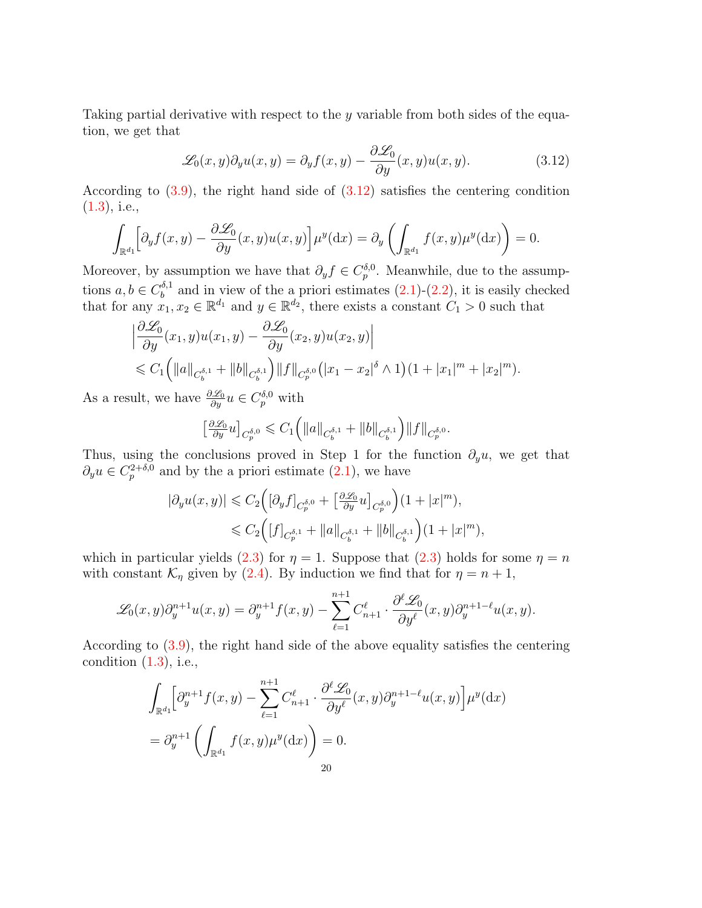Taking partial derivative with respect to the $y$ variable from both sides of the equation, we get that

$$\mathscr{L}_0(x,y)\partial_y u(x,y) = \partial_y f(x,y) - \frac{\partial \mathscr{L}_0}{\partial y}(x,y)u(x,y). \tag{3.12}$$

According to (3.9), the right hand side of (3.12) satisfies the centering condition (1.3), i.e.,

$$\int_{\mathbb{R}^{d_1}} \Big[\partial_y f(x,y) - \frac{\partial \mathscr{L}_0}{\partial y}(x,y)u(x,y)\Big]\mu^y(\mathrm{d}x) = \partial_y \left(\int_{\mathbb{R}^{d_1}} f(x,y)\mu^y(\mathrm{d}x)\right) = 0.$$

Moreover, by assumption we have that $\partial_y f \in C_p^{\delta,0}$. Meanwhile, due to the assumptions $a, b \in C_b^{\delta,1}$ and in view of the a priori estimates (2.1)-(2.2), it is easily checked that for any $x_1, x_2 \in \mathbb{R}^{d_1}$ and $y \in \mathbb{R}^{d_2}$, there exists a constant $C_1 > 0$ such that

$$\begin{aligned}
&\Big|\frac{\partial \mathscr{L}_0}{\partial y}(x_1,y)u(x_1,y) - \frac{\partial \mathscr{L}_0}{\partial y}(x_2,y)u(x_2,y)\Big| \\
&\leqslant C_1\Big(\|a\|_{C_b^{\delta,1}} + \|b\|_{C_b^{\delta,1}}\Big)\|f\|_{C_p^{\delta,0}}\big(|x_1-x_2|^\delta \wedge 1\big)(1+|x_1|^m+|x_2|^m).
\end{aligned}$$

As a result, we have $\frac{\partial \mathscr{L}_0}{\partial y}u \in C_p^{\delta,0}$ with

$$\big[\tfrac{\partial \mathscr{L}_0}{\partial y}u\big]_{C_p^{\delta,0}} \leqslant C_1\Big(\|a\|_{C_b^{\delta,1}} + \|b\|_{C_b^{\delta,1}}\Big)\|f\|_{C_p^{\delta,0}}.$$

Thus, using the conclusions proved in Step 1 for the function $\partial_y u$, we get that $\partial_y u \in C_p^{2+\delta,0}$ and by the a priori estimate (2.1), we have

$$\begin{aligned}
|\partial_y u(x,y)| &\leqslant C_2\Big([\partial_y f]_{C_p^{\delta,0}} + \big[\tfrac{\partial \mathscr{L}_0}{\partial y}u\big]_{C_p^{\delta,0}}\Big)(1+|x|^m), \\
&\leqslant C_2\Big([f]_{C_p^{\delta,1}} + \|a\|_{C_b^{\delta,1}} + \|b\|_{C_b^{\delta,1}}\Big)(1+|x|^m),
\end{aligned}$$

which in particular yields (2.3) for $\eta = 1$. Suppose that (2.3) holds for some $\eta = n$ with constant $\mathcal{K}_\eta$ given by (2.4). By induction we find that for $\eta = n+1$,

$$\mathscr{L}_0(x,y)\partial_y^{n+1}u(x,y) = \partial_y^{n+1}f(x,y) - \sum_{\ell=1}^{n+1} C_{n+1}^\ell \cdot \frac{\partial^\ell \mathscr{L}_0}{\partial y^\ell}(x,y)\partial_y^{n+1-\ell}u(x,y).$$

According to (3.9), the right hand side of the above equality satisfies the centering condition (1.3), i.e.,

$$\begin{aligned}
&\int_{\mathbb{R}^{d_1}} \Big[\partial_y^{n+1}f(x,y) - \sum_{\ell=1}^{n+1} C_{n+1}^\ell \cdot \frac{\partial^\ell \mathscr{L}_0}{\partial y^\ell}(x,y)\partial_y^{n+1-\ell}u(x,y)\Big]\mu^y(\mathrm{d}x) \\
&= \partial_y^{n+1}\left(\int_{\mathbb{R}^{d_1}} f(x,y)\mu^y(\mathrm{d}x)\right) = 0.
\end{aligned}$$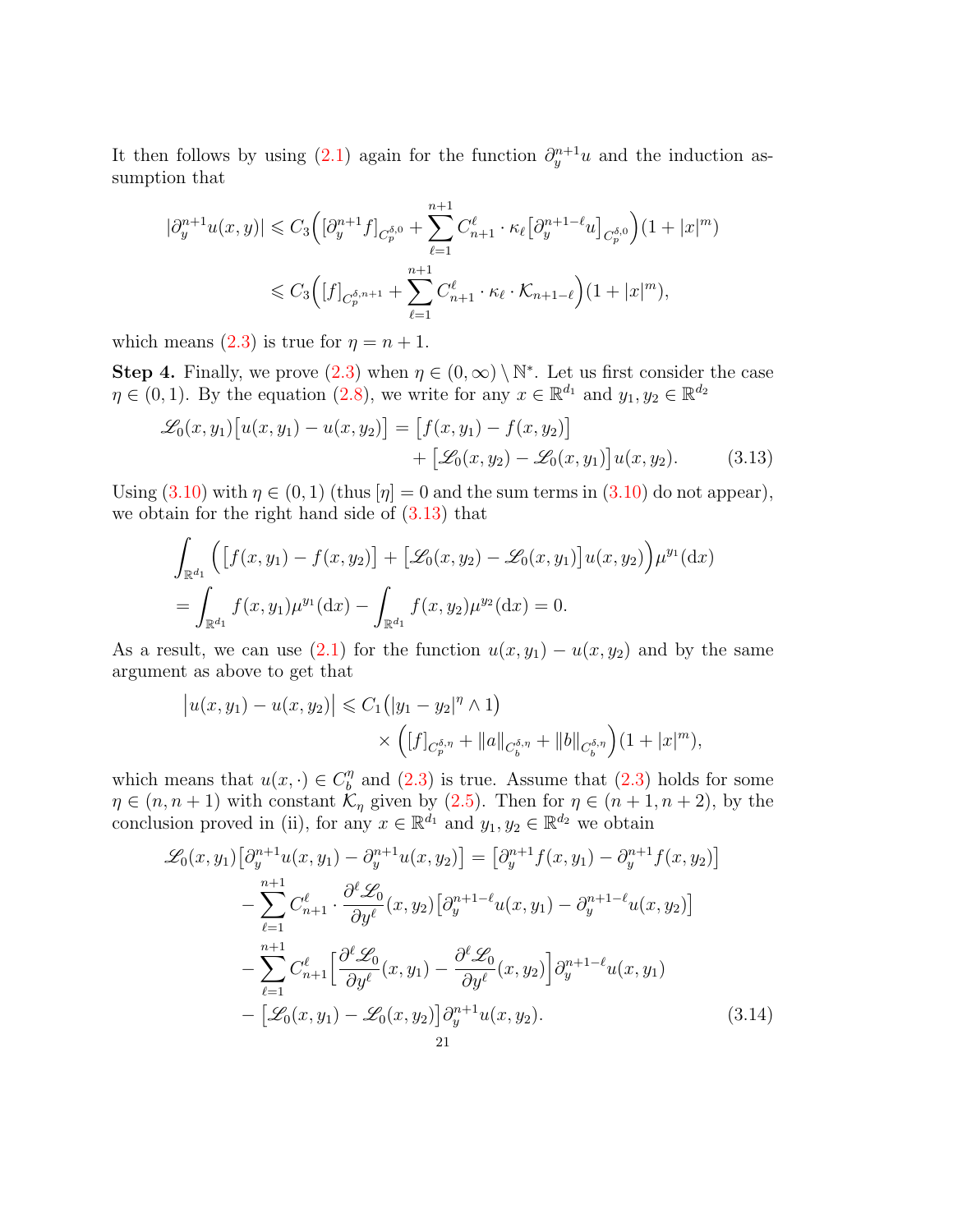It then follows by using (2.1) again for the function $\partial_y^{n+1}u$ and the induction assumption that

$$
\begin{aligned}
|\partial_y^{n+1}u(x,y)| &\leqslant C_3\Big([\partial_y^{n+1}f]_{C_p^{\delta,0}} + \sum_{\ell=1}^{n+1} C_{n+1}^{\ell}\cdot\kappa_\ell\big[\partial_y^{n+1-\ell}u\big]_{C_p^{\delta,0}}\Big)(1+|x|^m)\\
&\leqslant C_3\Big([f]_{C_p^{\delta,n+1}} + \sum_{\ell=1}^{n+1} C_{n+1}^{\ell}\cdot\kappa_\ell\cdot\mathcal{K}_{n+1-\ell}\Big)(1+|x|^m),
\end{aligned}
$$

which means (2.3) is true for $\eta = n+1$.

**Step 4.** Finally, we prove (2.3) when $\eta\in(0,\infty)\setminus\mathbb{N}^*$. Let us first consider the case $\eta\in(0,1)$. By the equation (2.8), we write for any $x\in\mathbb{R}^{d_1}$ and $y_1,y_2\in\mathbb{R}^{d_2}$

$$
\begin{aligned}
\mathscr{L}_0(x,y_1)\big[u(x,y_1)-u(x,y_2)\big] = \big[f(x,y_1)-f(x,y_2)\big]&\\
+\big[\mathscr{L}_0(x,y_2)-\mathscr{L}_0(x,y_1)\big]u(x,y_2).&\qquad (3.13)
\end{aligned}
$$

Using (3.10) with $\eta\in(0,1)$ (thus $[\eta]=0$ and the sum terms in (3.10) do not appear), we obtain for the right hand side of (3.13) that

$$
\begin{aligned}
&\int_{\mathbb{R}^{d_1}}\Big(\big[f(x,y_1)-f(x,y_2)\big]+\big[\mathscr{L}_0(x,y_2)-\mathscr{L}_0(x,y_1)\big]u(x,y_2)\Big)\mu^{y_1}(\mathrm{d}x)\\
&=\int_{\mathbb{R}^{d_1}} f(x,y_1)\mu^{y_1}(\mathrm{d}x)-\int_{\mathbb{R}^{d_1}} f(x,y_2)\mu^{y_2}(\mathrm{d}x)=0.
\end{aligned}
$$

As a result, we can use (2.1) for the function $u(x,y_1)-u(x,y_2)$ and by the same argument as above to get that

$$
\begin{aligned}
\big|u(x,y_1)-u(x,y_2)\big| &\leqslant C_1\big(|y_1-y_2|^\eta\wedge 1\big)\\
&\quad\times\Big([f]_{C_p^{\delta,\eta}}+\|a\|_{C_b^{\delta,\eta}}+\|b\|_{C_b^{\delta,\eta}}\Big)(1+|x|^m),
\end{aligned}
$$

which means that $u(x,\cdot)\in C_b^\eta$ and (2.3) is true. Assume that (2.3) holds for some $\eta\in(n,n+1)$ with constant $\mathcal{K}_\eta$ given by (2.5). Then for $\eta\in(n+1,n+2)$, by the conclusion proved in (ii), for any $x\in\mathbb{R}^{d_1}$ and $y_1,y_2\in\mathbb{R}^{d_2}$ we obtain

$$
\begin{aligned}
\mathscr{L}_0(x,y_1)\big[\partial_y^{n+1}u(x,y_1)-\partial_y^{n+1}u(x,y_2)\big] &= \big[\partial_y^{n+1}f(x,y_1)-\partial_y^{n+1}f(x,y_2)\big]\\
&-\sum_{\ell=1}^{n+1}C_{n+1}^{\ell}\cdot\frac{\partial^\ell\mathscr{L}_0}{\partial y^\ell}(x,y_2)\big[\partial_y^{n+1-\ell}u(x,y_1)-\partial_y^{n+1-\ell}u(x,y_2)\big]\\
&-\sum_{\ell=1}^{n+1}C_{n+1}^{\ell}\Big[\frac{\partial^\ell\mathscr{L}_0}{\partial y^\ell}(x,y_1)-\frac{\partial^\ell\mathscr{L}_0}{\partial y^\ell}(x,y_2)\Big]\partial_y^{n+1-\ell}u(x,y_1)\\
&-\big[\mathscr{L}_0(x,y_1)-\mathscr{L}_0(x,y_2)\big]\partial_y^{n+1}u(x,y_2).\qquad (3.14)
\end{aligned}
$$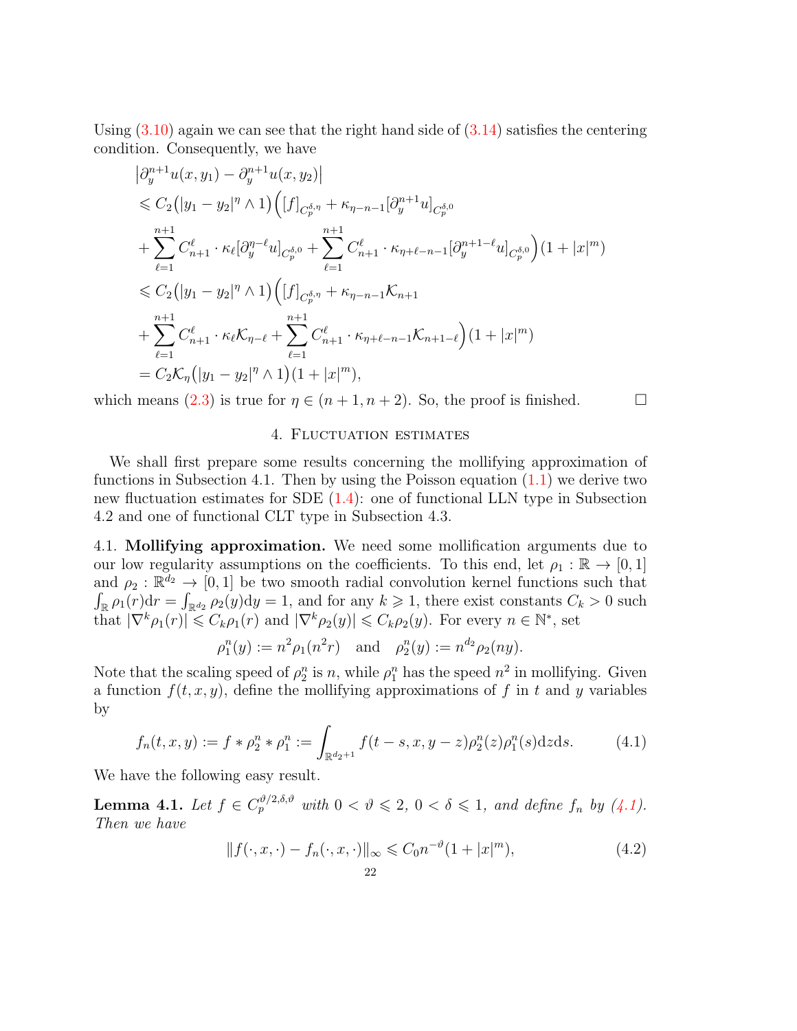Using (3.10) again we can see that the right hand side of (3.14) satisfies the centering condition. Consequently, we have

$$
\begin{aligned}
&\big|\partial_y^{n+1}u(x,y_1)-\partial_y^{n+1}u(x,y_2)\big|\\
&\leqslant C_2\big(|y_1-y_2|^\eta\wedge 1\big)\Big([f]_{C_p^{\delta,\eta}}+\kappa_{\eta-n-1}[\partial_y^{n+1}u]_{C_p^{\delta,0}}\\
&+\sum_{\ell=1}^{n+1}C_{n+1}^\ell\cdot\kappa_\ell[\partial_y^{\eta-\ell}u]_{C_p^{\delta,0}}+\sum_{\ell=1}^{n+1}C_{n+1}^\ell\cdot\kappa_{\eta+\ell-n-1}[\partial_y^{n+1-\ell}u]_{C_p^{\delta,0}}\Big)(1+|x|^m)\\
&\leqslant C_2\big(|y_1-y_2|^\eta\wedge 1\big)\Big([f]_{C_p^{\delta,\eta}}+\kappa_{\eta-n-1}\mathcal{K}_{n+1}\\
&+\sum_{\ell=1}^{n+1}C_{n+1}^\ell\cdot\kappa_\ell\mathcal{K}_{\eta-\ell}+\sum_{\ell=1}^{n+1}C_{n+1}^\ell\cdot\kappa_{\eta+\ell-n-1}\mathcal{K}_{n+1-\ell}\Big)(1+|x|^m)\\
&=C_2\mathcal{K}_\eta\big(|y_1-y_2|^\eta\wedge 1\big)(1+|x|^m),
\end{aligned}
$$

which means (2.3) is true for $\eta\in(n+1,n+2)$. So, the proof is finished. $\square$

## 4. Fluctuation estimates

We shall first prepare some results concerning the mollifying approximation of functions in Subsection 4.1. Then by using the Poisson equation (1.1) we derive two new fluctuation estimates for SDE (1.4): one of functional LLN type in Subsection 4.2 and one of functional CLT type in Subsection 4.3.

### 4.1. Mollifying approximation.

We need some mollification arguments due to our low regularity assumptions on the coefficients. To this end, let $\rho_1:\mathbb{R}\to[0,1]$ and $\rho_2:\mathbb{R}^{d_2}\to[0,1]$ be two smooth radial convolution kernel functions such that $\int_{\mathbb{R}}\rho_1(r)\mathrm{d}r=\int_{\mathbb{R}^{d_2}}\rho_2(y)\mathrm{d}y=1$, and for any $k\geqslant 1$, there exist constants $C_k>0$ such that $|\nabla^k\rho_1(r)|\leqslant C_k\rho_1(r)$ and $|\nabla^k\rho_2(y)|\leqslant C_k\rho_2(y)$. For every $n\in\mathbb{N}^*$, set

$$
\rho_1^n(y):=n^2\rho_1(n^2r)\quad\text{and}\quad \rho_2^n(y):=n^{d_2}\rho_2(ny).
$$

Note that the scaling speed of $\rho_2^n$ is $n$, while $\rho_1^n$ has the speed $n^2$ in mollifying. Given a function $f(t,x,y)$, define the mollifying approximations of $f$ in $t$ and $y$ variables by

$$
f_n(t,x,y):=f*\rho_2^n*\rho_1^n:=\int_{\mathbb{R}^{d_2+1}}f(t-s,x,y-z)\rho_2^n(z)\rho_1^n(s)\mathrm{d}z\mathrm{d}s. \tag{4.1}
$$

We have the following easy result.

**Lemma 4.1.** *Let $f\in C_p^{\vartheta/2,\delta,\vartheta}$ with $0<\vartheta\leqslant 2$, $0<\delta\leqslant 1$, and define $f_n$ by (4.1). Then we have*

$$
\|f(\cdot,x,\cdot)-f_n(\cdot,x,\cdot)\|_\infty\leqslant C_0n^{-\vartheta}(1+|x|^m), \tag{4.2}
$$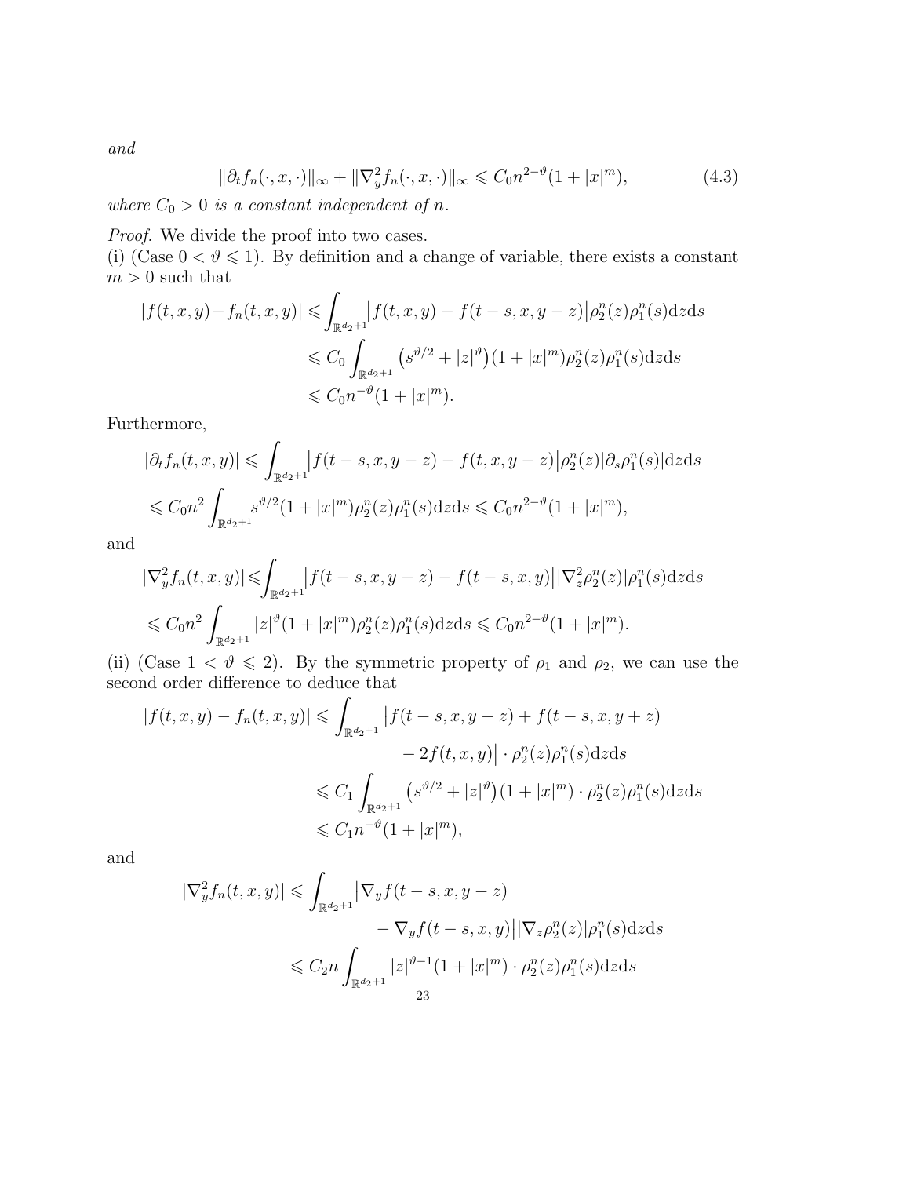*and*

$$
\|\partial_t f_n(\cdot, x, \cdot)\|_\infty + \|\nabla_y^2 f_n(\cdot, x, \cdot)\|_\infty \leqslant C_0 n^{2-\vartheta}(1 + |x|^m), \tag{4.3}
$$

*where $C_0 > 0$ is a constant independent of $n$.*

*Proof.* We divide the proof into two cases.

(i) (Case $0 < \vartheta \leqslant 1$). By definition and a change of variable, there exists a constant $m > 0$ such that

$$
\begin{aligned}
|f(t,x,y) - f_n(t,x,y)| &\leqslant \int_{\mathbb{R}^{d_2+1}} \big| f(t,x,y) - f(t-s,x,y-z) \big| \rho_2^n(z)\rho_1^n(s) \mathrm{d}z\mathrm{d}s \\
&\leqslant C_0 \int_{\mathbb{R}^{d_2+1}} \big( s^{\vartheta/2} + |z|^\vartheta \big)(1 + |x|^m)\rho_2^n(z)\rho_1^n(s) \mathrm{d}z\mathrm{d}s \\
&\leqslant C_0 n^{-\vartheta}(1 + |x|^m).
\end{aligned}
$$

Furthermore,

$$
\begin{aligned}
&|\partial_t f_n(t,x,y)| \leqslant \int_{\mathbb{R}^{d_2+1}} \big| f(t-s,x,y-z) - f(t,x,y-z) \big| \rho_2^n(z) |\partial_s \rho_1^n(s)| \mathrm{d}z\mathrm{d}s \\
&\leqslant C_0 n^2 \int_{\mathbb{R}^{d_2+1}} s^{\vartheta/2}(1 + |x|^m)\rho_2^n(z)\rho_1^n(s)\mathrm{d}z\mathrm{d}s \leqslant C_0 n^{2-\vartheta}(1 + |x|^m),
\end{aligned}
$$

and

$$
\begin{aligned}
&|\nabla_y^2 f_n(t,x,y)| \leqslant \int_{\mathbb{R}^{d_2+1}} \big| f(t-s,x,y-z) - f(t-s,x,y) \big| |\nabla_z^2 \rho_2^n(z)| \rho_1^n(s) \mathrm{d}z\mathrm{d}s \\
&\leqslant C_0 n^2 \int_{\mathbb{R}^{d_2+1}} |z|^\vartheta (1 + |x|^m)\rho_2^n(z)\rho_1^n(s)\mathrm{d}z\mathrm{d}s \leqslant C_0 n^{2-\vartheta}(1 + |x|^m).
\end{aligned}
$$

(ii) (Case $1 < \vartheta \leqslant 2$). By the symmetric property of $\rho_1$ and $\rho_2$, we can use the second order difference to deduce that

$$
\begin{aligned}
|f(t,x,y) - f_n(t,x,y)| \leqslant \int_{\mathbb{R}^{d_2+1}} \big| &f(t-s,x,y-z) + f(t-s,x,y+z) \\
&- 2f(t,x,y) \big| \cdot \rho_2^n(z)\rho_1^n(s)\mathrm{d}z\mathrm{d}s \\
\leqslant C_1 \int_{\mathbb{R}^{d_2+1}} &\big( s^{\vartheta/2} + |z|^\vartheta \big)(1 + |x|^m) \cdot \rho_2^n(z)\rho_1^n(s)\mathrm{d}z\mathrm{d}s \\
\leqslant C_1 n^{-\vartheta}&(1 + |x|^m),
\end{aligned}
$$

and

$$
\begin{aligned}
|\nabla_y^2 f_n(t,x,y)| \leqslant \int_{\mathbb{R}^{d_2+1}} \big| &\nabla_y f(t-s,x,y-z) \\
&- \nabla_y f(t-s,x,y) \big| |\nabla_z \rho_2^n(z)| \rho_1^n(s)\mathrm{d}z\mathrm{d}s \\
\leqslant C_2 n \int_{\mathbb{R}^{d_2+1}} &|z|^{\vartheta-1}(1 + |x|^m) \cdot \rho_2^n(z)\rho_1^n(s)\mathrm{d}z\mathrm{d}s
\end{aligned}
$$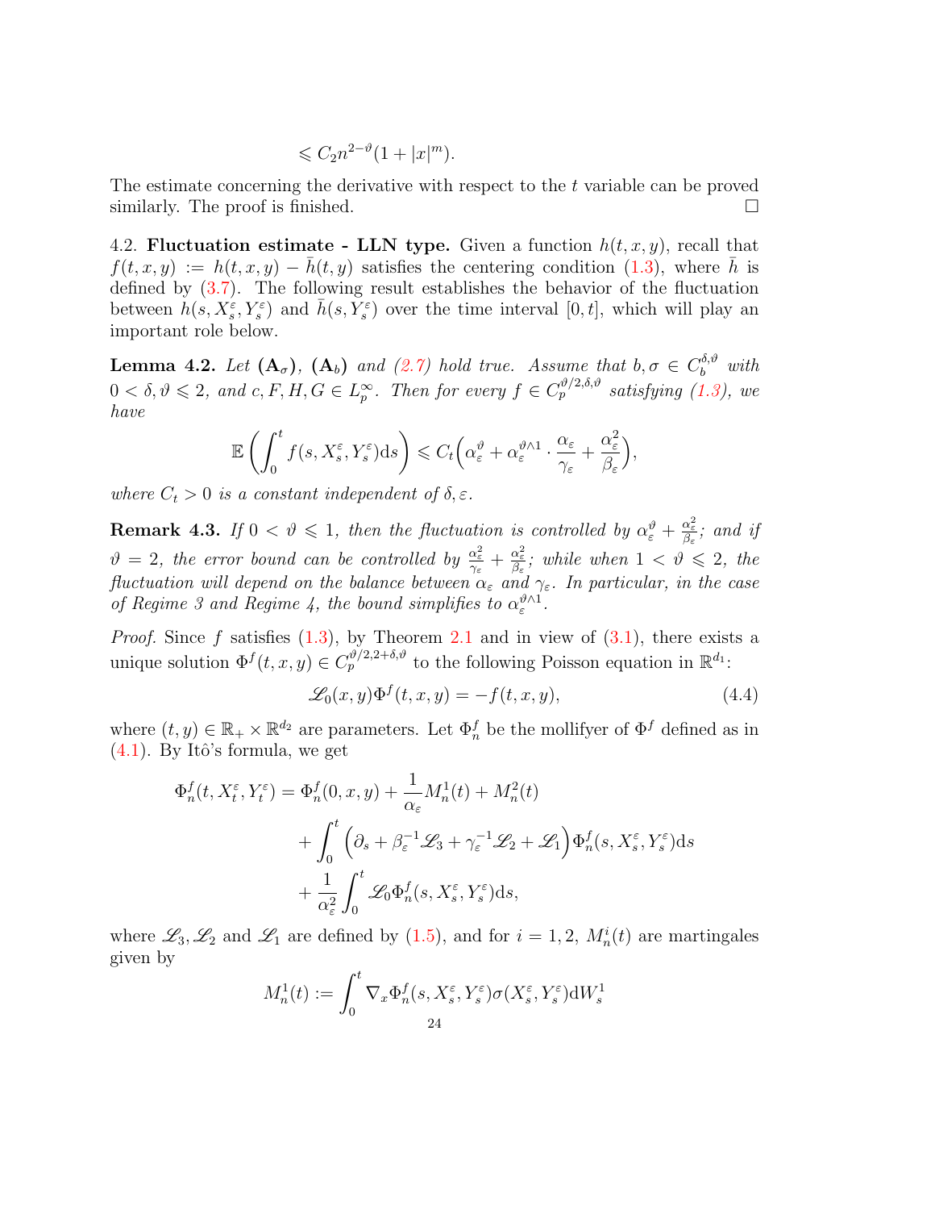$$\leqslant C_2 n^{2-\vartheta}(1+|x|^m).$$

The estimate concerning the derivative with respect to the $t$ variable can be proved similarly. The proof is finished. □

4.2. **Fluctuation estimate - LLN type.** Given a function $h(t,x,y)$, recall that $f(t,x,y) := h(t,x,y) - \bar{h}(t,y)$ satisfies the centering condition (1.3), where $\bar{h}$ is defined by (3.7). The following result establishes the behavior of the fluctuation between $h(s,X_s^\varepsilon,Y_s^\varepsilon)$ and $\bar{h}(s,Y_s^\varepsilon)$ over the time interval $[0,t]$, which will play an important role below.

**Lemma 4.2.** *Let* $(\mathbf{A}_\sigma)$*,* $(\mathbf{A}_b)$ *and* (2.7) *hold true. Assume that* $b,\sigma \in C_b^{\delta,\vartheta}$ *with* $0<\delta,\vartheta \leqslant 2$*, and* $c,F,H,G \in L_p^\infty$*. Then for every* $f \in C_p^{\vartheta/2,\delta,\vartheta}$ *satisfying* (1.3)*, we have*

$$\mathbb{E}\left(\int_0^t f(s,X_s^\varepsilon,Y_s^\varepsilon)\mathrm{d}s\right) \leqslant C_t\Big(\alpha_\varepsilon^\vartheta + \alpha_\varepsilon^{\vartheta\wedge 1}\cdot\frac{\alpha_\varepsilon}{\gamma_\varepsilon} + \frac{\alpha_\varepsilon^2}{\beta_\varepsilon}\Big),$$

*where* $C_t>0$ *is a constant independent of* $\delta,\varepsilon$*.*

**Remark 4.3.** *If* $0<\vartheta\leqslant 1$*, then the fluctuation is controlled by* $\alpha_\varepsilon^\vartheta + \frac{\alpha_\varepsilon^2}{\beta_\varepsilon}$*; and if* $\vartheta = 2$*, the error bound can be controlled by* $\frac{\alpha_\varepsilon^2}{\gamma_\varepsilon}+\frac{\alpha_\varepsilon^2}{\beta_\varepsilon}$*; while when* $1<\vartheta\leqslant 2$*, the fluctuation will depend on the balance between* $\alpha_\varepsilon$ *and* $\gamma_\varepsilon$*. In particular, in the case of Regime 3 and Regime 4, the bound simplifies to* $\alpha_\varepsilon^{\vartheta\wedge 1}$*.*

*Proof.* Since $f$ satisfies (1.3), by Theorem 2.1 and in view of (3.1), there exists a unique solution $\Phi^f(t,x,y) \in C_p^{\vartheta/2,2+\delta,\vartheta}$ to the following Poisson equation in $\mathbb{R}^{d_1}$:

$$\mathscr{L}_0(x,y)\Phi^f(t,x,y) = -f(t,x,y), \tag{4.4}$$

where $(t,y)\in\mathbb{R}_+\times\mathbb{R}^{d_2}$ are parameters. Let $\Phi_n^f$ be the mollifyer of $\Phi^f$ defined as in (4.1). By Itô's formula, we get

$$\begin{aligned}
\Phi_n^f(t,X_t^\varepsilon,Y_t^\varepsilon) &= \Phi_n^f(0,x,y) + \frac{1}{\alpha_\varepsilon}M_n^1(t) + M_n^2(t)\\
&\quad + \int_0^t \Big(\partial_s + \beta_\varepsilon^{-1}\mathscr{L}_3 + \gamma_\varepsilon^{-1}\mathscr{L}_2 + \mathscr{L}_1\Big)\Phi_n^f(s,X_s^\varepsilon,Y_s^\varepsilon)\mathrm{d}s\\
&\quad + \frac{1}{\alpha_\varepsilon^2}\int_0^t \mathscr{L}_0\Phi_n^f(s,X_s^\varepsilon,Y_s^\varepsilon)\mathrm{d}s,
\end{aligned}$$

where $\mathscr{L}_3,\mathscr{L}_2$ and $\mathscr{L}_1$ are defined by (1.5), and for $i=1,2$, $M_n^i(t)$ are martingales given by

$$M_n^1(t) := \int_0^t \nabla_x\Phi_n^f(s,X_s^\varepsilon,Y_s^\varepsilon)\sigma(X_s^\varepsilon,Y_s^\varepsilon)\mathrm{d}W_s^1$$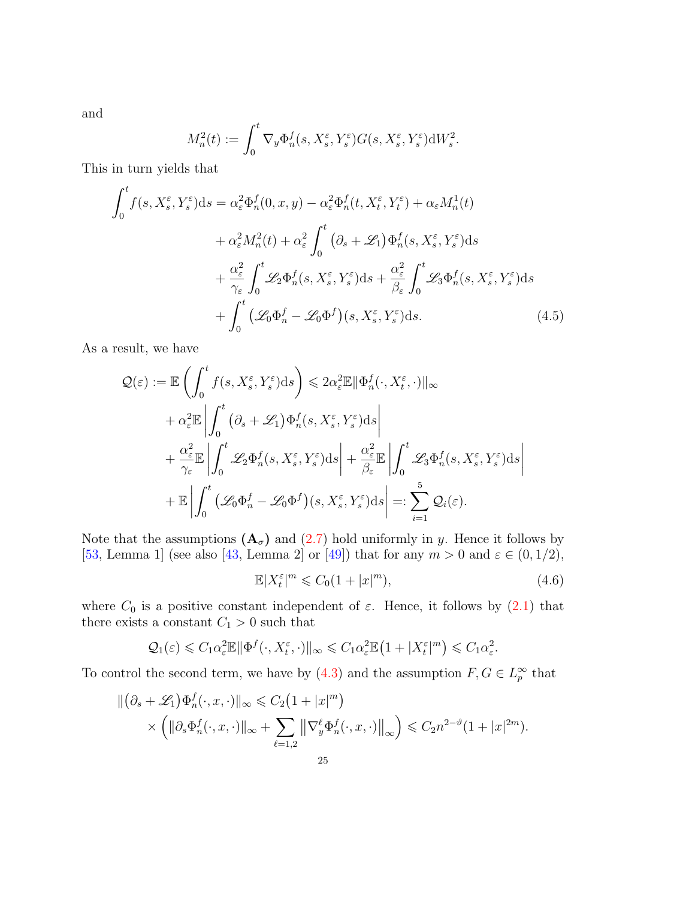and

$$M_n^2(t) := \int_0^t \nabla_y \Phi_n^f(s, X_s^\varepsilon, Y_s^\varepsilon) G(s, X_s^\varepsilon, Y_s^\varepsilon) \mathrm{d}W_s^2.$$

This in turn yields that

$$\begin{aligned}
\int_0^t f(s, X_s^\varepsilon, Y_s^\varepsilon)\mathrm{d}s = \alpha_\varepsilon^2 \Phi_n^f(0, x, y) - \alpha_\varepsilon^2 \Phi_n^f(t, X_t^\varepsilon, Y_t^\varepsilon) + \alpha_\varepsilon M_n^1(t) \\
+ \alpha_\varepsilon^2 M_n^2(t) + \alpha_\varepsilon^2 \int_0^t \big(\partial_s + \mathscr{L}_1\big) \Phi_n^f(s, X_s^\varepsilon, Y_s^\varepsilon)\mathrm{d}s \\
+ \frac{\alpha_\varepsilon^2}{\gamma_\varepsilon} \int_0^t \mathscr{L}_2 \Phi_n^f(s, X_s^\varepsilon, Y_s^\varepsilon)\mathrm{d}s + \frac{\alpha_\varepsilon^2}{\beta_\varepsilon} \int_0^t \mathscr{L}_3 \Phi_n^f(s, X_s^\varepsilon, Y_s^\varepsilon)\mathrm{d}s \\
+ \int_0^t \big(\mathscr{L}_0 \Phi_n^f - \mathscr{L}_0 \Phi^f\big)(s, X_s^\varepsilon, Y_s^\varepsilon)\mathrm{d}s. \qquad (4.5)
\end{aligned}$$

As a result, we have

$$\begin{aligned}
\mathcal{Q}(\varepsilon) := \mathbb{E}\left(\int_0^t f(s, X_s^\varepsilon, Y_s^\varepsilon)\mathrm{d}s\right) \leqslant 2\alpha_\varepsilon^2 \mathbb{E}\|\Phi_n^f(\cdot, X_t^\varepsilon, \cdot)\|_\infty \\
+ \alpha_\varepsilon^2 \mathbb{E}\left|\int_0^t \big(\partial_s + \mathscr{L}_1\big)\Phi_n^f(s, X_s^\varepsilon, Y_s^\varepsilon)\mathrm{d}s\right| \\
+ \frac{\alpha_\varepsilon^2}{\gamma_\varepsilon} \mathbb{E}\left|\int_0^t \mathscr{L}_2 \Phi_n^f(s, X_s^\varepsilon, Y_s^\varepsilon)\mathrm{d}s\right| + \frac{\alpha_\varepsilon^2}{\beta_\varepsilon} \mathbb{E}\left|\int_0^t \mathscr{L}_3 \Phi_n^f(s, X_s^\varepsilon, Y_s^\varepsilon)\mathrm{d}s\right| \\
+ \mathbb{E}\left|\int_0^t \big(\mathscr{L}_0 \Phi_n^f - \mathscr{L}_0 \Phi^f\big)(s, X_s^\varepsilon, Y_s^\varepsilon)\mathrm{d}s\right| =: \sum_{i=1}^5 \mathcal{Q}_i(\varepsilon).
\end{aligned}$$

Note that the assumptions $(\mathbf{A}_\sigma)$ and (2.7) hold uniformly in $y$. Hence it follows by [53, Lemma 1] (see also [43, Lemma 2] or [49]) that for any $m > 0$ and $\varepsilon \in (0, 1/2)$,

$$\mathbb{E}|X_t^\varepsilon|^m \leqslant C_0(1 + |x|^m), \qquad (4.6)$$

where $C_0$ is a positive constant independent of $\varepsilon$. Hence, it follows by (2.1) that there exists a constant $C_1 > 0$ such that

$$\mathcal{Q}_1(\varepsilon) \leqslant C_1 \alpha_\varepsilon^2 \mathbb{E}\|\Phi^f(\cdot, X_t^\varepsilon, \cdot)\|_\infty \leqslant C_1 \alpha_\varepsilon^2 \mathbb{E}\big(1 + |X_t^\varepsilon|^m\big) \leqslant C_1 \alpha_\varepsilon^2.$$

To control the second term, we have by (4.3) and the assumption $F, G \in L_p^\infty$ that

$$\begin{aligned}
\|\big(\partial_s + \mathscr{L}_1\big)\Phi_n^f(\cdot, x, \cdot)\|_\infty \leqslant C_2\big(1 + |x|^m\big) \\
\times \left(\|\partial_s \Phi_n^f(\cdot, x, \cdot)\|_\infty + \sum_{\ell=1,2} \big\|\nabla_y^\ell \Phi_n^f(\cdot, x, \cdot)\big\|_\infty\right) \leqslant C_2 n^{2-\vartheta}(1 + |x|^{2m}).
\end{aligned}$$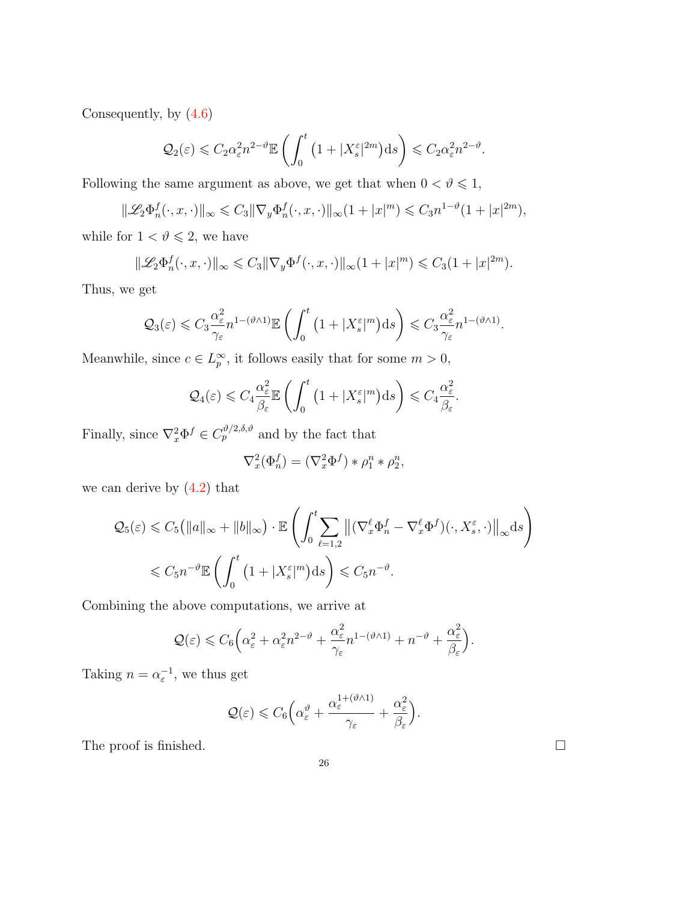Consequently, by (4.6)

$$\mathcal{Q}_2(\varepsilon) \leqslant C_2 \alpha_\varepsilon^2 n^{2-\vartheta} \mathbb{E}\left( \int_0^t \left(1 + |X_s^\varepsilon|^{2m}\right) \mathrm{d}s \right) \leqslant C_2 \alpha_\varepsilon^2 n^{2-\vartheta}.$$

Following the same argument as above, we get that when $0 < \vartheta \leqslant 1$,

$$\|\mathscr{L}_2 \Phi_n^f(\cdot, x, \cdot)\|_\infty \leqslant C_3 \|\nabla_y \Phi_n^f(\cdot, x, \cdot)\|_\infty (1 + |x|^m) \leqslant C_3 n^{1-\vartheta}(1 + |x|^{2m}),$$

while for $1 < \vartheta \leqslant 2$, we have

$$\|\mathscr{L}_2 \Phi_n^f(\cdot, x, \cdot)\|_\infty \leqslant C_3 \|\nabla_y \Phi^f(\cdot, x, \cdot)\|_\infty (1 + |x|^m) \leqslant C_3 (1 + |x|^{2m}).$$

Thus, we get

$$\mathcal{Q}_3(\varepsilon) \leqslant C_3 \frac{\alpha_\varepsilon^2}{\gamma_\varepsilon} n^{1-(\vartheta \wedge 1)} \mathbb{E}\left( \int_0^t \left(1 + |X_s^\varepsilon|^{m}\right) \mathrm{d}s \right) \leqslant C_3 \frac{\alpha_\varepsilon^2}{\gamma_\varepsilon} n^{1-(\vartheta \wedge 1)}.$$

Meanwhile, since $c \in L_p^\infty$, it follows easily that for some $m > 0$,

$$\mathcal{Q}_4(\varepsilon) \leqslant C_4 \frac{\alpha_\varepsilon^2}{\beta_\varepsilon} \mathbb{E}\left( \int_0^t \left(1 + |X_s^\varepsilon|^{m}\right) \mathrm{d}s \right) \leqslant C_4 \frac{\alpha_\varepsilon^2}{\beta_\varepsilon}.$$

Finally, since $\nabla_x^2 \Phi^f \in C_p^{\vartheta/2, \delta, \vartheta}$ and by the fact that

$$\nabla_x^2 (\Phi_n^f) = (\nabla_x^2 \Phi^f) * \rho_1^n * \rho_2^n,$$

we can derive by (4.2) that

$$\begin{aligned}
\mathcal{Q}_5(\varepsilon) &\leqslant C_5 \big(\|a\|_\infty + \|b\|_\infty\big) \cdot \mathbb{E}\left( \int_0^t \sum_{\ell=1,2} \left\| (\nabla_x^\ell \Phi_n^f - \nabla_x^\ell \Phi^f)(\cdot, X_s^\varepsilon, \cdot) \right\|_\infty \mathrm{d}s \right) \\
&\leqslant C_5 n^{-\vartheta} \mathbb{E}\left( \int_0^t \left(1 + |X_s^\varepsilon|^{m}\right) \mathrm{d}s \right) \leqslant C_5 n^{-\vartheta}.
\end{aligned}$$

Combining the above computations, we arrive at

$$\mathcal{Q}(\varepsilon) \leqslant C_6 \Big( \alpha_\varepsilon^2 + \alpha_\varepsilon^2 n^{2-\vartheta} + \frac{\alpha_\varepsilon^2}{\gamma_\varepsilon} n^{1-(\vartheta \wedge 1)} + n^{-\vartheta} + \frac{\alpha_\varepsilon^2}{\beta_\varepsilon} \Big).$$

Taking $n = \alpha_\varepsilon^{-1}$, we thus get

$$\mathcal{Q}(\varepsilon) \leqslant C_6 \Big( \alpha_\varepsilon^\vartheta + \frac{\alpha_\varepsilon^{1+(\vartheta \wedge 1)}}{\gamma_\varepsilon} + \frac{\alpha_\varepsilon^2}{\beta_\varepsilon} \Big).$$

The proof is finished. $\square$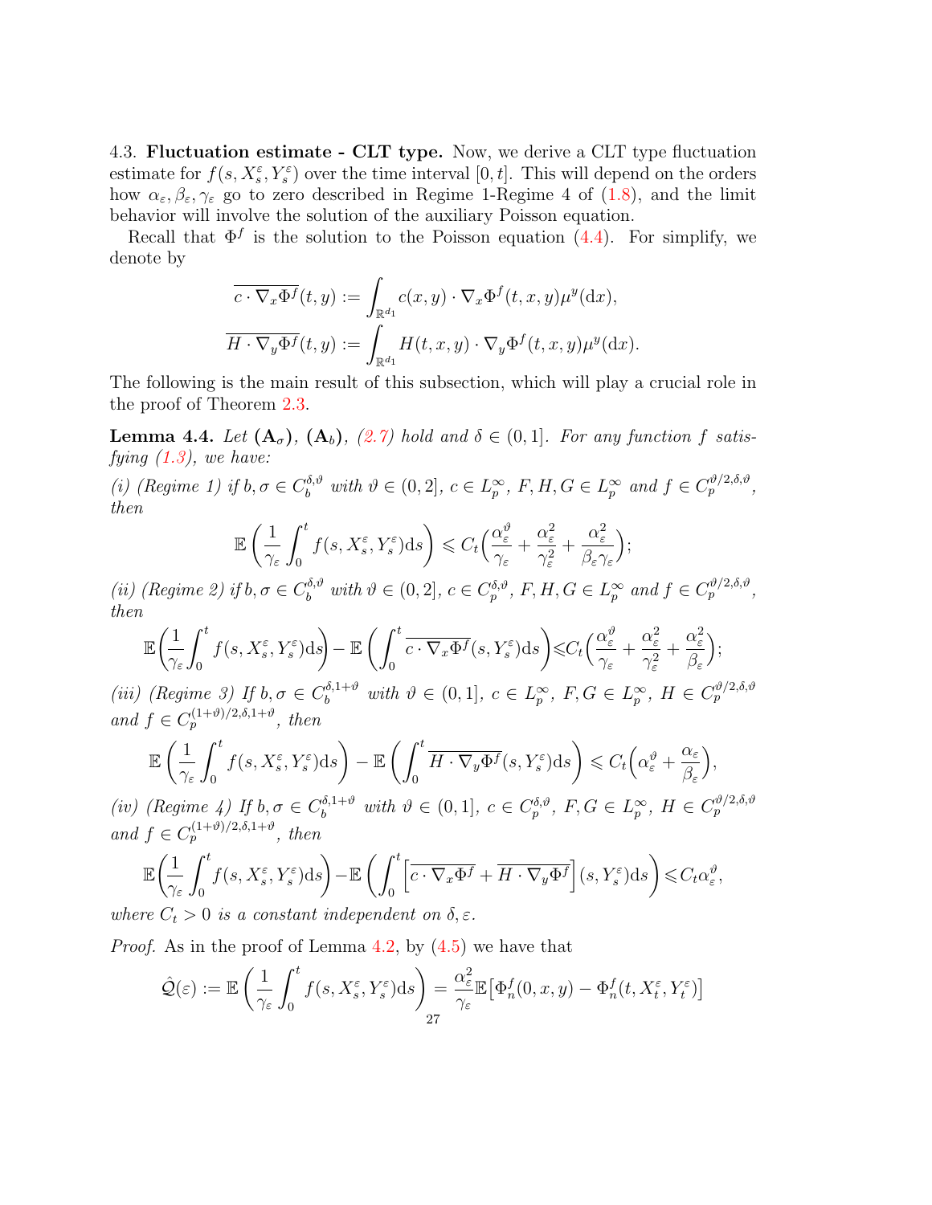4.3. **Fluctuation estimate - CLT type.** Now, we derive a CLT type fluctuation estimate for $f(s, X_s^\varepsilon, Y_s^\varepsilon)$ over the time interval $[0,t]$. This will depend on the orders how $\alpha_\varepsilon, \beta_\varepsilon, \gamma_\varepsilon$ go to zero described in Regime 1-Regime 4 of (1.8), and the limit behavior will involve the solution of the auxiliary Poisson equation.

Recall that $\Phi^f$ is the solution to the Poisson equation (4.4). For simplify, we denote by

$$\overline{c\cdot\nabla_x\Phi^f}(t,y) := \int_{\mathbb{R}^{d_1}} c(x,y)\cdot\nabla_x\Phi^f(t,x,y)\mu^y(\mathrm{d}x),$$
$$\overline{H\cdot\nabla_y\Phi^f}(t,y) := \int_{\mathbb{R}^{d_1}} H(t,x,y)\cdot\nabla_y\Phi^f(t,x,y)\mu^y(\mathrm{d}x).$$

The following is the main result of this subsection, which will play a crucial role in the proof of Theorem 2.3.

**Lemma 4.4.** *Let* $(\mathbf{A}_\sigma)$, $(\mathbf{A}_b)$, *(2.7) hold and* $\delta\in(0,1]$. *For any function* $f$ *satisfying (1.3), we have:*

*(i) (Regime 1) if* $b,\sigma\in C_b^{\delta,\vartheta}$ *with* $\vartheta\in(0,2]$, $c\in L_p^\infty$, $F,H,G\in L_p^\infty$ *and* $f\in C_p^{\vartheta/2,\delta,\vartheta}$, *then*

$$\mathbb{E}\left(\frac{1}{\gamma_\varepsilon}\int_0^t f(s,X_s^\varepsilon,Y_s^\varepsilon)\mathrm{d}s\right) \leqslant C_t\Big(\frac{\alpha_\varepsilon^\vartheta}{\gamma_\varepsilon}+\frac{\alpha_\varepsilon^2}{\gamma_\varepsilon^2}+\frac{\alpha_\varepsilon^2}{\beta_\varepsilon\gamma_\varepsilon}\Big);$$

*(ii) (Regime 2) if* $b,\sigma\in C_b^{\delta,\vartheta}$ *with* $\vartheta\in(0,2]$, $c\in C_p^{\delta,\vartheta}$, $F,H,G\in L_p^\infty$ *and* $f\in C_p^{\vartheta/2,\delta,\vartheta}$, *then*

$$\mathbb{E}\Big(\frac{1}{\gamma_\varepsilon}\int_0^t f(s,X_s^\varepsilon,Y_s^\varepsilon)\mathrm{d}s\Big)-\mathbb{E}\left(\int_0^t\overline{c\cdot\nabla_x\Phi^f}(s,Y_s^\varepsilon)\mathrm{d}s\right)\leqslant C_t\Big(\frac{\alpha_\varepsilon^\vartheta}{\gamma_\varepsilon}+\frac{\alpha_\varepsilon^2}{\gamma_\varepsilon^2}+\frac{\alpha_\varepsilon^2}{\beta_\varepsilon}\Big);$$

*(iii) (Regime 3) If* $b,\sigma\in C_b^{\delta,1+\vartheta}$ *with* $\vartheta\in(0,1]$, $c\in L_p^\infty$, $F,G\in L_p^\infty$, $H\in C_p^{\vartheta/2,\delta,\vartheta}$ *and* $f\in C_p^{(1+\vartheta)/2,\delta,1+\vartheta}$, *then*

$$\mathbb{E}\left(\frac{1}{\gamma_\varepsilon}\int_0^t f(s,X_s^\varepsilon,Y_s^\varepsilon)\mathrm{d}s\right)-\mathbb{E}\left(\int_0^t\overline{H\cdot\nabla_y\Phi^f}(s,Y_s^\varepsilon)\mathrm{d}s\right)\leqslant C_t\Big(\alpha_\varepsilon^\vartheta+\frac{\alpha_\varepsilon}{\beta_\varepsilon}\Big),$$

*(iv) (Regime 4) If* $b,\sigma\in C_b^{\delta,1+\vartheta}$ *with* $\vartheta\in(0,1]$, $c\in C_p^{\delta,\vartheta}$, $F,G\in L_p^\infty$, $H\in C_p^{\vartheta/2,\delta,\vartheta}$ *and* $f\in C_p^{(1+\vartheta)/2,\delta,1+\vartheta}$, *then*

$$\mathbb{E}\Big(\frac{1}{\gamma_\varepsilon}\int_0^t f(s,X_s^\varepsilon,Y_s^\varepsilon)\mathrm{d}s\Big)-\mathbb{E}\left(\int_0^t\Big[\overline{c\cdot\nabla_x\Phi^f}+\overline{H\cdot\nabla_y\Phi^f}\Big](s,Y_s^\varepsilon)\mathrm{d}s\right)\leqslant C_t\alpha_\varepsilon^\vartheta,$$

*where* $C_t>0$ *is a constant independent on* $\delta,\varepsilon$.

*Proof.* As in the proof of Lemma 4.2, by (4.5) we have that

$$\hat{\mathcal{Q}}(\varepsilon) := \mathbb{E}\left(\frac{1}{\gamma_\varepsilon}\int_0^t f(s,X_s^\varepsilon,Y_s^\varepsilon)\mathrm{d}s\right) = \frac{\alpha_\varepsilon^2}{\gamma_\varepsilon}\mathbb{E}\big[\Phi_n^f(0,x,y)-\Phi_n^f(t,X_t^\varepsilon,Y_t^\varepsilon)\big]$$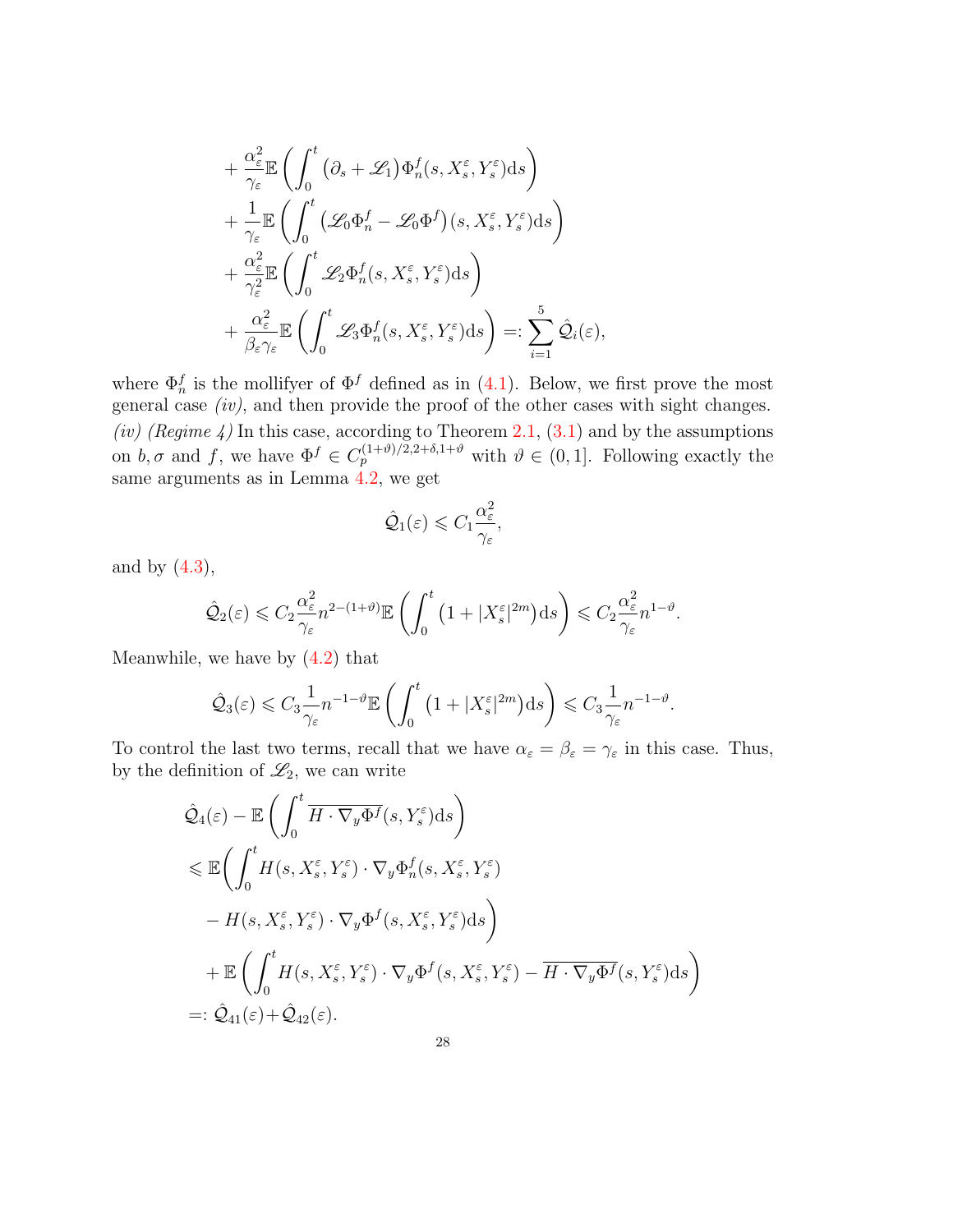$$
\begin{aligned}
&+\frac{\alpha_\varepsilon^2}{\gamma_\varepsilon}\mathbb{E}\left(\int_0^t \left(\partial_s+\mathscr{L}_1\right)\Phi_n^f(s,X_s^\varepsilon,Y_s^\varepsilon)\mathrm{d}s\right)\\
&+\frac{1}{\gamma_\varepsilon}\mathbb{E}\left(\int_0^t \left(\mathscr{L}_0\Phi_n^f-\mathscr{L}_0\Phi^f\right)(s,X_s^\varepsilon,Y_s^\varepsilon)\mathrm{d}s\right)\\
&+\frac{\alpha_\varepsilon^2}{\gamma_\varepsilon^2}\mathbb{E}\left(\int_0^t \mathscr{L}_2\Phi_n^f(s,X_s^\varepsilon,Y_s^\varepsilon)\mathrm{d}s\right)\\
&+\frac{\alpha_\varepsilon^2}{\beta_\varepsilon\gamma_\varepsilon}\mathbb{E}\left(\int_0^t \mathscr{L}_3\Phi_n^f(s,X_s^\varepsilon,Y_s^\varepsilon)\mathrm{d}s\right)=:\sum_{i=1}^5\hat{\mathcal{Q}}_i(\varepsilon),
\end{aligned}
$$

where $\Phi_n^f$ is the mollifyer of $\Phi^f$ defined as in (4.1). Below, we first prove the most general case *(iv)*, and then provide the proof of the other cases with sight changes.

*(iv) (Regime 4)* In this case, according to Theorem 2.1, (3.1) and by the assumptions on $b,\sigma$ and $f$, we have $\Phi^f\in C_p^{(1+\vartheta)/2,2+\delta,1+\vartheta}$ with $\vartheta\in(0,1]$. Following exactly the same arguments as in Lemma 4.2, we get

$$
\hat{\mathcal{Q}}_1(\varepsilon)\leqslant C_1\frac{\alpha_\varepsilon^2}{\gamma_\varepsilon},
$$

and by (4.3),

$$
\hat{\mathcal{Q}}_2(\varepsilon)\leqslant C_2\frac{\alpha_\varepsilon^2}{\gamma_\varepsilon}n^{2-(1+\vartheta)}\mathbb{E}\left(\int_0^t\left(1+|X_s^\varepsilon|^{2m}\right)\mathrm{d}s\right)\leqslant C_2\frac{\alpha_\varepsilon^2}{\gamma_\varepsilon}n^{1-\vartheta}.
$$

Meanwhile, we have by (4.2) that

$$
\hat{\mathcal{Q}}_3(\varepsilon)\leqslant C_3\frac{1}{\gamma_\varepsilon}n^{-1-\vartheta}\mathbb{E}\left(\int_0^t\left(1+|X_s^\varepsilon|^{2m}\right)\mathrm{d}s\right)\leqslant C_3\frac{1}{\gamma_\varepsilon}n^{-1-\vartheta}.
$$

To control the last two terms, recall that we have $\alpha_\varepsilon=\beta_\varepsilon=\gamma_\varepsilon$ in this case. Thus, by the definition of $\mathscr{L}_2$, we can write

$$
\begin{aligned}
&\hat{\mathcal{Q}}_4(\varepsilon)-\mathbb{E}\left(\int_0^t\overline{H\cdot\nabla_y\Phi^f}(s,Y_s^\varepsilon)\mathrm{d}s\right)\\
&\leqslant\mathbb{E}\bigg(\int_0^t H(s,X_s^\varepsilon,Y_s^\varepsilon)\cdot\nabla_y\Phi_n^f(s,X_s^\varepsilon,Y_s^\varepsilon)\\
&\quad-H(s,X_s^\varepsilon,Y_s^\varepsilon)\cdot\nabla_y\Phi^f(s,X_s^\varepsilon,Y_s^\varepsilon)\mathrm{d}s\bigg)\\
&\quad+\mathbb{E}\left(\int_0^t H(s,X_s^\varepsilon,Y_s^\varepsilon)\cdot\nabla_y\Phi^f(s,X_s^\varepsilon,Y_s^\varepsilon)-\overline{H\cdot\nabla_y\Phi^f}(s,Y_s^\varepsilon)\mathrm{d}s\right)\\
&=:\hat{\mathcal{Q}}_{41}(\varepsilon)+\hat{\mathcal{Q}}_{42}(\varepsilon).
\end{aligned}
$$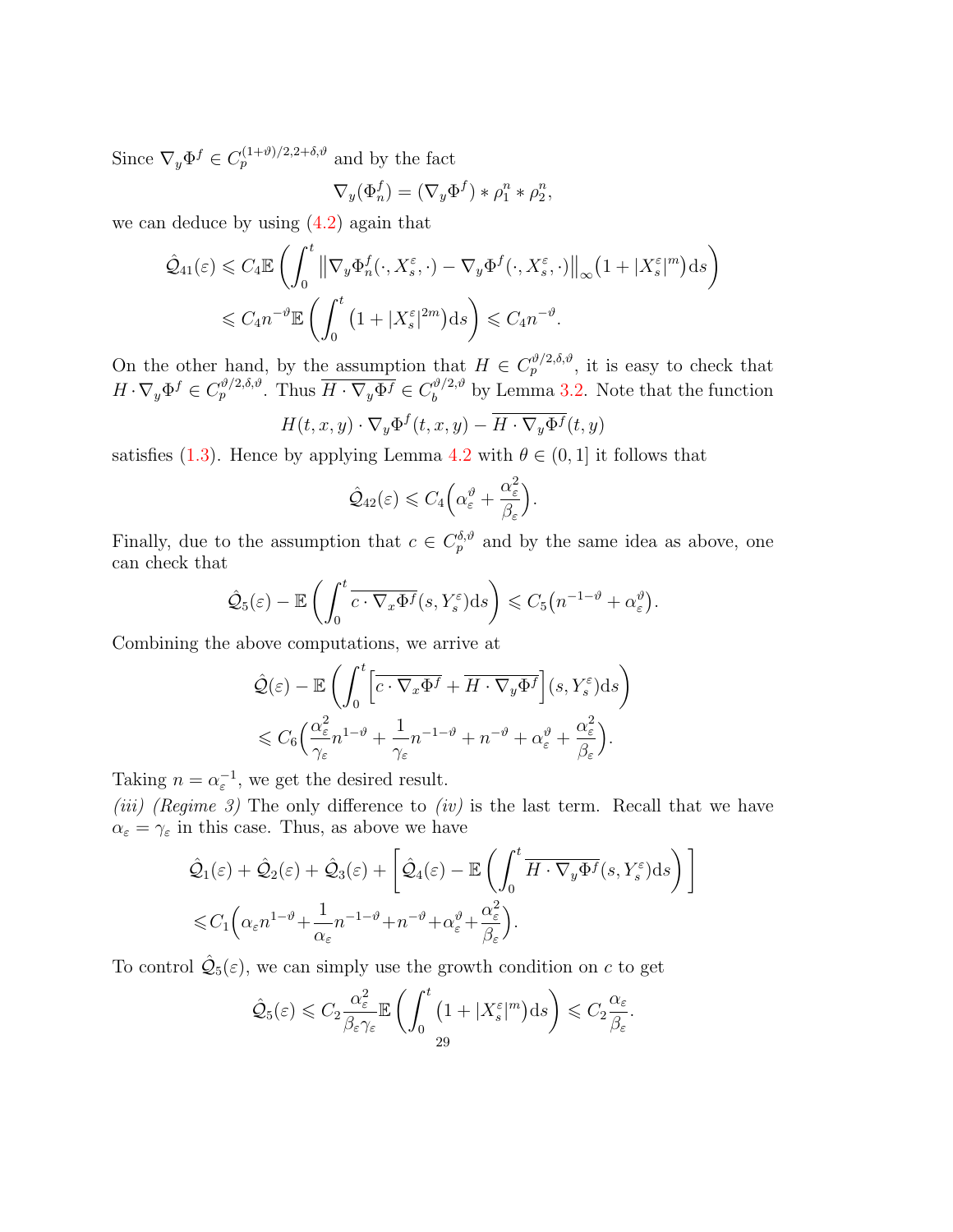Since $\nabla_y \Phi^f \in C_p^{(1+\vartheta)/2, 2+\delta, \vartheta}$ and by the fact

$$\nabla_y(\Phi_n^f) = (\nabla_y \Phi^f) * \rho_1^n * \rho_2^n,$$

we can deduce by using (4.2) again that

$$\begin{aligned}
\hat{\mathcal{Q}}_{41}(\varepsilon) &\leqslant C_4 \mathbb{E}\left(\int_0^t \left\|\nabla_y \Phi_n^f(\cdot, X_s^\varepsilon, \cdot) - \nabla_y \Phi^f(\cdot, X_s^\varepsilon, \cdot)\right\|_\infty \big(1 + |X_s^\varepsilon|^m\big) \mathrm{d}s\right) \\
&\leqslant C_4 n^{-\vartheta} \mathbb{E}\left(\int_0^t \big(1 + |X_s^\varepsilon|^{2m}\big) \mathrm{d}s\right) \leqslant C_4 n^{-\vartheta}.
\end{aligned}$$

On the other hand, by the assumption that $H \in C_p^{\vartheta/2, \delta, \vartheta}$, it is easy to check that $H \cdot \nabla_y \Phi^f \in C_p^{\vartheta/2, \delta, \vartheta}$. Thus $\overline{H \cdot \nabla_y \Phi^f} \in C_b^{\vartheta/2, \vartheta}$ by Lemma 3.2. Note that the function

$$H(t, x, y) \cdot \nabla_y \Phi^f(t, x, y) - \overline{H \cdot \nabla_y \Phi^f}(t, y)$$

satisfies (1.3). Hence by applying Lemma 4.2 with $\theta \in (0, 1]$ it follows that

$$\hat{\mathcal{Q}}_{42}(\varepsilon) \leqslant C_4 \Big(\alpha_\varepsilon^\vartheta + \frac{\alpha_\varepsilon^2}{\beta_\varepsilon}\Big).$$

Finally, due to the assumption that $c \in C_p^{\delta, \vartheta}$ and by the same idea as above, one can check that

$$\hat{\mathcal{Q}}_5(\varepsilon) - \mathbb{E}\left(\int_0^t \overline{c \cdot \nabla_x \Phi^f}(s, Y_s^\varepsilon) \mathrm{d}s\right) \leqslant C_5 \big(n^{-1-\vartheta} + \alpha_\varepsilon^\vartheta\big).$$

Combining the above computations, we arrive at

$$\begin{aligned}
&\hat{\mathcal{Q}}(\varepsilon) - \mathbb{E}\left(\int_0^t \Big[\overline{c \cdot \nabla_x \Phi^f} + \overline{H \cdot \nabla_y \Phi^f}\Big](s, Y_s^\varepsilon) \mathrm{d}s\right) \\
&\leqslant C_6 \Big(\frac{\alpha_\varepsilon^2}{\gamma_\varepsilon} n^{1-\vartheta} + \frac{1}{\gamma_\varepsilon} n^{-1-\vartheta} + n^{-\vartheta} + \alpha_\varepsilon^\vartheta + \frac{\alpha_\varepsilon^2}{\beta_\varepsilon}\Big).
\end{aligned}$$

Taking $n = \alpha_\varepsilon^{-1}$, we get the desired result.

*(iii) (Regime 3)* The only difference to *(iv)* is the last term. Recall that we have $\alpha_\varepsilon = \gamma_\varepsilon$ in this case. Thus, as above we have

$$\begin{aligned}
&\hat{\mathcal{Q}}_1(\varepsilon) + \hat{\mathcal{Q}}_2(\varepsilon) + \hat{\mathcal{Q}}_3(\varepsilon) + \left[\hat{\mathcal{Q}}_4(\varepsilon) - \mathbb{E}\left(\int_0^t \overline{H \cdot \nabla_y \Phi^f}(s, Y_s^\varepsilon) \mathrm{d}s\right)\right] \\
&\leqslant C_1 \Big(\alpha_\varepsilon n^{1-\vartheta} + \frac{1}{\alpha_\varepsilon} n^{-1-\vartheta} + n^{-\vartheta} + \alpha_\varepsilon^\vartheta + \frac{\alpha_\varepsilon^2}{\beta_\varepsilon}\Big).
\end{aligned}$$

To control $\hat{\mathcal{Q}}_5(\varepsilon)$, we can simply use the growth condition on $c$ to get

$$\hat{\mathcal{Q}}_5(\varepsilon) \leqslant C_2 \frac{\alpha_\varepsilon^2}{\beta_\varepsilon \gamma_\varepsilon} \mathbb{E}\left(\int_0^t \big(1 + |X_s^\varepsilon|^m\big) \mathrm{d}s\right) \leqslant C_2 \frac{\alpha_\varepsilon}{\beta_\varepsilon}.$$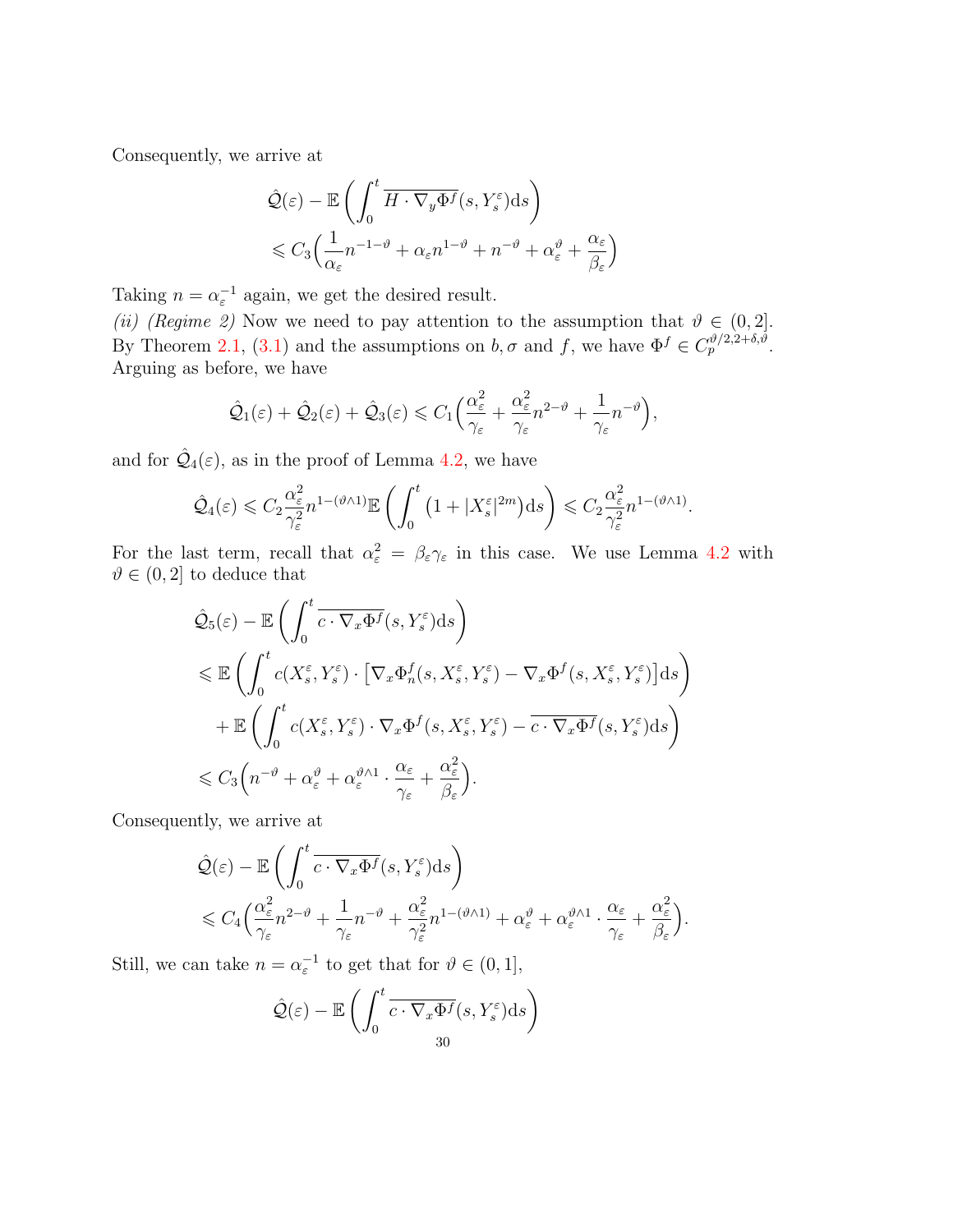Consequently, we arrive at

$$
\begin{aligned}
&\hat{\mathcal{Q}}(\varepsilon) - \mathbb{E}\left(\int_0^t \overline{H \cdot \nabla_y \Phi^f}(s, Y_s^\varepsilon)\mathrm{d}s\right) \\
&\leqslant C_3\Big(\frac{1}{\alpha_\varepsilon}n^{-1-\vartheta} + \alpha_\varepsilon n^{1-\vartheta} + n^{-\vartheta} + \alpha_\varepsilon^\vartheta + \frac{\alpha_\varepsilon}{\beta_\varepsilon}\Big)
\end{aligned}
$$

Taking $n = \alpha_\varepsilon^{-1}$ again, we get the desired result.

*(ii) (Regime 2)* Now we need to pay attention to the assumption that $\vartheta \in (0, 2]$. By Theorem 2.1, (3.1) and the assumptions on $b, \sigma$ and $f$, we have $\Phi^f \in C_p^{\vartheta/2, 2+\delta, \vartheta}$. Arguing as before, we have

$$
\hat{\mathcal{Q}}_1(\varepsilon) + \hat{\mathcal{Q}}_2(\varepsilon) + \hat{\mathcal{Q}}_3(\varepsilon) \leqslant C_1\Big(\frac{\alpha_\varepsilon^2}{\gamma_\varepsilon} + \frac{\alpha_\varepsilon^2}{\gamma_\varepsilon}n^{2-\vartheta} + \frac{1}{\gamma_\varepsilon}n^{-\vartheta}\Big),
$$

and for $\hat{\mathcal{Q}}_4(\varepsilon)$, as in the proof of Lemma 4.2, we have

$$
\hat{\mathcal{Q}}_4(\varepsilon) \leqslant C_2 \frac{\alpha_\varepsilon^2}{\gamma_\varepsilon^2} n^{1-(\vartheta\wedge 1)} \mathbb{E}\left(\int_0^t \big(1 + |X_s^\varepsilon|^{2m}\big)\mathrm{d}s\right) \leqslant C_2 \frac{\alpha_\varepsilon^2}{\gamma_\varepsilon^2} n^{1-(\vartheta\wedge 1)}.
$$

For the last term, recall that $\alpha_\varepsilon^2 = \beta_\varepsilon \gamma_\varepsilon$ in this case. We use Lemma 4.2 with $\vartheta \in (0, 2]$ to deduce that

$$
\begin{aligned}
&\hat{\mathcal{Q}}_5(\varepsilon) - \mathbb{E}\left(\int_0^t \overline{c \cdot \nabla_x \Phi^f}(s, Y_s^\varepsilon)\mathrm{d}s\right) \\
&\leqslant \mathbb{E}\left(\int_0^t c(X_s^\varepsilon, Y_s^\varepsilon) \cdot \big[\nabla_x \Phi_n^f(s, X_s^\varepsilon, Y_s^\varepsilon) - \nabla_x \Phi^f(s, X_s^\varepsilon, Y_s^\varepsilon)\big]\mathrm{d}s\right) \\
&\quad + \mathbb{E}\left(\int_0^t c(X_s^\varepsilon, Y_s^\varepsilon) \cdot \nabla_x \Phi^f(s, X_s^\varepsilon, Y_s^\varepsilon) - \overline{c \cdot \nabla_x \Phi^f}(s, Y_s^\varepsilon)\mathrm{d}s\right) \\
&\leqslant C_3\Big(n^{-\vartheta} + \alpha_\varepsilon^\vartheta + \alpha_\varepsilon^{\vartheta\wedge 1} \cdot \frac{\alpha_\varepsilon}{\gamma_\varepsilon} + \frac{\alpha_\varepsilon^2}{\beta_\varepsilon}\Big).
\end{aligned}
$$

Consequently, we arrive at

$$
\begin{aligned}
&\hat{\mathcal{Q}}(\varepsilon) - \mathbb{E}\left(\int_0^t \overline{c \cdot \nabla_x \Phi^f}(s, Y_s^\varepsilon)\mathrm{d}s\right) \\
&\leqslant C_4\Big(\frac{\alpha_\varepsilon^2}{\gamma_\varepsilon}n^{2-\vartheta} + \frac{1}{\gamma_\varepsilon}n^{-\vartheta} + \frac{\alpha_\varepsilon^2}{\gamma_\varepsilon^2}n^{1-(\vartheta\wedge 1)} + \alpha_\varepsilon^\vartheta + \alpha_\varepsilon^{\vartheta\wedge 1} \cdot \frac{\alpha_\varepsilon}{\gamma_\varepsilon} + \frac{\alpha_\varepsilon^2}{\beta_\varepsilon}\Big).
\end{aligned}
$$

Still, we can take $n = \alpha_\varepsilon^{-1}$ to get that for $\vartheta \in (0, 1]$,

$$
\hat{\mathcal{Q}}(\varepsilon) - \mathbb{E}\left(\int_0^t \overline{c \cdot \nabla_x \Phi^f}(s, Y_s^\varepsilon)\mathrm{d}s\right)
$$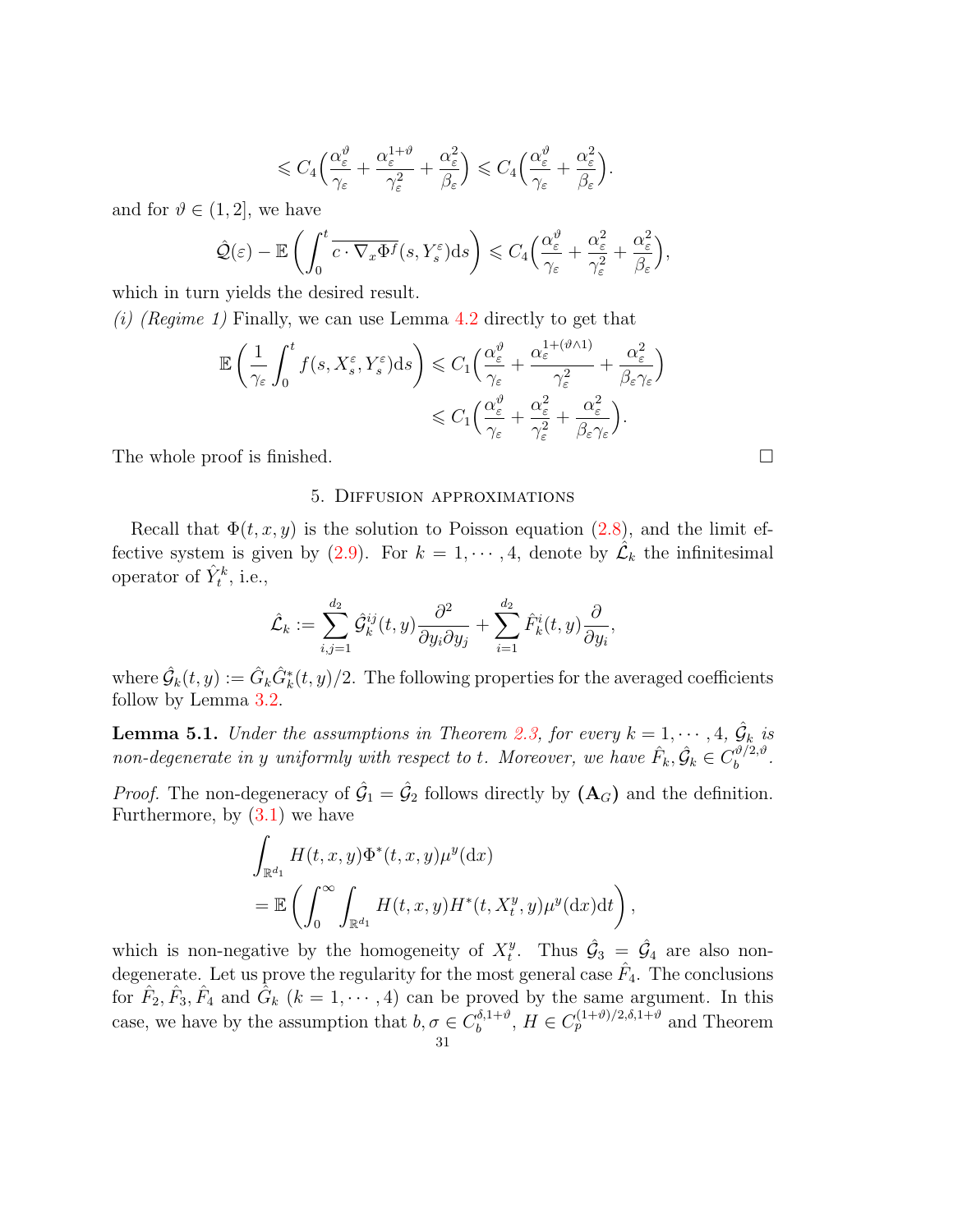$$\leqslant C_4\Big(\frac{\alpha_\varepsilon^\vartheta}{\gamma_\varepsilon}+\frac{\alpha_\varepsilon^{1+\vartheta}}{\gamma_\varepsilon^2}+\frac{\alpha_\varepsilon^2}{\beta_\varepsilon}\Big)\leqslant C_4\Big(\frac{\alpha_\varepsilon^\vartheta}{\gamma_\varepsilon}+\frac{\alpha_\varepsilon^2}{\beta_\varepsilon}\Big).$$

and for $\vartheta\in(1,2]$, we have

$$\hat{\mathcal{Q}}(\varepsilon)-\mathbb{E}\left(\int_0^t\overline{c\cdot\nabla_x\Phi^f}(s,Y_s^\varepsilon)\mathrm{d}s\right)\leqslant C_4\Big(\frac{\alpha_\varepsilon^\vartheta}{\gamma_\varepsilon}+\frac{\alpha_\varepsilon^2}{\gamma_\varepsilon^2}+\frac{\alpha_\varepsilon^2}{\beta_\varepsilon}\Big),$$

which in turn yields the desired result.

*(i) (Regime 1)* Finally, we can use Lemma 4.2 directly to get that

$$\mathbb{E}\left(\frac{1}{\gamma_\varepsilon}\int_0^t f(s,X_s^\varepsilon,Y_s^\varepsilon)\mathrm{d}s\right)\leqslant C_1\Big(\frac{\alpha_\varepsilon^\vartheta}{\gamma_\varepsilon}+\frac{\alpha_\varepsilon^{1+(\vartheta\wedge 1)}}{\gamma_\varepsilon^2}+\frac{\alpha_\varepsilon^2}{\beta_\varepsilon\gamma_\varepsilon}\Big)$$
$$\leqslant C_1\Big(\frac{\alpha_\varepsilon^\vartheta}{\gamma_\varepsilon}+\frac{\alpha_\varepsilon^2}{\gamma_\varepsilon^2}+\frac{\alpha_\varepsilon^2}{\beta_\varepsilon\gamma_\varepsilon}\Big).$$

The whole proof is finished. □

## 5. Diffusion approximations

Recall that $\Phi(t,x,y)$ is the solution to Poisson equation (2.8), and the limit effective system is given by (2.9). For $k=1,\cdots,4$, denote by $\hat{\mathcal{L}}_k$ the infinitesimal operator of $\hat{Y}_t^k$, i.e.,

$$\hat{\mathcal{L}}_k:=\sum_{i,j=1}^{d_2}\hat{\mathcal{G}}_k^{ij}(t,y)\frac{\partial^2}{\partial y_i\partial y_j}+\sum_{i=1}^{d_2}\hat{F}_k^i(t,y)\frac{\partial}{\partial y_i},$$

where $\hat{\mathcal{G}}_k(t,y):=\hat{G}_k\hat{G}_k^*(t,y)/2$. The following properties for the averaged coefficients follow by Lemma 3.2.

**Lemma 5.1.** *Under the assumptions in Theorem 2.3, for every $k=1,\cdots,4$, $\hat{\mathcal{G}}_k$ is non-degenerate in $y$ uniformly with respect to $t$. Moreover, we have $\hat{F}_k,\hat{\mathcal{G}}_k\in C_b^{\vartheta/2,\vartheta}$.*

*Proof.* The non-degeneracy of $\hat{\mathcal{G}}_1=\hat{\mathcal{G}}_2$ follows directly by $(\mathbf{A}_G)$ and the definition. Furthermore, by (3.1) we have

$$\int_{\mathbb{R}^{d_1}}H(t,x,y)\Phi^*(t,x,y)\mu^y(\mathrm{d}x)$$
$$=\mathbb{E}\left(\int_0^\infty\int_{\mathbb{R}^{d_1}}H(t,x,y)H^*(t,X_t^y,y)\mu^y(\mathrm{d}x)\mathrm{d}t\right),$$

which is non-negative by the homogeneity of $X_t^y$. Thus $\hat{\mathcal{G}}_3=\hat{\mathcal{G}}_4$ are also non-degenerate. Let us prove the regularity for the most general case $\hat{F}_4$. The conclusions for $\hat{F}_2,\hat{F}_3,\hat{F}_4$ and $\hat{G}_k$ $(k=1,\cdots,4)$ can be proved by the same argument. In this case, we have by the assumption that $b,\sigma\in C_b^{\delta,1+\vartheta}$, $H\in C_p^{(1+\vartheta)/2,\delta,1+\vartheta}$ and Theorem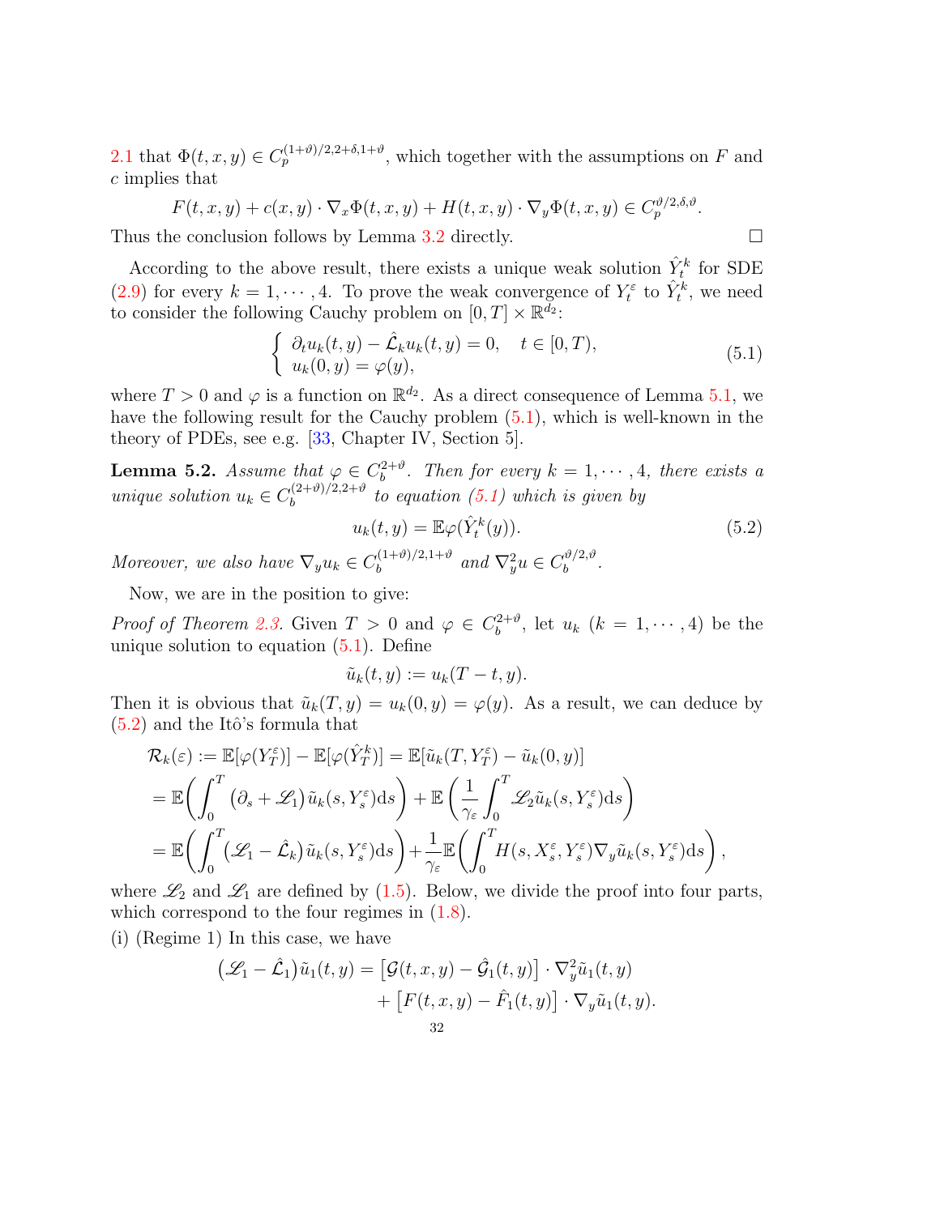2.1 that $\Phi(t,x,y) \in C_p^{(1+\vartheta)/2, 2+\delta, 1+\vartheta}$, which together with the assumptions on $F$ and $c$ implies that

$$F(t,x,y) + c(x,y) \cdot \nabla_x \Phi(t,x,y) + H(t,x,y) \cdot \nabla_y \Phi(t,x,y) \in C_p^{\vartheta/2, \delta, \vartheta}.$$

Thus the conclusion follows by Lemma 3.2 directly. □

According to the above result, there exists a unique weak solution $\hat{Y}_t^k$ for SDE (2.9) for every $k = 1, \cdots, 4$. To prove the weak convergence of $Y_t^\varepsilon$ to $\hat{Y}_t^k$, we need to consider the following Cauchy problem on $[0,T] \times \mathbb{R}^{d_2}$:

$$\begin{cases} \partial_t u_k(t,y) - \hat{\mathcal{L}}_k u_k(t,y) = 0, \quad t \in [0,T), \\ u_k(0,y) = \varphi(y), \end{cases} \tag{5.1}$$

where $T > 0$ and $\varphi$ is a function on $\mathbb{R}^{d_2}$. As a direct consequence of Lemma 5.1, we have the following result for the Cauchy problem (5.1), which is well-known in the theory of PDEs, see e.g. [33, Chapter IV, Section 5].

**Lemma 5.2.** *Assume that $\varphi \in C_b^{2+\vartheta}$. Then for every $k = 1, \cdots, 4$, there exists a unique solution $u_k \in C_b^{(2+\vartheta)/2, 2+\vartheta}$ to equation (5.1) which is given by*

$$u_k(t,y) = \mathbb{E}\varphi(\hat{Y}_t^k(y)). \tag{5.2}$$

*Moreover, we also have $\nabla_y u_k \in C_b^{(1+\vartheta)/2, 1+\vartheta}$ and $\nabla_y^2 u \in C_b^{\vartheta/2, \vartheta}$.*

Now, we are in the position to give:

*Proof of Theorem 2.3.* Given $T > 0$ and $\varphi \in C_b^{2+\vartheta}$, let $u_k$ $(k = 1, \cdots, 4)$ be the unique solution to equation (5.1). Define

$$\tilde{u}_k(t,y) := u_k(T-t, y).$$

Then it is obvious that $\tilde{u}_k(T,y) = u_k(0,y) = \varphi(y)$. As a result, we can deduce by (5.2) and the Itô's formula that

$$\begin{aligned}
\mathcal{R}_k(\varepsilon) &:= \mathbb{E}[\varphi(Y_T^\varepsilon)] - \mathbb{E}[\varphi(\hat{Y}_T^k)] = \mathbb{E}[\tilde{u}_k(T, Y_T^\varepsilon) - \tilde{u}_k(0,y)] \\
&= \mathbb{E}\bigg(\int_0^T \big(\partial_s + \mathscr{L}_1\big)\tilde{u}_k(s, Y_s^\varepsilon)\mathrm{d}s\bigg) + \mathbb{E}\left(\frac{1}{\gamma_\varepsilon}\int_0^T \mathscr{L}_2 \tilde{u}_k(s, Y_s^\varepsilon)\mathrm{d}s\right) \\
&= \mathbb{E}\bigg(\int_0^T \big(\mathscr{L}_1 - \hat{\mathcal{L}}_k\big)\tilde{u}_k(s, Y_s^\varepsilon)\mathrm{d}s\bigg) + \frac{1}{\gamma_\varepsilon}\mathbb{E}\bigg(\int_0^T H(s, X_s^\varepsilon, Y_s^\varepsilon)\nabla_y \tilde{u}_k(s, Y_s^\varepsilon)\mathrm{d}s\bigg),
\end{aligned}$$

where $\mathscr{L}_2$ and $\mathscr{L}_1$ are defined by (1.5). Below, we divide the proof into four parts, which correspond to the four regimes in (1.8).

(i) (Regime 1) In this case, we have

$$\begin{aligned}
\big(\mathscr{L}_1 - \hat{\mathcal{L}}_1\big)\tilde{u}_1(t,y) &= \big[\mathcal{G}(t,x,y) - \hat{\mathcal{G}}_1(t,y)\big] \cdot \nabla_y^2 \tilde{u}_1(t,y) \\
&\quad + \big[F(t,x,y) - \hat{F}_1(t,y)\big] \cdot \nabla_y \tilde{u}_1(t,y).
\end{aligned}$$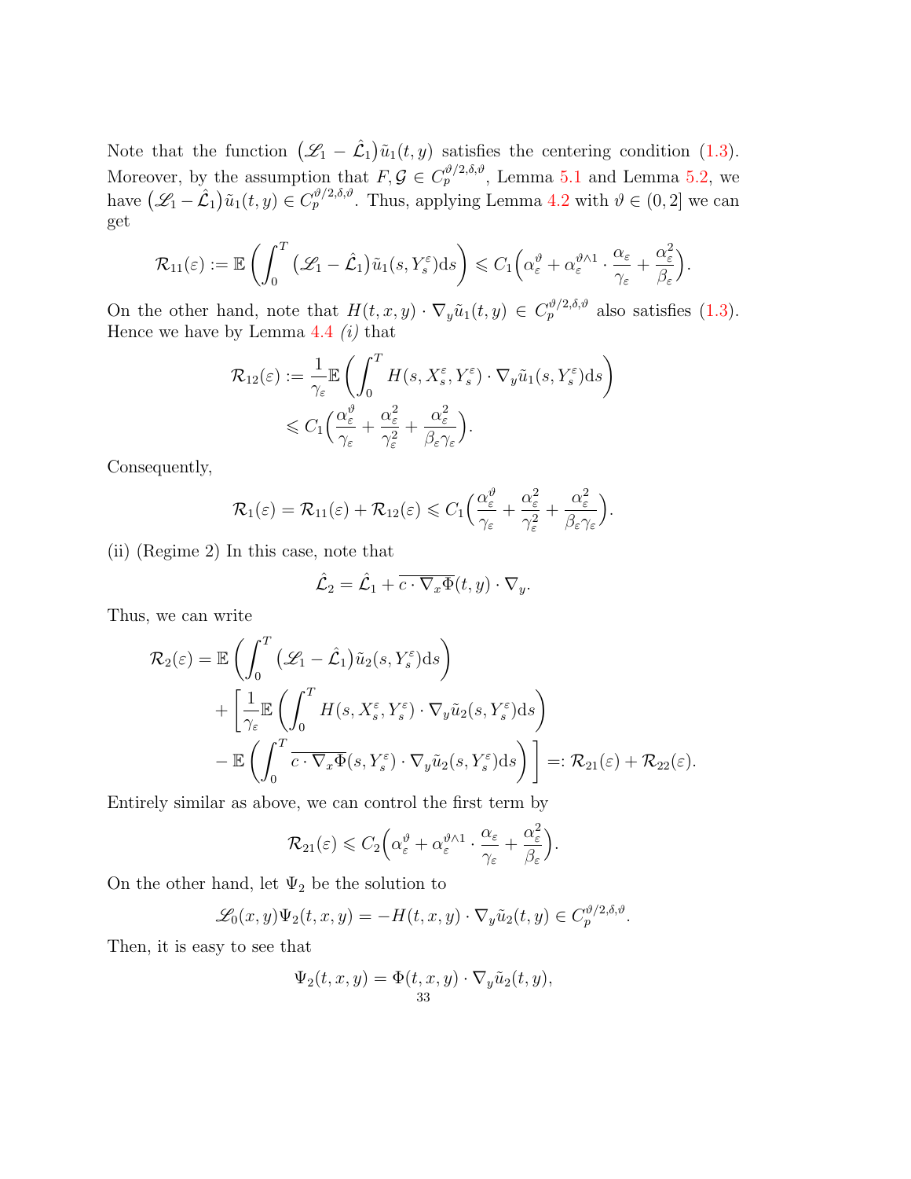Note that the function $\big(\mathscr{L}_1 - \hat{\mathcal{L}}_1\big)\tilde{u}_1(t,y)$ satisfies the centering condition (1.3). Moreover, by the assumption that $F, \mathcal{G} \in C_p^{\vartheta/2,\delta,\vartheta}$, Lemma 5.1 and Lemma 5.2, we have $\big(\mathscr{L}_1 - \hat{\mathcal{L}}_1\big)\tilde{u}_1(t,y) \in C_p^{\vartheta/2,\delta,\vartheta}$. Thus, applying Lemma 4.2 with $\vartheta \in (0,2]$ we can get

$$\mathcal{R}_{11}(\varepsilon) := \mathbb{E}\left(\int_0^T \big(\mathscr{L}_1 - \hat{\mathcal{L}}_1\big)\tilde{u}_1(s, Y_s^\varepsilon)\mathrm{d}s\right) \leqslant C_1\Big(\alpha_\varepsilon^\vartheta + \alpha_\varepsilon^{\vartheta\wedge 1}\cdot\frac{\alpha_\varepsilon}{\gamma_\varepsilon} + \frac{\alpha_\varepsilon^2}{\beta_\varepsilon}\Big).$$

On the other hand, note that $H(t,x,y)\cdot\nabla_y \tilde{u}_1(t,y) \in C_p^{\vartheta/2,\delta,\vartheta}$ also satisfies (1.3). Hence we have by Lemma 4.4 *(i)* that

$$\begin{aligned}
\mathcal{R}_{12}(\varepsilon) &:= \frac{1}{\gamma_\varepsilon}\mathbb{E}\left(\int_0^T H(s, X_s^\varepsilon, Y_s^\varepsilon)\cdot\nabla_y\tilde{u}_1(s, Y_s^\varepsilon)\mathrm{d}s\right)\\
&\leqslant C_1\Big(\frac{\alpha_\varepsilon^\vartheta}{\gamma_\varepsilon} + \frac{\alpha_\varepsilon^2}{\gamma_\varepsilon^2} + \frac{\alpha_\varepsilon^2}{\beta_\varepsilon\gamma_\varepsilon}\Big).
\end{aligned}$$

Consequently,

$$\mathcal{R}_1(\varepsilon) = \mathcal{R}_{11}(\varepsilon) + \mathcal{R}_{12}(\varepsilon) \leqslant C_1\Big(\frac{\alpha_\varepsilon^\vartheta}{\gamma_\varepsilon} + \frac{\alpha_\varepsilon^2}{\gamma_\varepsilon^2} + \frac{\alpha_\varepsilon^2}{\beta_\varepsilon\gamma_\varepsilon}\Big).$$

(ii) (Regime 2) In this case, note that

$$\hat{\mathcal{L}}_2 = \hat{\mathcal{L}}_1 + \overline{c\cdot\nabla_x\Phi}(t,y)\cdot\nabla_y.$$

Thus, we can write

$$\begin{aligned}
\mathcal{R}_2(\varepsilon) &= \mathbb{E}\left(\int_0^T \big(\mathscr{L}_1 - \hat{\mathcal{L}}_1\big)\tilde{u}_2(s, Y_s^\varepsilon)\mathrm{d}s\right)\\
&\quad + \left[\frac{1}{\gamma_\varepsilon}\mathbb{E}\left(\int_0^T H(s, X_s^\varepsilon, Y_s^\varepsilon)\cdot\nabla_y\tilde{u}_2(s, Y_s^\varepsilon)\mathrm{d}s\right)\right.\\
&\quad \left. - \mathbb{E}\left(\int_0^T \overline{c\cdot\nabla_x\Phi}(s, Y_s^\varepsilon)\cdot\nabla_y\tilde{u}_2(s, Y_s^\varepsilon)\mathrm{d}s\right)\right] =: \mathcal{R}_{21}(\varepsilon) + \mathcal{R}_{22}(\varepsilon).
\end{aligned}$$

Entirely similar as above, we can control the first term by

$$\mathcal{R}_{21}(\varepsilon) \leqslant C_2\Big(\alpha_\varepsilon^\vartheta + \alpha_\varepsilon^{\vartheta\wedge 1}\cdot\frac{\alpha_\varepsilon}{\gamma_\varepsilon} + \frac{\alpha_\varepsilon^2}{\beta_\varepsilon}\Big).$$

On the other hand, let $\Psi_2$ be the solution to

$$\mathscr{L}_0(x,y)\Psi_2(t,x,y) = -H(t,x,y)\cdot\nabla_y\tilde{u}_2(t,y) \in C_p^{\vartheta/2,\delta,\vartheta}.$$

Then, it is easy to see that

$$\Psi_2(t,x,y) = \Phi(t,x,y)\cdot\nabla_y\tilde{u}_2(t,y),$$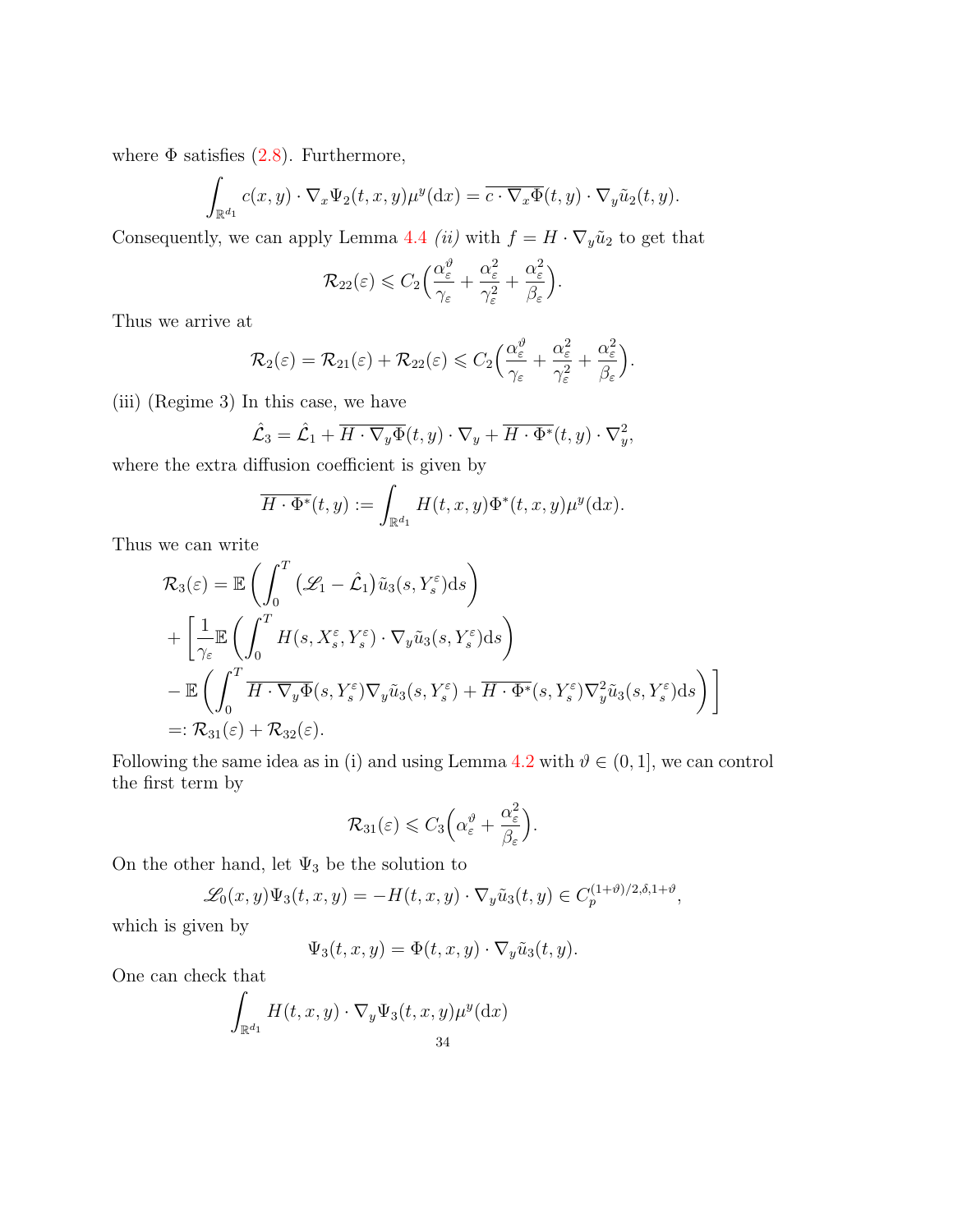where $\Phi$ satisfies (2.8). Furthermore,

$$\int_{\mathbb{R}^{d_1}} c(x,y)\cdot\nabla_x\Psi_2(t,x,y)\mu^y(\mathrm{d}x) = \overline{c\cdot\nabla_x\Phi}(t,y)\cdot\nabla_y\tilde{u}_2(t,y).$$

Consequently, we can apply Lemma 4.4 *(ii)* with $f = H\cdot\nabla_y\tilde{u}_2$ to get that

$$\mathcal{R}_{22}(\varepsilon) \leqslant C_2\Big(\frac{\alpha_\varepsilon^\vartheta}{\gamma_\varepsilon} + \frac{\alpha_\varepsilon^2}{\gamma_\varepsilon^2} + \frac{\alpha_\varepsilon^2}{\beta_\varepsilon}\Big).$$

Thus we arrive at

$$\mathcal{R}_2(\varepsilon) = \mathcal{R}_{21}(\varepsilon) + \mathcal{R}_{22}(\varepsilon) \leqslant C_2\Big(\frac{\alpha_\varepsilon^\vartheta}{\gamma_\varepsilon} + \frac{\alpha_\varepsilon^2}{\gamma_\varepsilon^2} + \frac{\alpha_\varepsilon^2}{\beta_\varepsilon}\Big).$$

(iii) (Regime 3) In this case, we have

$$\hat{\mathcal{L}}_3 = \hat{\mathcal{L}}_1 + \overline{H\cdot\nabla_y\Phi}(t,y)\cdot\nabla_y + \overline{H\cdot\Phi^*}(t,y)\cdot\nabla_y^2,$$

where the extra diffusion coefficient is given by

$$\overline{H\cdot\Phi^*}(t,y) := \int_{\mathbb{R}^{d_1}} H(t,x,y)\Phi^*(t,x,y)\mu^y(\mathrm{d}x).$$

Thus we can write

$$\begin{aligned}
\mathcal{R}_3(\varepsilon) &= \mathbb{E}\left(\int_0^T \big(\mathscr{L}_1 - \hat{\mathcal{L}}_1\big)\tilde{u}_3(s,Y_s^\varepsilon)\mathrm{d}s\right)\\
&+ \Bigg[\frac{1}{\gamma_\varepsilon}\mathbb{E}\left(\int_0^T H(s,X_s^\varepsilon,Y_s^\varepsilon)\cdot\nabla_y\tilde{u}_3(s,Y_s^\varepsilon)\mathrm{d}s\right)\\
&- \mathbb{E}\left(\int_0^T \overline{H\cdot\nabla_y\Phi}(s,Y_s^\varepsilon)\nabla_y\tilde{u}_3(s,Y_s^\varepsilon) + \overline{H\cdot\Phi^*}(s,Y_s^\varepsilon)\nabla_y^2\tilde{u}_3(s,Y_s^\varepsilon)\mathrm{d}s\right)\Bigg]\\
&=: \mathcal{R}_{31}(\varepsilon) + \mathcal{R}_{32}(\varepsilon).
\end{aligned}$$

Following the same idea as in (i) and using Lemma 4.2 with $\vartheta\in(0,1]$, we can control the first term by

$$\mathcal{R}_{31}(\varepsilon) \leqslant C_3\Big(\alpha_\varepsilon^\vartheta + \frac{\alpha_\varepsilon^2}{\beta_\varepsilon}\Big).$$

On the other hand, let $\Psi_3$ be the solution to

$$\mathscr{L}_0(x,y)\Psi_3(t,x,y) = -H(t,x,y)\cdot\nabla_y\tilde{u}_3(t,y) \in C_p^{(1+\vartheta)/2,\delta,1+\vartheta},$$

which is given by

$$\Psi_3(t,x,y) = \Phi(t,x,y)\cdot\nabla_y\tilde{u}_3(t,y).$$

One can check that

$$\int_{\mathbb{R}^{d_1}} H(t,x,y)\cdot\nabla_y\Psi_3(t,x,y)\mu^y(\mathrm{d}x)$$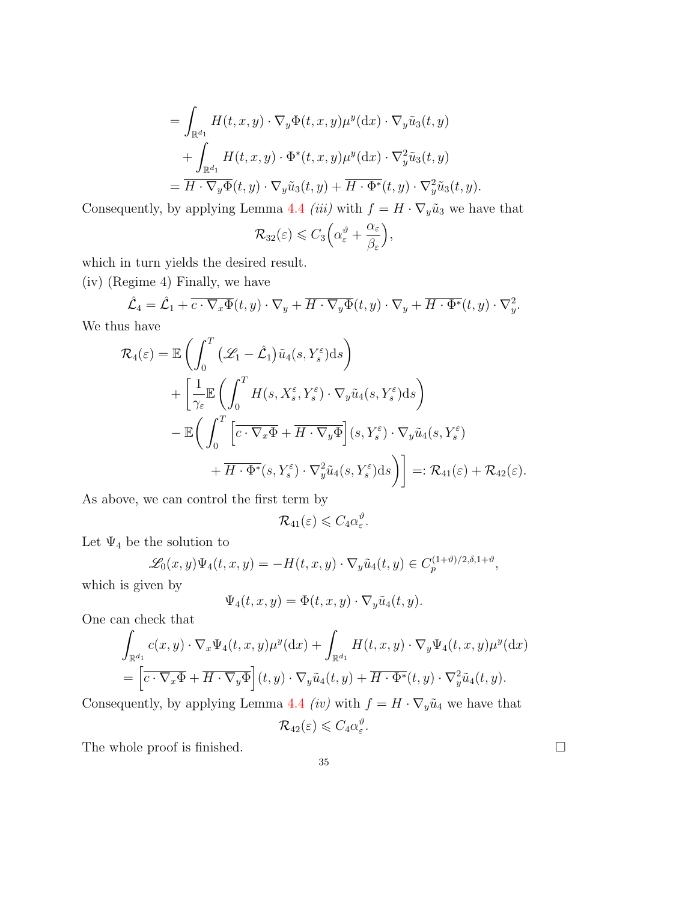$$
\begin{aligned}
&= \int_{\mathbb{R}^{d_1}} H(t,x,y)\cdot\nabla_y\Phi(t,x,y)\mu^y(\mathrm{d}x)\cdot\nabla_y\tilde{u}_3(t,y)\\
&\quad+\int_{\mathbb{R}^{d_1}} H(t,x,y)\cdot\Phi^*(t,x,y)\mu^y(\mathrm{d}x)\cdot\nabla_y^2\tilde{u}_3(t,y)\\
&= \overline{H\cdot\nabla_y\Phi}(t,y)\cdot\nabla_y\tilde{u}_3(t,y)+\overline{H\cdot\Phi^*}(t,y)\cdot\nabla_y^2\tilde{u}_3(t,y).
\end{aligned}
$$

Consequently, by applying Lemma 4.4 *(iii)* with $f = H\cdot\nabla_y\tilde{u}_3$ we have that

$$
\mathcal{R}_{32}(\varepsilon)\leqslant C_3\Big(\alpha_\varepsilon^\vartheta+\frac{\alpha_\varepsilon}{\beta_\varepsilon}\Big),
$$

which in turn yields the desired result.

(iv) (Regime 4) Finally, we have

$$
\hat{\mathcal{L}}_4=\hat{\mathcal{L}}_1+\overline{c\cdot\nabla_x\Phi}(t,y)\cdot\nabla_y+\overline{H\cdot\nabla_y\Phi}(t,y)\cdot\nabla_y+\overline{H\cdot\Phi^*}(t,y)\cdot\nabla_y^2.
$$

We thus have

$$
\begin{aligned}
\mathcal{R}_4(\varepsilon)&=\mathbb{E}\left(\int_0^T\big(\mathscr{L}_1-\hat{\mathcal{L}}_1\big)\tilde{u}_4(s,Y_s^\varepsilon)\mathrm{d}s\right)\\
&\quad+\Bigg[\frac{1}{\gamma_\varepsilon}\mathbb{E}\left(\int_0^T H(s,X_s^\varepsilon,Y_s^\varepsilon)\cdot\nabla_y\tilde{u}_4(s,Y_s^\varepsilon)\mathrm{d}s\right)\\
&\quad-\mathbb{E}\bigg(\int_0^T\Big[\overline{c\cdot\nabla_x\Phi}+\overline{H\cdot\nabla_y\Phi}\Big](s,Y_s^\varepsilon)\cdot\nabla_y\tilde{u}_4(s,Y_s^\varepsilon)\\
&\qquad\qquad+\overline{H\cdot\Phi^*}(s,Y_s^\varepsilon)\cdot\nabla_y^2\tilde{u}_4(s,Y_s^\varepsilon)\mathrm{d}s\bigg)\Bigg]=:\mathcal{R}_{41}(\varepsilon)+\mathcal{R}_{42}(\varepsilon).
\end{aligned}
$$

As above, we can control the first term by

$$
\mathcal{R}_{41}(\varepsilon)\leqslant C_4\alpha_\varepsilon^\vartheta.
$$

Let $\Psi_4$ be the solution to

$$
\mathscr{L}_0(x,y)\Psi_4(t,x,y)=-H(t,x,y)\cdot\nabla_y\tilde{u}_4(t,y)\in C_p^{(1+\vartheta)/2,\delta,1+\vartheta},
$$

which is given by

$$
\Psi_4(t,x,y)=\Phi(t,x,y)\cdot\nabla_y\tilde{u}_4(t,y).
$$

One can check that

$$
\begin{aligned}
&\int_{\mathbb{R}^{d_1}} c(x,y)\cdot\nabla_x\Psi_4(t,x,y)\mu^y(\mathrm{d}x)+\int_{\mathbb{R}^{d_1}} H(t,x,y)\cdot\nabla_y\Psi_4(t,x,y)\mu^y(\mathrm{d}x)\\
&=\Big[\overline{c\cdot\nabla_x\Phi}+\overline{H\cdot\nabla_y\Phi}\Big](t,y)\cdot\nabla_y\tilde{u}_4(t,y)+\overline{H\cdot\Phi^*}(t,y)\cdot\nabla_y^2\tilde{u}_4(t,y).
\end{aligned}
$$

Consequently, by applying Lemma 4.4 *(iv)* with $f = H\cdot\nabla_y\tilde{u}_4$ we have that

$$
\mathcal{R}_{42}(\varepsilon)\leqslant C_4\alpha_\varepsilon^\vartheta.
$$

The whole proof is finished. □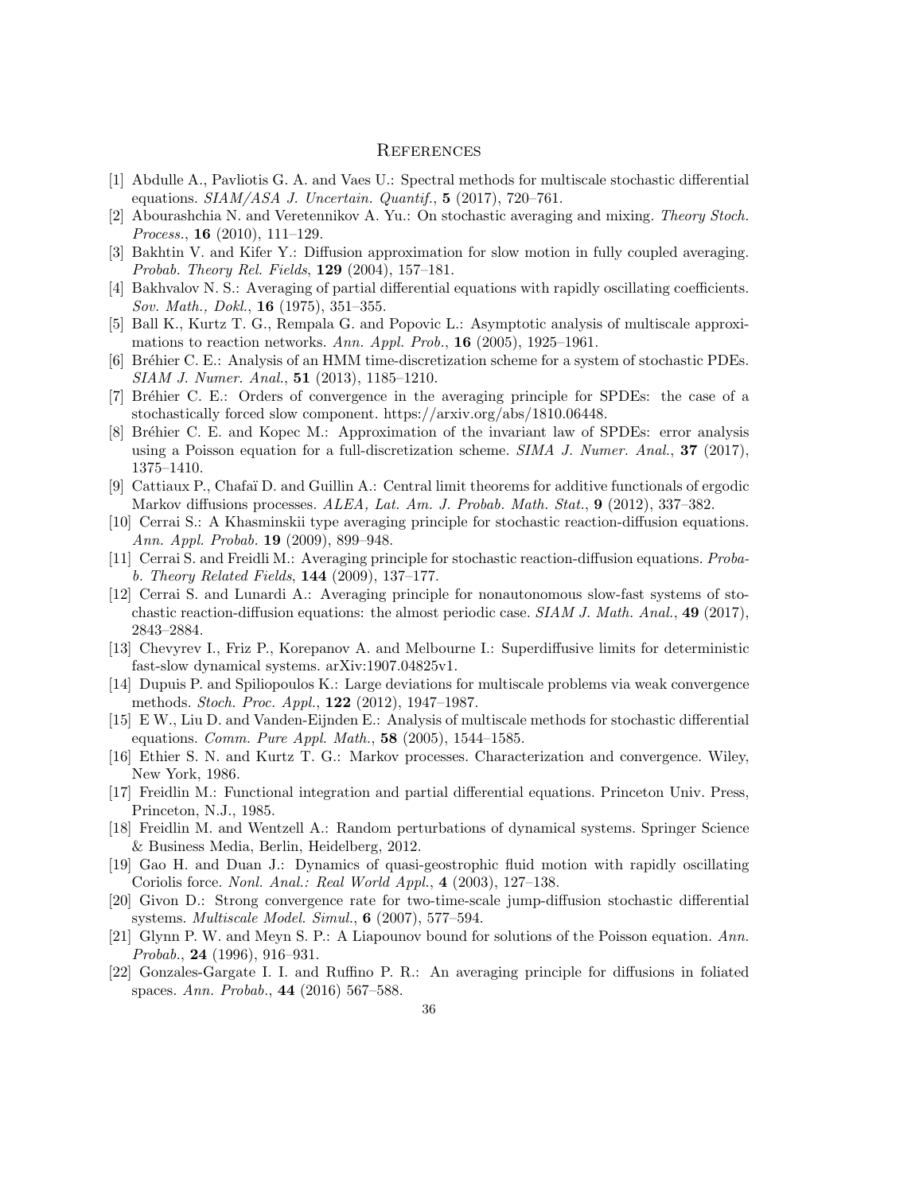# References

[1] Abdulle A., Pavliotis G. A. and Vaes U.: Spectral methods for multiscale stochastic differential equations. *SIAM/ASA J. Uncertain. Quantif.*, **5** (2017), 720–761.

[2] Abourashchia N. and Veretennikov A. Yu.: On stochastic averaging and mixing. *Theory Stoch. Process.*, **16** (2010), 111–129.

[3] Bakhtin V. and Kifer Y.: Diffusion approximation for slow motion in fully coupled averaging. *Probab. Theory Rel. Fields*, **129** (2004), 157–181.

[4] Bakhvalov N. S.: Averaging of partial differential equations with rapidly oscillating coefficients. *Sov. Math., Dokl.*, **16** (1975), 351–355.

[5] Ball K., Kurtz T. G., Rempala G. and Popovic L.: Asymptotic analysis of multiscale approximations to reaction networks. *Ann. Appl. Prob.*, **16** (2005), 1925–1961.

[6] Bréhier C. E.: Analysis of an HMM time-discretization scheme for a system of stochastic PDEs. *SIAM J. Numer. Anal.*, **51** (2013), 1185–1210.

[7] Bréhier C. E.: Orders of convergence in the averaging principle for SPDEs: the case of a stochastically forced slow component. https://arxiv.org/abs/1810.06448.

[8] Bréhier C. E. and Kopec M.: Approximation of the invariant law of SPDEs: error analysis using a Poisson equation for a full-discretization scheme. *SIMA J. Numer. Anal.*, **37** (2017), 1375–1410.

[9] Cattiaux P., Chafaï D. and Guillin A.: Central limit theorems for additive functionals of ergodic Markov diffusions processes. *ALEA, Lat. Am. J. Probab. Math. Stat.*, **9** (2012), 337–382.

[10] Cerrai S.: A Khasminskii type averaging principle for stochastic reaction-diffusion equations. *Ann. Appl. Probab.* **19** (2009), 899–948.

[11] Cerrai S. and Freidli M.: Averaging principle for stochastic reaction-diffusion equations. *Probab. Theory Related Fields*, **144** (2009), 137–177.

[12] Cerrai S. and Lunardi A.: Averaging principle for nonautonomous slow-fast systems of stochastic reaction-diffusion equations: the almost periodic case. *SIAM J. Math. Anal.*, **49** (2017), 2843–2884.

[13] Chevyrev I., Friz P., Korepanov A. and Melbourne I.: Superdiffusive limits for deterministic fast-slow dynamical systems. arXiv:1907.04825v1.

[14] Dupuis P. and Spiliopoulos K.: Large deviations for multiscale problems via weak convergence methods. *Stoch. Proc. Appl.*, **122** (2012), 1947–1987.

[15] E W., Liu D. and Vanden-Eijnden E.: Analysis of multiscale methods for stochastic differential equations. *Comm. Pure Appl. Math.*, **58** (2005), 1544–1585.

[16] Ethier S. N. and Kurtz T. G.: Markov processes. Characterization and convergence. Wiley, New York, 1986.

[17] Freidlin M.: Functional integration and partial differential equations. Princeton Univ. Press, Princeton, N.J., 1985.

[18] Freidlin M. and Wentzell A.: Random perturbations of dynamical systems. Springer Science & Business Media, Berlin, Heidelberg, 2012.

[19] Gao H. and Duan J.: Dynamics of quasi-geostrophic fluid motion with rapidly oscillating Coriolis force. *Nonl. Anal.: Real World Appl.*, **4** (2003), 127–138.

[20] Givon D.: Strong convergence rate for two-time-scale jump-diffusion stochastic differential systems. *Multiscale Model. Simul.*, **6** (2007), 577–594.

[21] Glynn P. W. and Meyn S. P.: A Liapounov bound for solutions of the Poisson equation. *Ann. Probab.*, **24** (1996), 916–931.

[22] Gonzales-Gargate I. I. and Ruffino P. R.: An averaging principle for diffusions in foliated spaces. *Ann. Probab.*, **44** (2016) 567–588.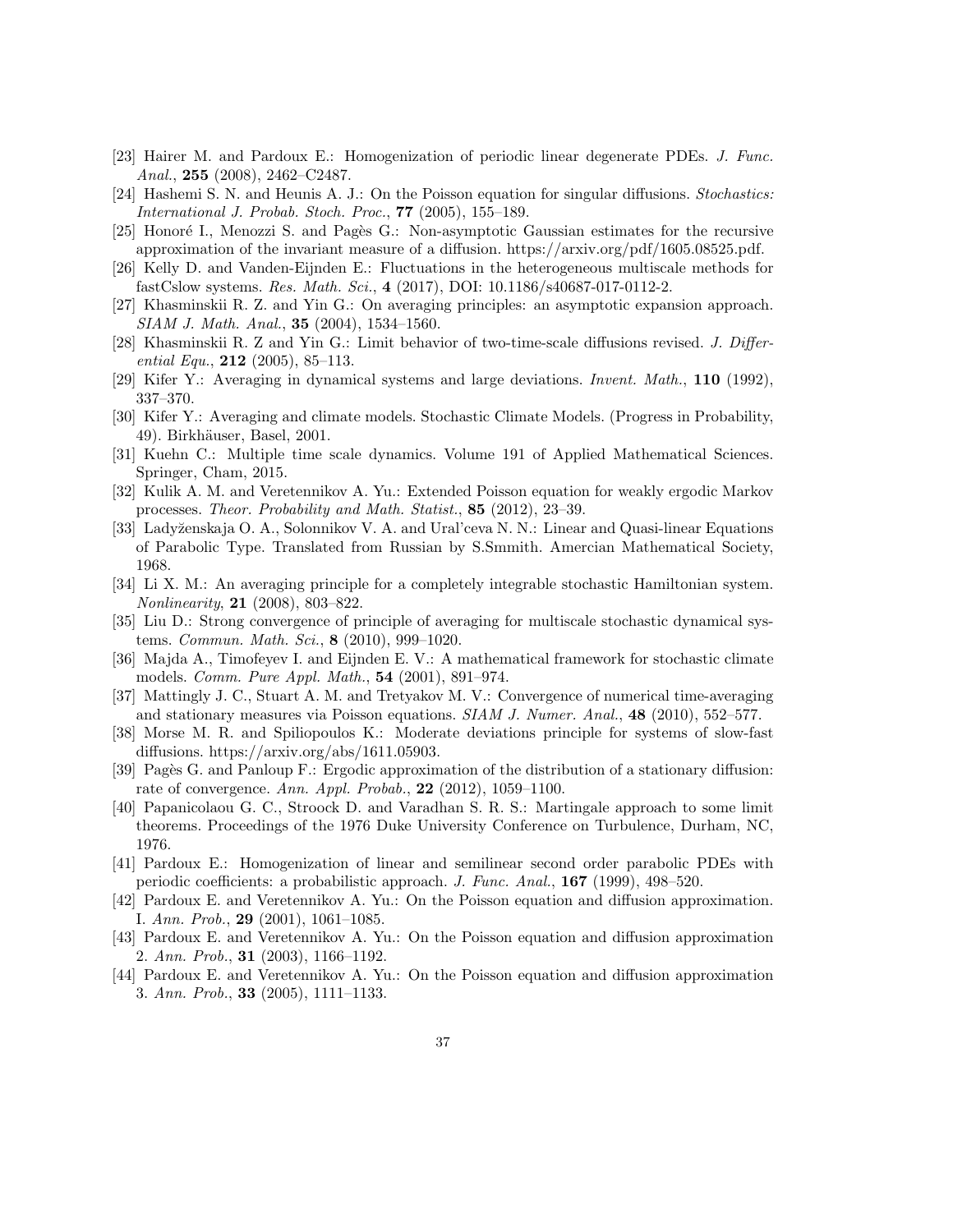[23] Hairer M. and Pardoux E.: Homogenization of periodic linear degenerate PDEs. *J. Func. Anal.*, **255** (2008), 2462–C2487.

[24] Hashemi S. N. and Heunis A. J.: On the Poisson equation for singular diffusions. *Stochastics: International J. Probab. Stoch. Proc.*, **77** (2005), 155–189.

[25] Honoré I., Menozzi S. and Pagès G.: Non-asymptotic Gaussian estimates for the recursive approximation of the invariant measure of a diffusion. https://arxiv.org/pdf/1605.08525.pdf.

[26] Kelly D. and Vanden-Eijnden E.: Fluctuations in the heterogeneous multiscale methods for fastCslow systems. *Res. Math. Sci.*, **4** (2017), DOI: 10.1186/s40687-017-0112-2.

[27] Khasminskii R. Z. and Yin G.: On averaging principles: an asymptotic expansion approach. *SIAM J. Math. Anal.*, **35** (2004), 1534–1560.

[28] Khasminskii R. Z and Yin G.: Limit behavior of two-time-scale diffusions revised. *J. Differential Equ.*, **212** (2005), 85–113.

[29] Kifer Y.: Averaging in dynamical systems and large deviations. *Invent. Math.*, **110** (1992), 337–370.

[30] Kifer Y.: Averaging and climate models. Stochastic Climate Models. (Progress in Probability, 49). Birkhäuser, Basel, 2001.

[31] Kuehn C.: Multiple time scale dynamics. Volume 191 of Applied Mathematical Sciences. Springer, Cham, 2015.

[32] Kulik A. M. and Veretennikov A. Yu.: Extended Poisson equation for weakly ergodic Markov processes. *Theor. Probability and Math. Statist.*, **85** (2012), 23–39.

[33] Ladyženskaja O. A., Solonnikov V. A. and Ural'ceva N. N.: Linear and Quasi-linear Equations of Parabolic Type. Translated from Russian by S.Smmith. Amercian Mathematical Society, 1968.

[34] Li X. M.: An averaging principle for a completely integrable stochastic Hamiltonian system. *Nonlinearity*, **21** (2008), 803–822.

[35] Liu D.: Strong convergence of principle of averaging for multiscale stochastic dynamical systems. *Commun. Math. Sci.*, **8** (2010), 999–1020.

[36] Majda A., Timofeyev I. and Eijnden E. V.: A mathematical framework for stochastic climate models. *Comm. Pure Appl. Math.*, **54** (2001), 891–974.

[37] Mattingly J. C., Stuart A. M. and Tretyakov M. V.: Convergence of numerical time-averaging and stationary measures via Poisson equations. *SIAM J. Numer. Anal.*, **48** (2010), 552–577.

[38] Morse M. R. and Spiliopoulos K.: Moderate deviations principle for systems of slow-fast diffusions. https://arxiv.org/abs/1611.05903.

[39] Pagès G. and Panloup F.: Ergodic approximation of the distribution of a stationary diffusion: rate of convergence. *Ann. Appl. Probab.*, **22** (2012), 1059–1100.

[40] Papanicolaou G. C., Stroock D. and Varadhan S. R. S.: Martingale approach to some limit theorems. Proceedings of the 1976 Duke University Conference on Turbulence, Durham, NC, 1976.

[41] Pardoux E.: Homogenization of linear and semilinear second order parabolic PDEs with periodic coefficients: a probabilistic approach. *J. Func. Anal.*, **167** (1999), 498–520.

[42] Pardoux E. and Veretennikov A. Yu.: On the Poisson equation and diffusion approximation. I. *Ann. Prob.*, **29** (2001), 1061–1085.

[43] Pardoux E. and Veretennikov A. Yu.: On the Poisson equation and diffusion approximation 2. *Ann. Prob.*, **31** (2003), 1166–1192.

[44] Pardoux E. and Veretennikov A. Yu.: On the Poisson equation and diffusion approximation 3. *Ann. Prob.*, **33** (2005), 1111–1133.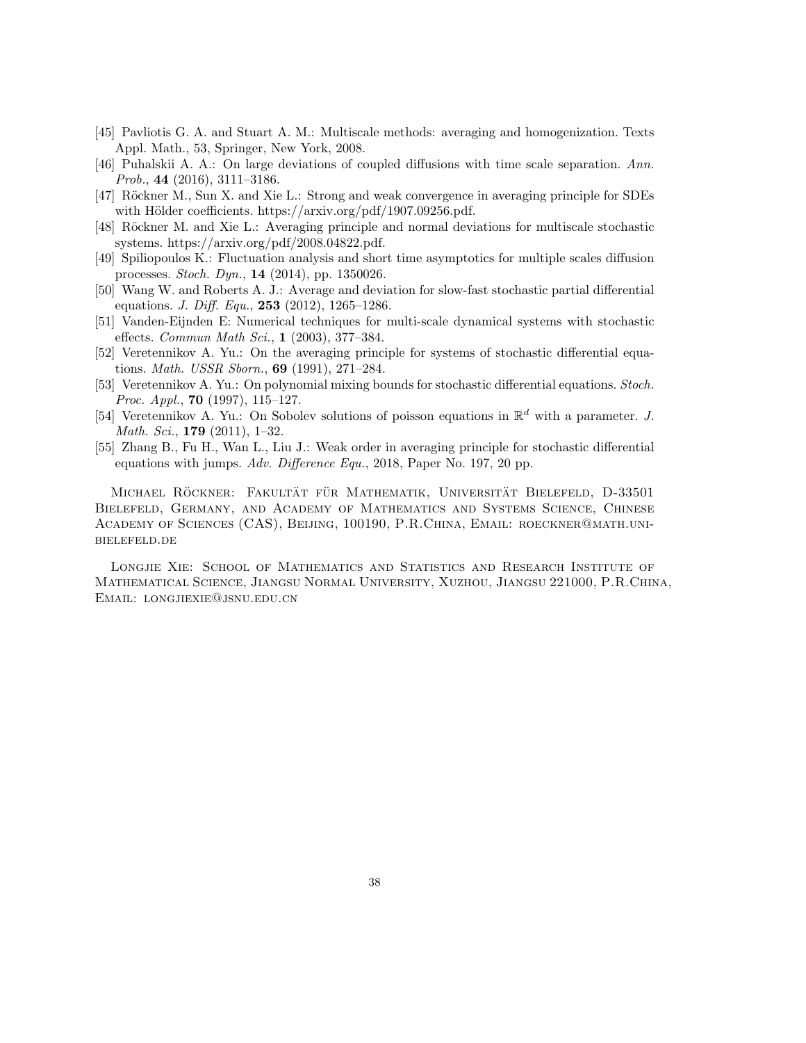[45] Pavliotis G. A. and Stuart A. M.: Multiscale methods: averaging and homogenization. Texts Appl. Math., 53, Springer, New York, 2008.

[46] Puhalskii A. A.: On large deviations of coupled diffusions with time scale separation. *Ann. Prob.*, **44** (2016), 3111–3186.

[47] Röckner M., Sun X. and Xie L.: Strong and weak convergence in averaging principle for SDEs with Hölder coefficients. https://arxiv.org/pdf/1907.09256.pdf.

[48] Röckner M. and Xie L.: Averaging principle and normal deviations for multiscale stochastic systems. https://arxiv.org/pdf/2008.04822.pdf.

[49] Spiliopoulos K.: Fluctuation analysis and short time asymptotics for multiple scales diffusion processes. *Stoch. Dyn.*, **14** (2014), pp. 1350026.

[50] Wang W. and Roberts A. J.: Average and deviation for slow-fast stochastic partial differential equations. *J. Diff. Equ.*, **253** (2012), 1265–1286.

[51] Vanden-Eijnden E: Numerical techniques for multi-scale dynamical systems with stochastic effects. *Commun Math Sci.*, **1** (2003), 377–384.

[52] Veretennikov A. Yu.: On the averaging principle for systems of stochastic differential equations. *Math. USSR Sborn.*, **69** (1991), 271–284.

[53] Veretennikov A. Yu.: On polynomial mixing bounds for stochastic differential equations. *Stoch. Proc. Appl.*, **70** (1997), 115–127.

[54] Veretennikov A. Yu.: On Sobolev solutions of poisson equations in $\mathbb{R}^d$ with a parameter. *J. Math. Sci.*, **179** (2011), 1–32.

[55] Zhang B., Fu H., Wan L., Liu J.: Weak order in averaging principle for stochastic differential equations with jumps. *Adv. Difference Equ.*, 2018, Paper No. 197, 20 pp.

Michael Röckner: Fakultät für Mathematik, Universität Bielefeld, D-33501 Bielefeld, Germany, and Academy of Mathematics and Systems Science, Chinese Academy of Sciences (CAS), Beijing, 100190, P.R.China, Email: roeckner@math.uni-bielefeld.de

Longjie Xie: School of Mathematics and Statistics and Research Institute of Mathematical Science, Jiangsu Normal University, Xuzhou, Jiangsu 221000, P.R.China, Email: longjiexie@jsnu.edu.cn